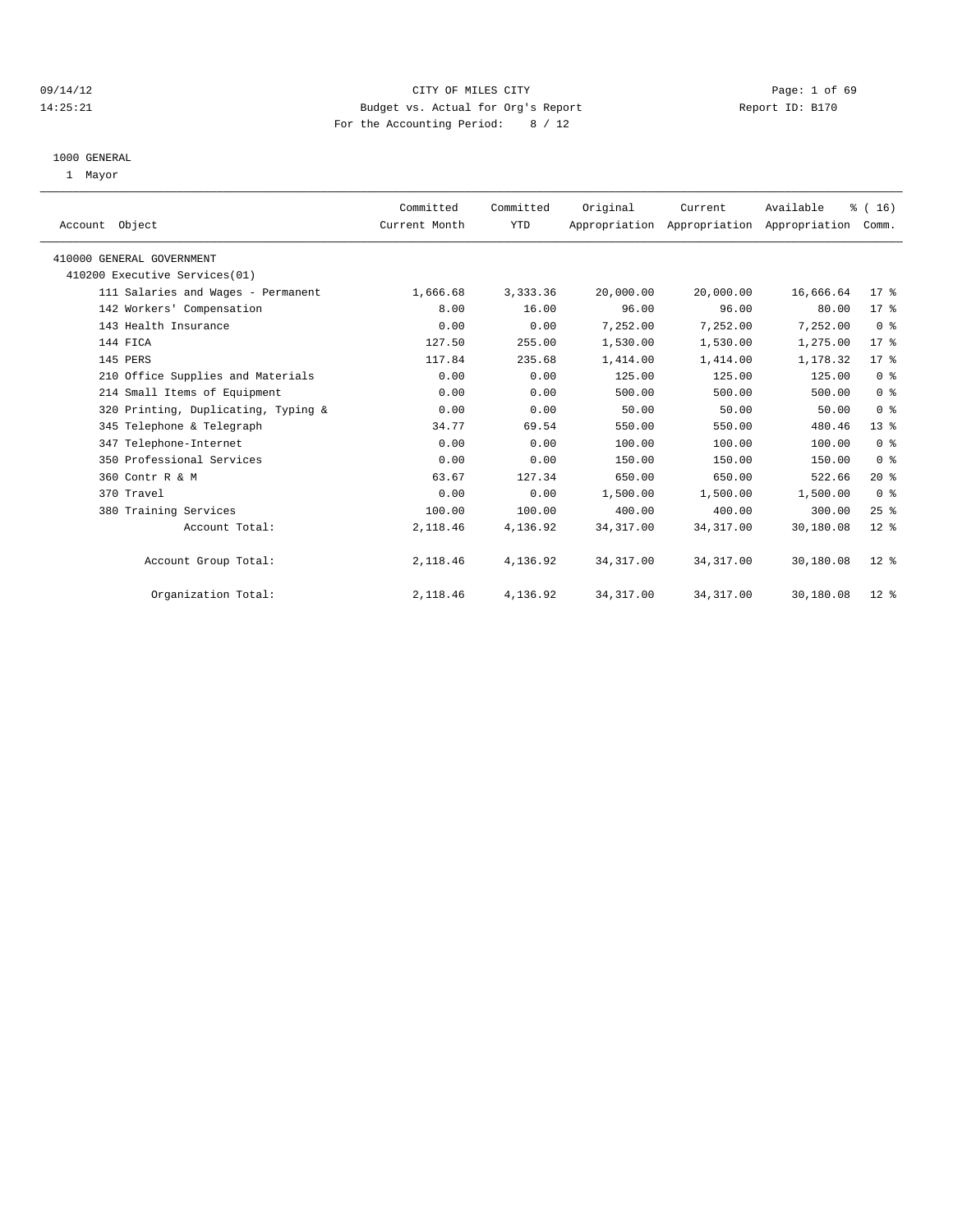09/14/12
14:25:21

CITY OF MILES CITY
Budget vs. Actual for Org's Report
For the Accounting Period: 8 / 12

Report ID: B170

1000 GENERAL
1 Mayor

| Account Object | Committed Current Month | Committed YTD | Original Appropriation | Current Appropriation | Available Appropriation | % ( 16) Comm. |
|---|---|---|---|---|---|---|
| 410000 GENERAL GOVERNMENT | | | | | | |
| 410200 Executive Services(01) | | | | | | |
| 111 Salaries and Wages - Permanent | 1,666.68 | 3,333.36 | 20,000.00 | 20,000.00 | 16,666.64 | 17 % |
| 142 Workers' Compensation | 8.00 | 16.00 | 96.00 | 96.00 | 80.00 | 17 % |
| 143 Health Insurance | 0.00 | 0.00 | 7,252.00 | 7,252.00 | 7,252.00 | 0 % |
| 144 FICA | 127.50 | 255.00 | 1,530.00 | 1,530.00 | 1,275.00 | 17 % |
| 145 PERS | 117.84 | 235.68 | 1,414.00 | 1,414.00 | 1,178.32 | 17 % |
| 210 Office Supplies and Materials | 0.00 | 0.00 | 125.00 | 125.00 | 125.00 | 0 % |
| 214 Small Items of Equipment | 0.00 | 0.00 | 500.00 | 500.00 | 500.00 | 0 % |
| 320 Printing, Duplicating, Typing & | 0.00 | 0.00 | 50.00 | 50.00 | 50.00 | 0 % |
| 345 Telephone & Telegraph | 34.77 | 69.54 | 550.00 | 550.00 | 480.46 | 13 % |
| 347 Telephone-Internet | 0.00 | 0.00 | 100.00 | 100.00 | 100.00 | 0 % |
| 350 Professional Services | 0.00 | 0.00 | 150.00 | 150.00 | 150.00 | 0 % |
| 360 Contr R & M | 63.67 | 127.34 | 650.00 | 650.00 | 522.66 | 20 % |
| 370 Travel | 0.00 | 0.00 | 1,500.00 | 1,500.00 | 1,500.00 | 0 % |
| 380 Training Services | 100.00 | 100.00 | 400.00 | 400.00 | 300.00 | 25 % |
| Account Total: | 2,118.46 | 4,136.92 | 34,317.00 | 34,317.00 | 30,180.08 | 12 % |
| Account Group Total: | 2,118.46 | 4,136.92 | 34,317.00 | 34,317.00 | 30,180.08 | 12 % |
| Organization Total: | 2,118.46 | 4,136.92 | 34,317.00 | 34,317.00 | 30,180.08 | 12 % |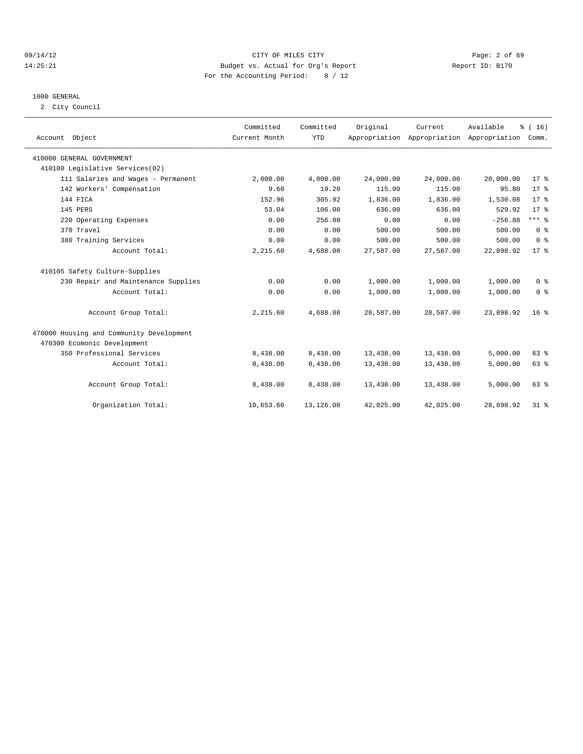CITY OF MILES CITY

Budget vs. Actual for Org's Report

For the Accounting Period: 8 / 12

Report ID: B170

09/14/12
14:25:21

1000 GENERAL

2 City Council

| Account Object | Committed Current Month | Committed YTD | Original Appropriation | Current Appropriation | Available Appropriation | % ( 16) Comm. |
|---|---|---|---|---|---|---|
| 410000 GENERAL GOVERNMENT | | | | | | |
| 410100 Legislative Services(02) | | | | | | |
| 111 Salaries and Wages - Permanent | 2,000.00 | 4,000.00 | 24,000.00 | 24,000.00 | 20,000.00 | 17 % |
| 142 Workers' Compensation | 9.60 | 19.20 | 115.00 | 115.00 | 95.80 | 17 % |
| 144 FICA | 152.96 | 305.92 | 1,836.00 | 1,836.00 | 1,530.08 | 17 % |
| 145 PERS | 53.04 | 106.08 | 636.00 | 636.00 | 529.92 | 17 % |
| 220 Operating Expenses | 0.00 | 256.88 | 0.00 | 0.00 | -256.88 | *** % |
| 370 Travel | 0.00 | 0.00 | 500.00 | 500.00 | 500.00 | 0 % |
| 380 Training Services | 0.00 | 0.00 | 500.00 | 500.00 | 500.00 | 0 % |
| Account Total: | 2,215.60 | 4,688.08 | 27,587.00 | 27,587.00 | 22,898.92 | 17 % |
| 410105 Safety Culture-Supplies | | | | | | |
| 230 Repair and Maintenance Supplies | 0.00 | 0.00 | 1,000.00 | 1,000.00 | 1,000.00 | 0 % |
| Account Total: | 0.00 | 0.00 | 1,000.00 | 1,000.00 | 1,000.00 | 0 % |
| Account Group Total: | 2,215.60 | 4,688.08 | 28,587.00 | 28,587.00 | 23,898.92 | 16 % |
| 470000 Housing and Community Development | | | | | | |
| 470300 Ecomonic Development | | | | | | |
| 350 Professional Services | 8,438.00 | 8,438.00 | 13,438.00 | 13,438.00 | 5,000.00 | 63 % |
| Account Total: | 8,438.00 | 8,438.00 | 13,438.00 | 13,438.00 | 5,000.00 | 63 % |
| Account Group Total: | 8,438.00 | 8,438.00 | 13,438.00 | 13,438.00 | 5,000.00 | 63 % |
| Organization Total: | 10,653.60 | 13,126.08 | 42,025.00 | 42,025.00 | 28,898.92 | 31 % |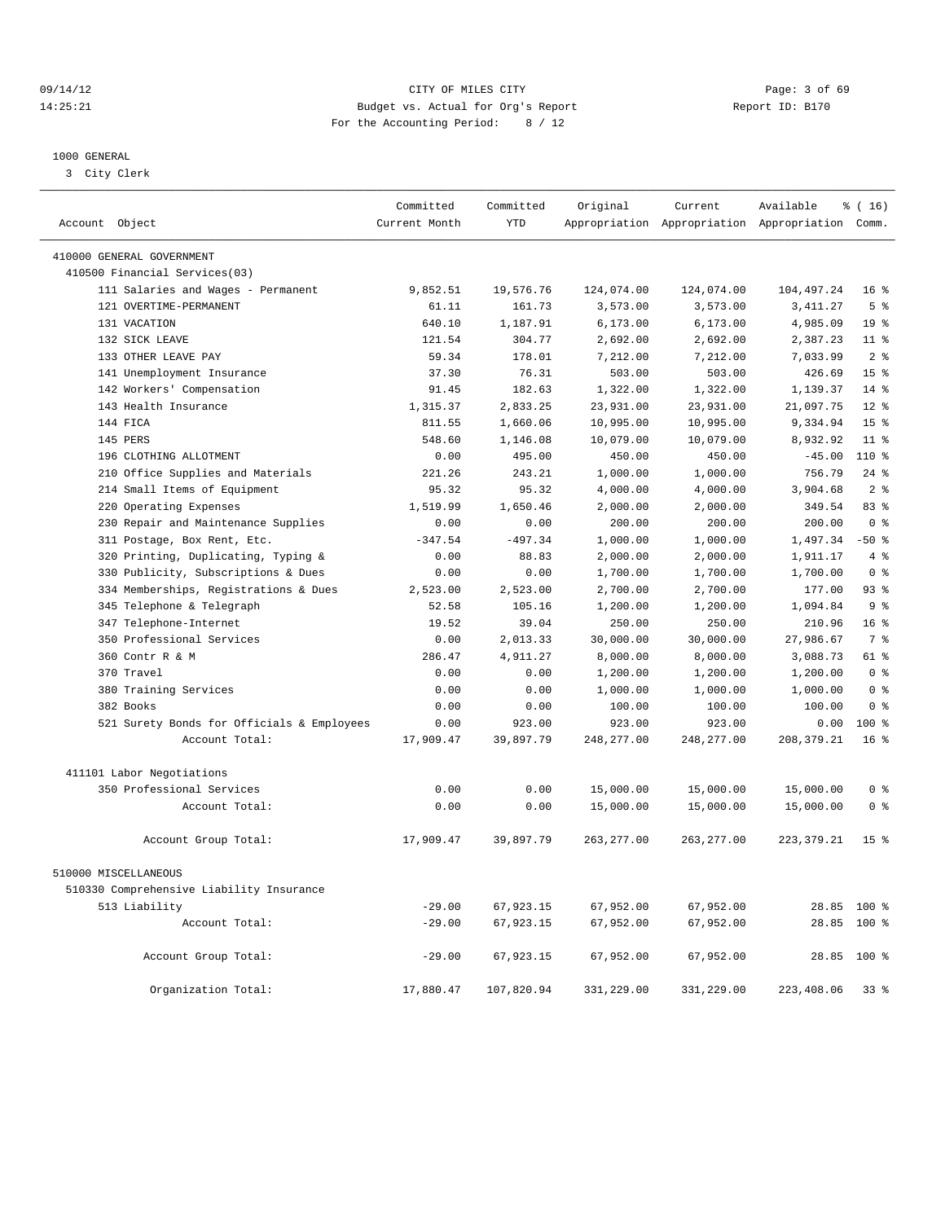CITY OF MILES CITY
Budget vs. Actual for Org's Report
For the Accounting Period: 8 / 12

09/14/12
14:25:21

Report ID: B170

1000 GENERAL
3 City Clerk

| Account Object | Committed Current Month | Committed YTD | Original Appropriation | Current Appropriation | Available Appropriation | % ( 16) Comm. |
|---|---|---|---|---|---|---|
| 410000 GENERAL GOVERNMENT | | | | | | |
| 410500 Financial Services(03) | | | | | | |
| 111 Salaries and Wages - Permanent | 9,852.51 | 19,576.76 | 124,074.00 | 124,074.00 | 104,497.24 | 16 % |
| 121 OVERTIME-PERMANENT | 61.11 | 161.73 | 3,573.00 | 3,573.00 | 3,411.27 | 5 % |
| 131 VACATION | 640.10 | 1,187.91 | 6,173.00 | 6,173.00 | 4,985.09 | 19 % |
| 132 SICK LEAVE | 121.54 | 304.77 | 2,692.00 | 2,692.00 | 2,387.23 | 11 % |
| 133 OTHER LEAVE PAY | 59.34 | 178.01 | 7,212.00 | 7,212.00 | 7,033.99 | 2 % |
| 141 Unemployment Insurance | 37.30 | 76.31 | 503.00 | 503.00 | 426.69 | 15 % |
| 142 Workers' Compensation | 91.45 | 182.63 | 1,322.00 | 1,322.00 | 1,139.37 | 14 % |
| 143 Health Insurance | 1,315.37 | 2,833.25 | 23,931.00 | 23,931.00 | 21,097.75 | 12 % |
| 144 FICA | 811.55 | 1,660.06 | 10,995.00 | 10,995.00 | 9,334.94 | 15 % |
| 145 PERS | 548.60 | 1,146.08 | 10,079.00 | 10,079.00 | 8,932.92 | 11 % |
| 196 CLOTHING ALLOTMENT | 0.00 | 495.00 | 450.00 | 450.00 | -45.00 | 110 % |
| 210 Office Supplies and Materials | 221.26 | 243.21 | 1,000.00 | 1,000.00 | 756.79 | 24 % |
| 214 Small Items of Equipment | 95.32 | 95.32 | 4,000.00 | 4,000.00 | 3,904.68 | 2 % |
| 220 Operating Expenses | 1,519.99 | 1,650.46 | 2,000.00 | 2,000.00 | 349.54 | 83 % |
| 230 Repair and Maintenance Supplies | 0.00 | 0.00 | 200.00 | 200.00 | 200.00 | 0 % |
| 311 Postage, Box Rent, Etc. | -347.54 | -497.34 | 1,000.00 | 1,000.00 | 1,497.34 | -50 % |
| 320 Printing, Duplicating, Typing & | 0.00 | 88.83 | 2,000.00 | 2,000.00 | 1,911.17 | 4 % |
| 330 Publicity, Subscriptions & Dues | 0.00 | 0.00 | 1,700.00 | 1,700.00 | 1,700.00 | 0 % |
| 334 Memberships, Registrations & Dues | 2,523.00 | 2,523.00 | 2,700.00 | 2,700.00 | 177.00 | 93 % |
| 345 Telephone & Telegraph | 52.58 | 105.16 | 1,200.00 | 1,200.00 | 1,094.84 | 9 % |
| 347 Telephone-Internet | 19.52 | 39.04 | 250.00 | 250.00 | 210.96 | 16 % |
| 350 Professional Services | 0.00 | 2,013.33 | 30,000.00 | 30,000.00 | 27,986.67 | 7 % |
| 360 Contr R & M | 286.47 | 4,911.27 | 8,000.00 | 8,000.00 | 3,088.73 | 61 % |
| 370 Travel | 0.00 | 0.00 | 1,200.00 | 1,200.00 | 1,200.00 | 0 % |
| 380 Training Services | 0.00 | 0.00 | 1,000.00 | 1,000.00 | 1,000.00 | 0 % |
| 382 Books | 0.00 | 0.00 | 100.00 | 100.00 | 100.00 | 0 % |
| 521 Surety Bonds for Officials & Employees | 0.00 | 923.00 | 923.00 | 923.00 | 0.00 | 100 % |
| Account Total: | 17,909.47 | 39,897.79 | 248,277.00 | 248,277.00 | 208,379.21 | 16 % |
| 411101 Labor Negotiations | | | | | | |
| 350 Professional Services | 0.00 | 0.00 | 15,000.00 | 15,000.00 | 15,000.00 | 0 % |
| Account Total: | 0.00 | 0.00 | 15,000.00 | 15,000.00 | 15,000.00 | 0 % |
| Account Group Total: | 17,909.47 | 39,897.79 | 263,277.00 | 263,277.00 | 223,379.21 | 15 % |
| 510000 MISCELLANEOUS | | | | | | |
| 510330 Comprehensive Liability Insurance | | | | | | |
| 513 Liability | -29.00 | 67,923.15 | 67,952.00 | 67,952.00 | 28.85 | 100 % |
| Account Total: | -29.00 | 67,923.15 | 67,952.00 | 67,952.00 | 28.85 | 100 % |
| Account Group Total: | -29.00 | 67,923.15 | 67,952.00 | 67,952.00 | 28.85 | 100 % |
| Organization Total: | 17,880.47 | 107,820.94 | 331,229.00 | 331,229.00 | 223,408.06 | 33 % |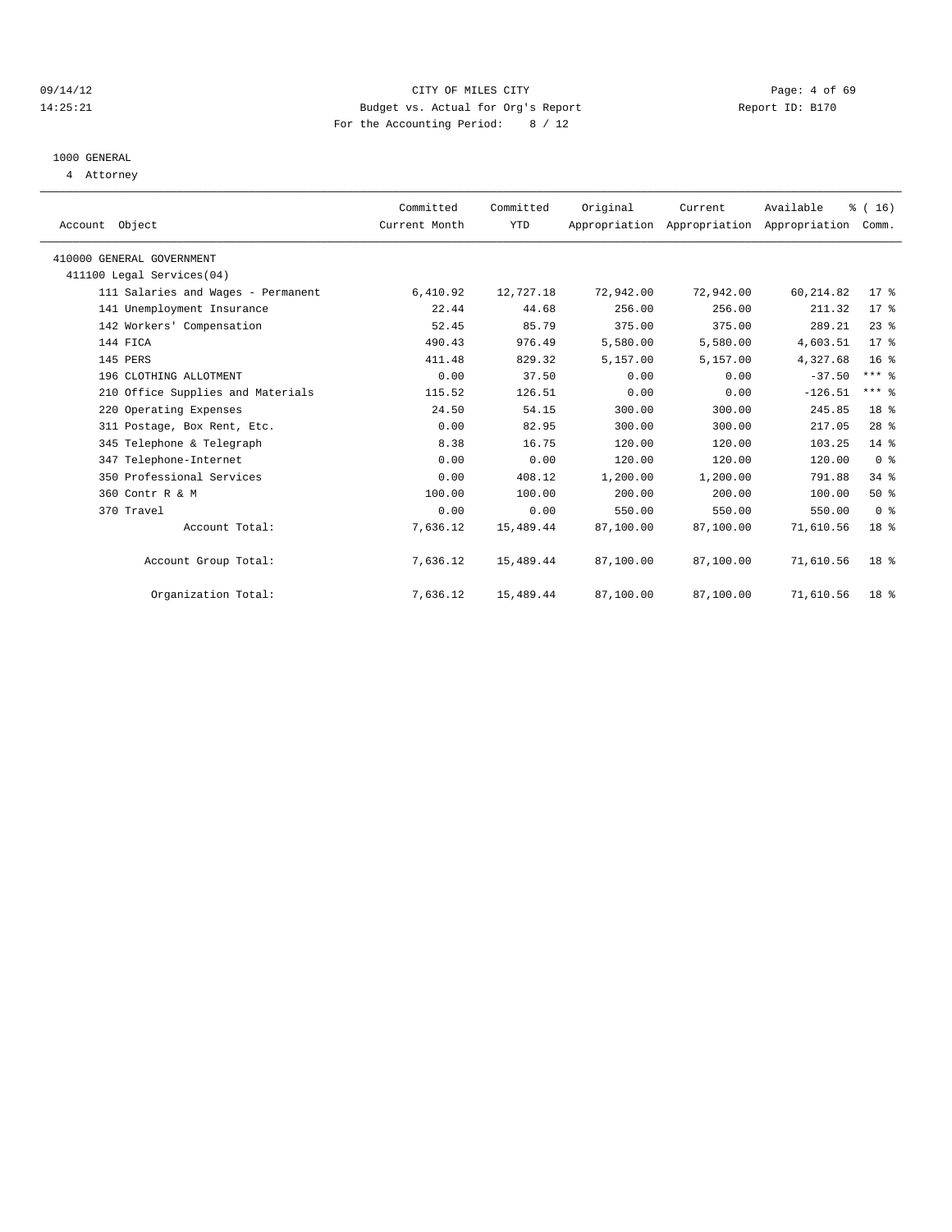CITY OF MILES CITY
Budget vs. Actual for Org's Report
For the Accounting Period: 8 / 12

1000 GENERAL
4 Attorney

| Account Object | Committed Current Month | Committed YTD | Original Appropriation | Current Appropriation | Available Appropriation | % ( 16) Comm. |
|---|---|---|---|---|---|---|
| 410000 GENERAL GOVERNMENT | | | | | | |
| 411100 Legal Services(04) | | | | | | |
| 111 Salaries and Wages - Permanent | 6,410.92 | 12,727.18 | 72,942.00 | 72,942.00 | 60,214.82 | 17 % |
| 141 Unemployment Insurance | 22.44 | 44.68 | 256.00 | 256.00 | 211.32 | 17 % |
| 142 Workers' Compensation | 52.45 | 85.79 | 375.00 | 375.00 | 289.21 | 23 % |
| 144 FICA | 490.43 | 976.49 | 5,580.00 | 5,580.00 | 4,603.51 | 17 % |
| 145 PERS | 411.48 | 829.32 | 5,157.00 | 5,157.00 | 4,327.68 | 16 % |
| 196 CLOTHING ALLOTMENT | 0.00 | 37.50 | 0.00 | 0.00 | -37.50 | *** % |
| 210 Office Supplies and Materials | 115.52 | 126.51 | 0.00 | 0.00 | -126.51 | *** % |
| 220 Operating Expenses | 24.50 | 54.15 | 300.00 | 300.00 | 245.85 | 18 % |
| 311 Postage, Box Rent, Etc. | 0.00 | 82.95 | 300.00 | 300.00 | 217.05 | 28 % |
| 345 Telephone & Telegraph | 8.38 | 16.75 | 120.00 | 120.00 | 103.25 | 14 % |
| 347 Telephone-Internet | 0.00 | 0.00 | 120.00 | 120.00 | 120.00 | 0 % |
| 350 Professional Services | 0.00 | 408.12 | 1,200.00 | 1,200.00 | 791.88 | 34 % |
| 360 Contr R & M | 100.00 | 100.00 | 200.00 | 200.00 | 100.00 | 50 % |
| 370 Travel | 0.00 | 0.00 | 550.00 | 550.00 | 550.00 | 0 % |
| Account Total: | 7,636.12 | 15,489.44 | 87,100.00 | 87,100.00 | 71,610.56 | 18 % |
| Account Group Total: | 7,636.12 | 15,489.44 | 87,100.00 | 87,100.00 | 71,610.56 | 18 % |
| Organization Total: | 7,636.12 | 15,489.44 | 87,100.00 | 87,100.00 | 71,610.56 | 18 % |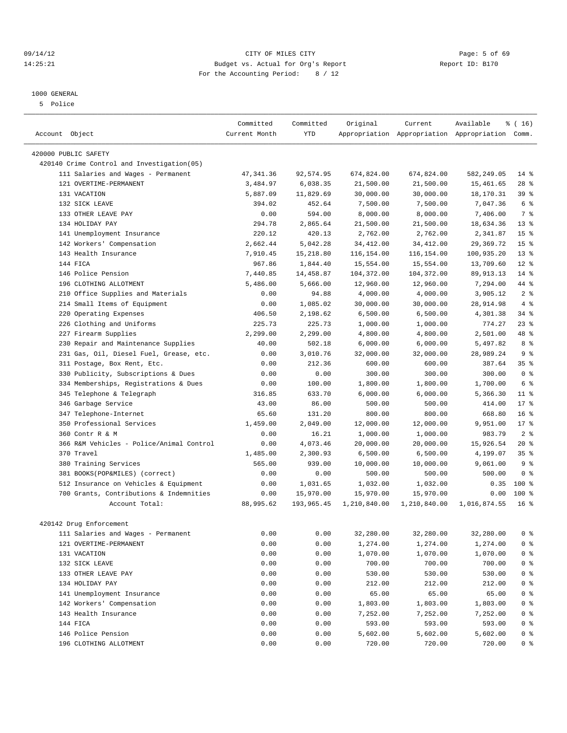CITY OF MILES CITY
Budget vs. Actual for Org's Report
For the Accounting Period: 8 / 12

09/14/12
14:25:21

Report ID: B170

1000 GENERAL
5 Police

| Account Object | Committed Current Month | Committed YTD | Original Appropriation | Current Appropriation | Available Appropriation | % ( 16) Comm. |
|---|---|---|---|---|---|---|
| 420000 PUBLIC SAFETY | | | | | | |
| 420140 Crime Control and Investigation(05) | | | | | | |
| 111 Salaries and Wages - Permanent | 47,341.36 | 92,574.95 | 674,824.00 | 674,824.00 | 582,249.05 | 14 % |
| 121 OVERTIME-PERMANENT | 3,484.97 | 6,038.35 | 21,500.00 | 21,500.00 | 15,461.65 | 28 % |
| 131 VACATION | 5,887.09 | 11,829.69 | 30,000.00 | 30,000.00 | 18,170.31 | 39 % |
| 132 SICK LEAVE | 394.02 | 452.64 | 7,500.00 | 7,500.00 | 7,047.36 | 6 % |
| 133 OTHER LEAVE PAY | 0.00 | 594.00 | 8,000.00 | 8,000.00 | 7,406.00 | 7 % |
| 134 HOLIDAY PAY | 294.78 | 2,865.64 | 21,500.00 | 21,500.00 | 18,634.36 | 13 % |
| 141 Unemployment Insurance | 220.12 | 420.13 | 2,762.00 | 2,762.00 | 2,341.87 | 15 % |
| 142 Workers' Compensation | 2,662.44 | 5,042.28 | 34,412.00 | 34,412.00 | 29,369.72 | 15 % |
| 143 Health Insurance | 7,910.45 | 15,218.80 | 116,154.00 | 116,154.00 | 100,935.20 | 13 % |
| 144 FICA | 967.86 | 1,844.40 | 15,554.00 | 15,554.00 | 13,709.60 | 12 % |
| 146 Police Pension | 7,440.85 | 14,458.87 | 104,372.00 | 104,372.00 | 89,913.13 | 14 % |
| 196 CLOTHING ALLOTMENT | 5,486.00 | 5,666.00 | 12,960.00 | 12,960.00 | 7,294.00 | 44 % |
| 210 Office Supplies and Materials | 0.00 | 94.88 | 4,000.00 | 4,000.00 | 3,905.12 | 2 % |
| 214 Small Items of Equipment | 0.00 | 1,085.02 | 30,000.00 | 30,000.00 | 28,914.98 | 4 % |
| 220 Operating Expenses | 406.50 | 2,198.62 | 6,500.00 | 6,500.00 | 4,301.38 | 34 % |
| 226 Clothing and Uniforms | 225.73 | 225.73 | 1,000.00 | 1,000.00 | 774.27 | 23 % |
| 227 Firearm Supplies | 2,299.00 | 2,299.00 | 4,800.00 | 4,800.00 | 2,501.00 | 48 % |
| 230 Repair and Maintenance Supplies | 40.00 | 502.18 | 6,000.00 | 6,000.00 | 5,497.82 | 8 % |
| 231 Gas, Oil, Diesel Fuel, Grease, etc. | 0.00 | 3,010.76 | 32,000.00 | 32,000.00 | 28,989.24 | 9 % |
| 311 Postage, Box Rent, Etc. | 0.00 | 212.36 | 600.00 | 600.00 | 387.64 | 35 % |
| 330 Publicity, Subscriptions & Dues | 0.00 | 0.00 | 300.00 | 300.00 | 300.00 | 0 % |
| 334 Memberships, Registrations & Dues | 0.00 | 100.00 | 1,800.00 | 1,800.00 | 1,700.00 | 6 % |
| 345 Telephone & Telegraph | 316.85 | 633.70 | 6,000.00 | 6,000.00 | 5,366.30 | 11 % |
| 346 Garbage Service | 43.00 | 86.00 | 500.00 | 500.00 | 414.00 | 17 % |
| 347 Telephone-Internet | 65.60 | 131.20 | 800.00 | 800.00 | 668.80 | 16 % |
| 350 Professional Services | 1,459.00 | 2,049.00 | 12,000.00 | 12,000.00 | 9,951.00 | 17 % |
| 360 Contr R & M | 0.00 | 16.21 | 1,000.00 | 1,000.00 | 983.79 | 2 % |
| 366 R&M Vehicles - Police/Animal Control | 0.00 | 4,073.46 | 20,000.00 | 20,000.00 | 15,926.54 | 20 % |
| 370 Travel | 1,485.00 | 2,300.93 | 6,500.00 | 6,500.00 | 4,199.07 | 35 % |
| 380 Training Services | 565.00 | 939.00 | 10,000.00 | 10,000.00 | 9,061.00 | 9 % |
| 381 BOOKS(POP&MILES) (correct) | 0.00 | 0.00 | 500.00 | 500.00 | 500.00 | 0 % |
| 512 Insurance on Vehicles & Equipment | 0.00 | 1,031.65 | 1,032.00 | 1,032.00 | 0.35 | 100 % |
| 700 Grants, Contributions & Indemnities | 0.00 | 15,970.00 | 15,970.00 | 15,970.00 | 0.00 | 100 % |
| Account Total: | 88,995.62 | 193,965.45 | 1,210,840.00 | 1,210,840.00 | 1,016,874.55 | 16 % |
| 420142 Drug Enforcement | | | | | | |
| 111 Salaries and Wages - Permanent | 0.00 | 0.00 | 32,280.00 | 32,280.00 | 32,280.00 | 0 % |
| 121 OVERTIME-PERMANENT | 0.00 | 0.00 | 1,274.00 | 1,274.00 | 1,274.00 | 0 % |
| 131 VACATION | 0.00 | 0.00 | 1,070.00 | 1,070.00 | 1,070.00 | 0 % |
| 132 SICK LEAVE | 0.00 | 0.00 | 700.00 | 700.00 | 700.00 | 0 % |
| 133 OTHER LEAVE PAY | 0.00 | 0.00 | 530.00 | 530.00 | 530.00 | 0 % |
| 134 HOLIDAY PAY | 0.00 | 0.00 | 212.00 | 212.00 | 212.00 | 0 % |
| 141 Unemployment Insurance | 0.00 | 0.00 | 65.00 | 65.00 | 65.00 | 0 % |
| 142 Workers' Compensation | 0.00 | 0.00 | 1,803.00 | 1,803.00 | 1,803.00 | 0 % |
| 143 Health Insurance | 0.00 | 0.00 | 7,252.00 | 7,252.00 | 7,252.00 | 0 % |
| 144 FICA | 0.00 | 0.00 | 593.00 | 593.00 | 593.00 | 0 % |
| 146 Police Pension | 0.00 | 0.00 | 5,602.00 | 5,602.00 | 5,602.00 | 0 % |
| 196 CLOTHING ALLOTMENT | 0.00 | 0.00 | 720.00 | 720.00 | 720.00 | 0 % |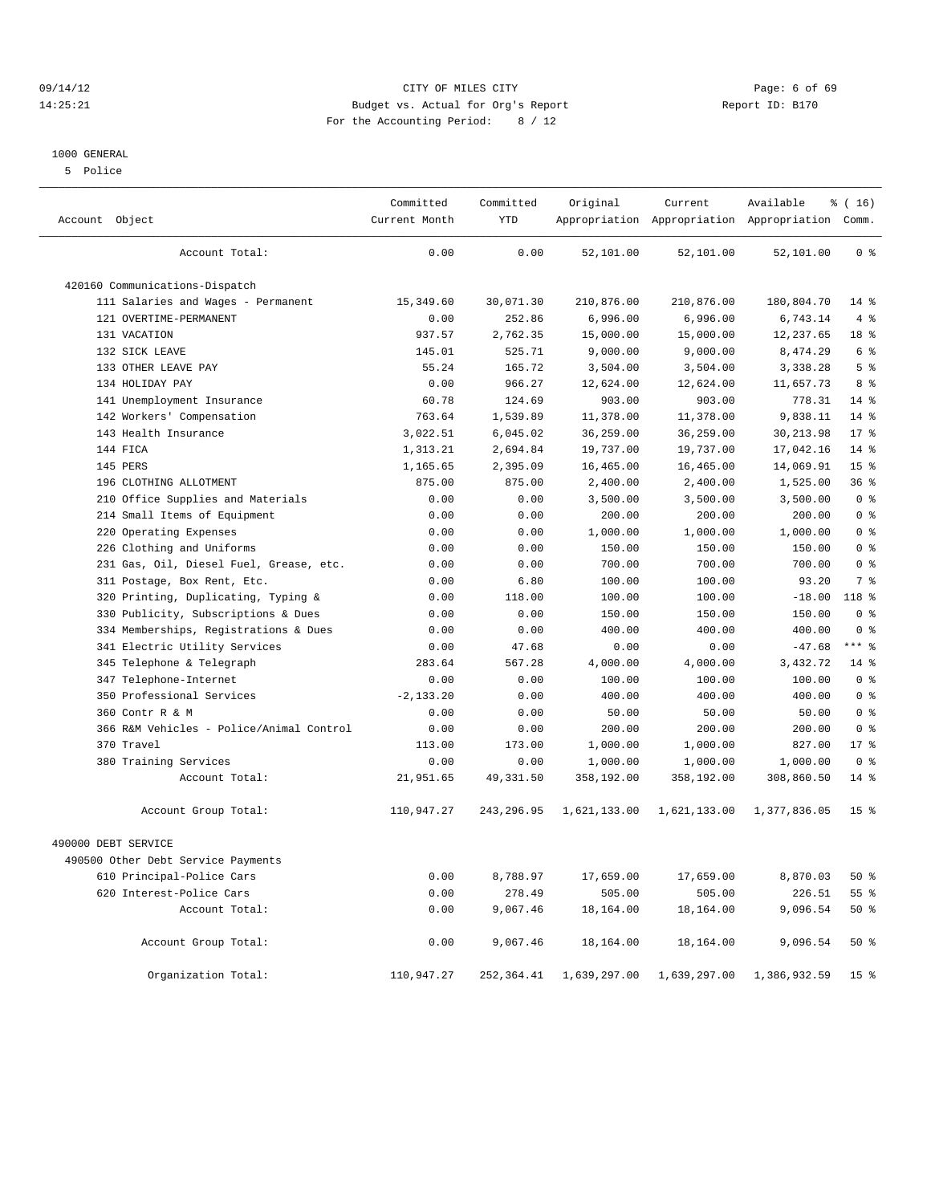CITY OF MILES CITY
Budget vs. Actual for Org's Report
For the Accounting Period: 8 / 12

09/14/12
14:25:21
Report ID: B170

1000 GENERAL
5 Police

| Account Object | Committed Current Month | Committed YTD | Original Appropriation | Current Appropriation | Available Appropriation | % ( 16) Comm. |
|---|---|---|---|---|---|---|
| Account Total: | 0.00 | 0.00 | 52,101.00 | 52,101.00 | 52,101.00 | 0 % |
| 420160 Communications-Dispatch | | | | | | |
| 111 Salaries and Wages - Permanent | 15,349.60 | 30,071.30 | 210,876.00 | 210,876.00 | 180,804.70 | 14 % |
| 121 OVERTIME-PERMANENT | 0.00 | 252.86 | 6,996.00 | 6,996.00 | 6,743.14 | 4 % |
| 131 VACATION | 937.57 | 2,762.35 | 15,000.00 | 15,000.00 | 12,237.65 | 18 % |
| 132 SICK LEAVE | 145.01 | 525.71 | 9,000.00 | 9,000.00 | 8,474.29 | 6 % |
| 133 OTHER LEAVE PAY | 55.24 | 165.72 | 3,504.00 | 3,504.00 | 3,338.28 | 5 % |
| 134 HOLIDAY PAY | 0.00 | 966.27 | 12,624.00 | 12,624.00 | 11,657.73 | 8 % |
| 141 Unemployment Insurance | 60.78 | 124.69 | 903.00 | 903.00 | 778.31 | 14 % |
| 142 Workers' Compensation | 763.64 | 1,539.89 | 11,378.00 | 11,378.00 | 9,838.11 | 14 % |
| 143 Health Insurance | 3,022.51 | 6,045.02 | 36,259.00 | 36,259.00 | 30,213.98 | 17 % |
| 144 FICA | 1,313.21 | 2,694.84 | 19,737.00 | 19,737.00 | 17,042.16 | 14 % |
| 145 PERS | 1,165.65 | 2,395.09 | 16,465.00 | 16,465.00 | 14,069.91 | 15 % |
| 196 CLOTHING ALLOTMENT | 875.00 | 875.00 | 2,400.00 | 2,400.00 | 1,525.00 | 36 % |
| 210 Office Supplies and Materials | 0.00 | 0.00 | 3,500.00 | 3,500.00 | 3,500.00 | 0 % |
| 214 Small Items of Equipment | 0.00 | 0.00 | 200.00 | 200.00 | 200.00 | 0 % |
| 220 Operating Expenses | 0.00 | 0.00 | 1,000.00 | 1,000.00 | 1,000.00 | 0 % |
| 226 Clothing and Uniforms | 0.00 | 0.00 | 150.00 | 150.00 | 150.00 | 0 % |
| 231 Gas, Oil, Diesel Fuel, Grease, etc. | 0.00 | 0.00 | 700.00 | 700.00 | 700.00 | 0 % |
| 311 Postage, Box Rent, Etc. | 0.00 | 6.80 | 100.00 | 100.00 | 93.20 | 7 % |
| 320 Printing, Duplicating, Typing & | 0.00 | 118.00 | 100.00 | 100.00 | -18.00 | 118 % |
| 330 Publicity, Subscriptions & Dues | 0.00 | 0.00 | 150.00 | 150.00 | 150.00 | 0 % |
| 334 Memberships, Registrations & Dues | 0.00 | 0.00 | 400.00 | 400.00 | 400.00 | 0 % |
| 341 Electric Utility Services | 0.00 | 47.68 | 0.00 | 0.00 | -47.68 | *** % |
| 345 Telephone & Telegraph | 283.64 | 567.28 | 4,000.00 | 4,000.00 | 3,432.72 | 14 % |
| 347 Telephone-Internet | 0.00 | 0.00 | 100.00 | 100.00 | 100.00 | 0 % |
| 350 Professional Services | -2,133.20 | 0.00 | 400.00 | 400.00 | 400.00 | 0 % |
| 360 Contr R & M | 0.00 | 0.00 | 50.00 | 50.00 | 50.00 | 0 % |
| 366 R&M Vehicles - Police/Animal Control | 0.00 | 0.00 | 200.00 | 200.00 | 200.00 | 0 % |
| 370 Travel | 113.00 | 173.00 | 1,000.00 | 1,000.00 | 827.00 | 17 % |
| 380 Training Services | 0.00 | 0.00 | 1,000.00 | 1,000.00 | 1,000.00 | 0 % |
| Account Total: | 21,951.65 | 49,331.50 | 358,192.00 | 358,192.00 | 308,860.50 | 14 % |
| Account Group Total: | 110,947.27 | 243,296.95 | 1,621,133.00 | 1,621,133.00 | 1,377,836.05 | 15 % |
| 490000 DEBT SERVICE | | | | | | |
| 490500 Other Debt Service Payments | | | | | | |
| 610 Principal-Police Cars | 0.00 | 8,788.97 | 17,659.00 | 17,659.00 | 8,870.03 | 50 % |
| 620 Interest-Police Cars | 0.00 | 278.49 | 505.00 | 505.00 | 226.51 | 55 % |
| Account Total: | 0.00 | 9,067.46 | 18,164.00 | 18,164.00 | 9,096.54 | 50 % |
| Account Group Total: | 0.00 | 9,067.46 | 18,164.00 | 18,164.00 | 9,096.54 | 50 % |
| Organization Total: | 110,947.27 | 252,364.41 | 1,639,297.00 | 1,639,297.00 | 1,386,932.59 | 15 % |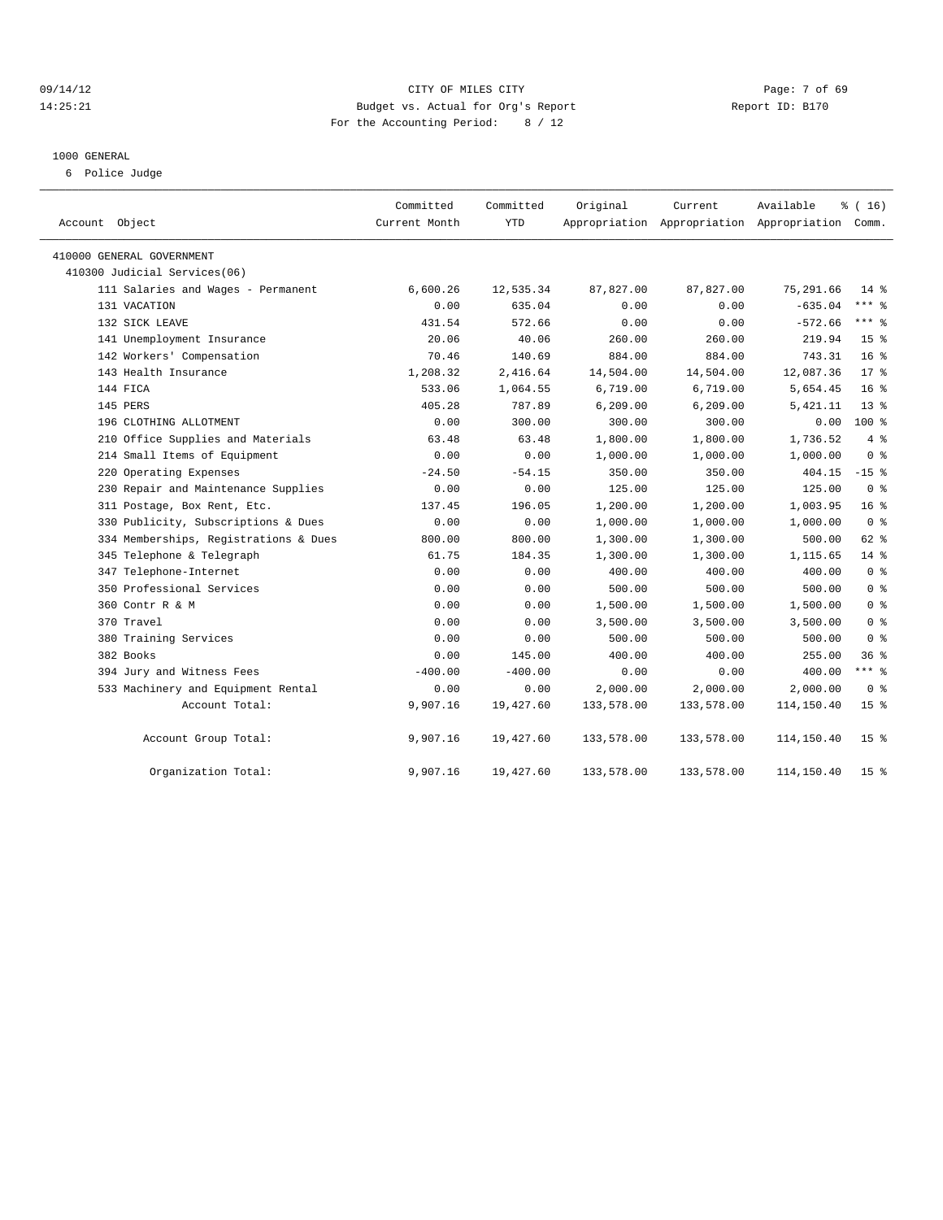09/14/12 CITY OF MILES CITY
14:25:21 Budget vs. Actual for Org's Report Report ID: B170
For the Accounting Period: 8 / 12

1000 GENERAL
6 Police Judge

| Account Object | Committed Current Month | Committed YTD | Original Appropriation | Current Appropriation | Available Appropriation | % ( 16) Comm. |
|---|---|---|---|---|---|---|
| 410000 GENERAL GOVERNMENT | | | | | | |
| 410300 Judicial Services(06) | | | | | | |
| 111 Salaries and Wages - Permanent | 6,600.26 | 12,535.34 | 87,827.00 | 87,827.00 | 75,291.66 | 14 % |
| 131 VACATION | 0.00 | 635.04 | 0.00 | 0.00 | -635.04 | *** % |
| 132 SICK LEAVE | 431.54 | 572.66 | 0.00 | 0.00 | -572.66 | *** % |
| 141 Unemployment Insurance | 20.06 | 40.06 | 260.00 | 260.00 | 219.94 | 15 % |
| 142 Workers' Compensation | 70.46 | 140.69 | 884.00 | 884.00 | 743.31 | 16 % |
| 143 Health Insurance | 1,208.32 | 2,416.64 | 14,504.00 | 14,504.00 | 12,087.36 | 17 % |
| 144 FICA | 533.06 | 1,064.55 | 6,719.00 | 6,719.00 | 5,654.45 | 16 % |
| 145 PERS | 405.28 | 787.89 | 6,209.00 | 6,209.00 | 5,421.11 | 13 % |
| 196 CLOTHING ALLOTMENT | 0.00 | 300.00 | 300.00 | 300.00 | 0.00 | 100 % |
| 210 Office Supplies and Materials | 63.48 | 63.48 | 1,800.00 | 1,800.00 | 1,736.52 | 4 % |
| 214 Small Items of Equipment | 0.00 | 0.00 | 1,000.00 | 1,000.00 | 1,000.00 | 0 % |
| 220 Operating Expenses | -24.50 | -54.15 | 350.00 | 350.00 | 404.15 | -15 % |
| 230 Repair and Maintenance Supplies | 0.00 | 0.00 | 125.00 | 125.00 | 125.00 | 0 % |
| 311 Postage, Box Rent, Etc. | 137.45 | 196.05 | 1,200.00 | 1,200.00 | 1,003.95 | 16 % |
| 330 Publicity, Subscriptions & Dues | 0.00 | 0.00 | 1,000.00 | 1,000.00 | 1,000.00 | 0 % |
| 334 Memberships, Registrations & Dues | 800.00 | 800.00 | 1,300.00 | 1,300.00 | 500.00 | 62 % |
| 345 Telephone & Telegraph | 61.75 | 184.35 | 1,300.00 | 1,300.00 | 1,115.65 | 14 % |
| 347 Telephone-Internet | 0.00 | 0.00 | 400.00 | 400.00 | 400.00 | 0 % |
| 350 Professional Services | 0.00 | 0.00 | 500.00 | 500.00 | 500.00 | 0 % |
| 360 Contr R & M | 0.00 | 0.00 | 1,500.00 | 1,500.00 | 1,500.00 | 0 % |
| 370 Travel | 0.00 | 0.00 | 3,500.00 | 3,500.00 | 3,500.00 | 0 % |
| 380 Training Services | 0.00 | 0.00 | 500.00 | 500.00 | 500.00 | 0 % |
| 382 Books | 0.00 | 145.00 | 400.00 | 400.00 | 255.00 | 36 % |
| 394 Jury and Witness Fees | -400.00 | -400.00 | 0.00 | 0.00 | 400.00 | *** % |
| 533 Machinery and Equipment Rental | 0.00 | 0.00 | 2,000.00 | 2,000.00 | 2,000.00 | 0 % |
| Account Total: | 9,907.16 | 19,427.60 | 133,578.00 | 133,578.00 | 114,150.40 | 15 % |
| Account Group Total: | 9,907.16 | 19,427.60 | 133,578.00 | 133,578.00 | 114,150.40 | 15 % |
| Organization Total: | 9,907.16 | 19,427.60 | 133,578.00 | 133,578.00 | 114,150.40 | 15 % |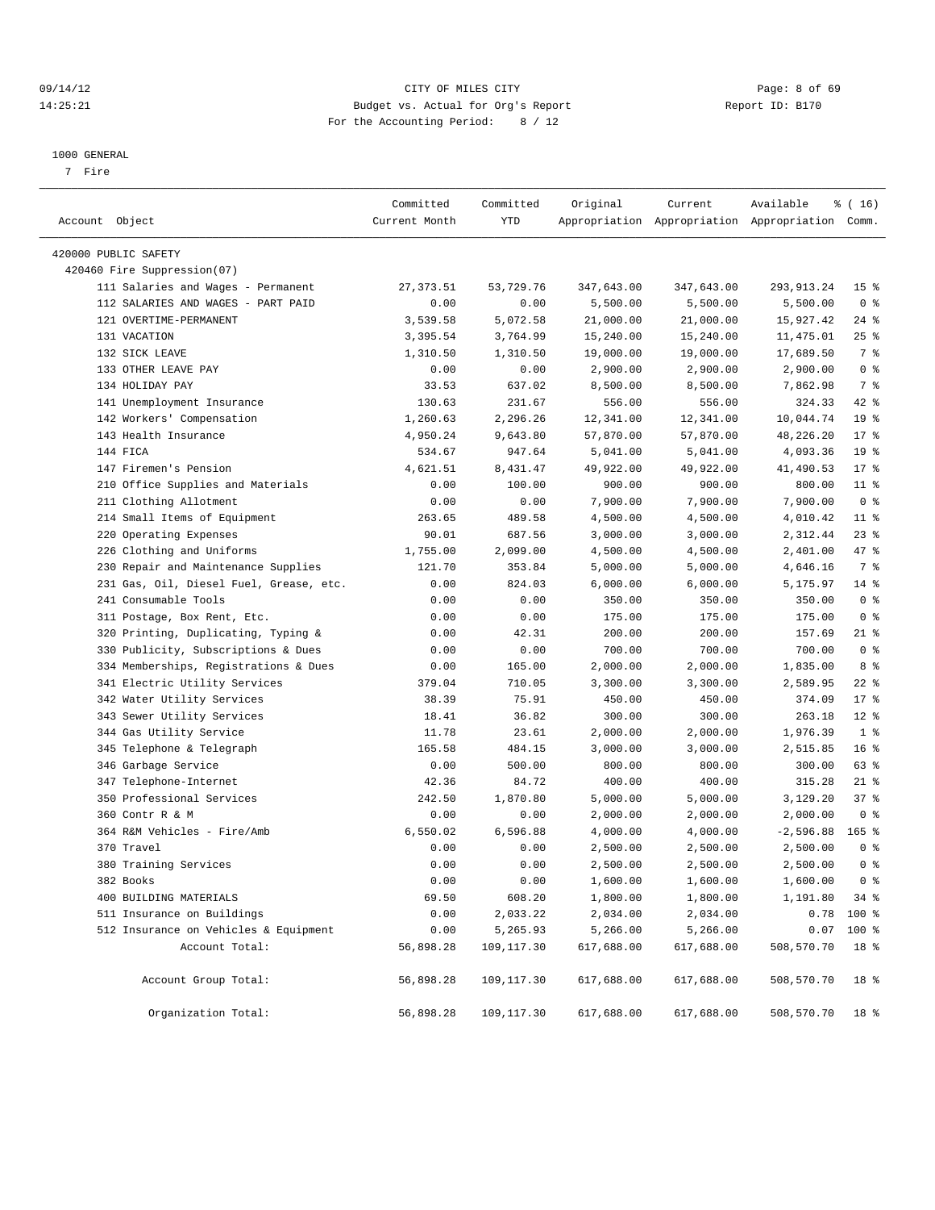09/14/12 CITY OF MILES CITY
14:25:21 Budget vs. Actual for Org's Report Report ID: B170
For the Accounting Period: 8 / 12

1000 GENERAL
7 Fire

| Account Object | Committed Current Month | Committed YTD | Original Appropriation | Current Appropriation | Available Appropriation | % ( 16) Comm. |
|---|---|---|---|---|---|---|
| 420000 PUBLIC SAFETY | | | | | | |
| 420460 Fire Suppression(07) | | | | | | |
| 111 Salaries and Wages - Permanent | 27,373.51 | 53,729.76 | 347,643.00 | 347,643.00 | 293,913.24 | 15 % |
| 112 SALARIES AND WAGES - PART PAID | 0.00 | 0.00 | 5,500.00 | 5,500.00 | 5,500.00 | 0 % |
| 121 OVERTIME-PERMANENT | 3,539.58 | 5,072.58 | 21,000.00 | 21,000.00 | 15,927.42 | 24 % |
| 131 VACATION | 3,395.54 | 3,764.99 | 15,240.00 | 15,240.00 | 11,475.01 | 25 % |
| 132 SICK LEAVE | 1,310.50 | 1,310.50 | 19,000.00 | 19,000.00 | 17,689.50 | 7 % |
| 133 OTHER LEAVE PAY | 0.00 | 0.00 | 2,900.00 | 2,900.00 | 2,900.00 | 0 % |
| 134 HOLIDAY PAY | 33.53 | 637.02 | 8,500.00 | 8,500.00 | 7,862.98 | 7 % |
| 141 Unemployment Insurance | 130.63 | 231.67 | 556.00 | 556.00 | 324.33 | 42 % |
| 142 Workers' Compensation | 1,260.63 | 2,296.26 | 12,341.00 | 12,341.00 | 10,044.74 | 19 % |
| 143 Health Insurance | 4,950.24 | 9,643.80 | 57,870.00 | 57,870.00 | 48,226.20 | 17 % |
| 144 FICA | 534.67 | 947.64 | 5,041.00 | 5,041.00 | 4,093.36 | 19 % |
| 147 Firemen's Pension | 4,621.51 | 8,431.47 | 49,922.00 | 49,922.00 | 41,490.53 | 17 % |
| 210 Office Supplies and Materials | 0.00 | 100.00 | 900.00 | 900.00 | 800.00 | 11 % |
| 211 Clothing Allotment | 0.00 | 0.00 | 7,900.00 | 7,900.00 | 7,900.00 | 0 % |
| 214 Small Items of Equipment | 263.65 | 489.58 | 4,500.00 | 4,500.00 | 4,010.42 | 11 % |
| 220 Operating Expenses | 90.01 | 687.56 | 3,000.00 | 3,000.00 | 2,312.44 | 23 % |
| 226 Clothing and Uniforms | 1,755.00 | 2,099.00 | 4,500.00 | 4,500.00 | 2,401.00 | 47 % |
| 230 Repair and Maintenance Supplies | 121.70 | 353.84 | 5,000.00 | 5,000.00 | 4,646.16 | 7 % |
| 231 Gas, Oil, Diesel Fuel, Grease, etc. | 0.00 | 824.03 | 6,000.00 | 6,000.00 | 5,175.97 | 14 % |
| 241 Consumable Tools | 0.00 | 0.00 | 350.00 | 350.00 | 350.00 | 0 % |
| 311 Postage, Box Rent, Etc. | 0.00 | 0.00 | 175.00 | 175.00 | 175.00 | 0 % |
| 320 Printing, Duplicating, Typing & | 0.00 | 42.31 | 200.00 | 200.00 | 157.69 | 21 % |
| 330 Publicity, Subscriptions & Dues | 0.00 | 0.00 | 700.00 | 700.00 | 700.00 | 0 % |
| 334 Memberships, Registrations & Dues | 0.00 | 165.00 | 2,000.00 | 2,000.00 | 1,835.00 | 8 % |
| 341 Electric Utility Services | 379.04 | 710.05 | 3,300.00 | 3,300.00 | 2,589.95 | 22 % |
| 342 Water Utility Services | 38.39 | 75.91 | 450.00 | 450.00 | 374.09 | 17 % |
| 343 Sewer Utility Services | 18.41 | 36.82 | 300.00 | 300.00 | 263.18 | 12 % |
| 344 Gas Utility Service | 11.78 | 23.61 | 2,000.00 | 2,000.00 | 1,976.39 | 1 % |
| 345 Telephone & Telegraph | 165.58 | 484.15 | 3,000.00 | 3,000.00 | 2,515.85 | 16 % |
| 346 Garbage Service | 0.00 | 500.00 | 800.00 | 800.00 | 300.00 | 63 % |
| 347 Telephone-Internet | 42.36 | 84.72 | 400.00 | 400.00 | 315.28 | 21 % |
| 350 Professional Services | 242.50 | 1,870.80 | 5,000.00 | 5,000.00 | 3,129.20 | 37 % |
| 360 Contr R & M | 0.00 | 0.00 | 2,000.00 | 2,000.00 | 2,000.00 | 0 % |
| 364 R&M Vehicles - Fire/Amb | 6,550.02 | 6,596.88 | 4,000.00 | 4,000.00 | -2,596.88 | 165 % |
| 370 Travel | 0.00 | 0.00 | 2,500.00 | 2,500.00 | 2,500.00 | 0 % |
| 380 Training Services | 0.00 | 0.00 | 2,500.00 | 2,500.00 | 2,500.00 | 0 % |
| 382 Books | 0.00 | 0.00 | 1,600.00 | 1,600.00 | 1,600.00 | 0 % |
| 400 BUILDING MATERIALS | 69.50 | 608.20 | 1,800.00 | 1,800.00 | 1,191.80 | 34 % |
| 511 Insurance on Buildings | 0.00 | 2,033.22 | 2,034.00 | 2,034.00 | 0.78 | 100 % |
| 512 Insurance on Vehicles & Equipment | 0.00 | 5,265.93 | 5,266.00 | 5,266.00 | 0.07 | 100 % |
| Account Total: | 56,898.28 | 109,117.30 | 617,688.00 | 617,688.00 | 508,570.70 | 18 % |
| Account Group Total: | 56,898.28 | 109,117.30 | 617,688.00 | 617,688.00 | 508,570.70 | 18 % |
| Organization Total: | 56,898.28 | 109,117.30 | 617,688.00 | 617,688.00 | 508,570.70 | 18 % |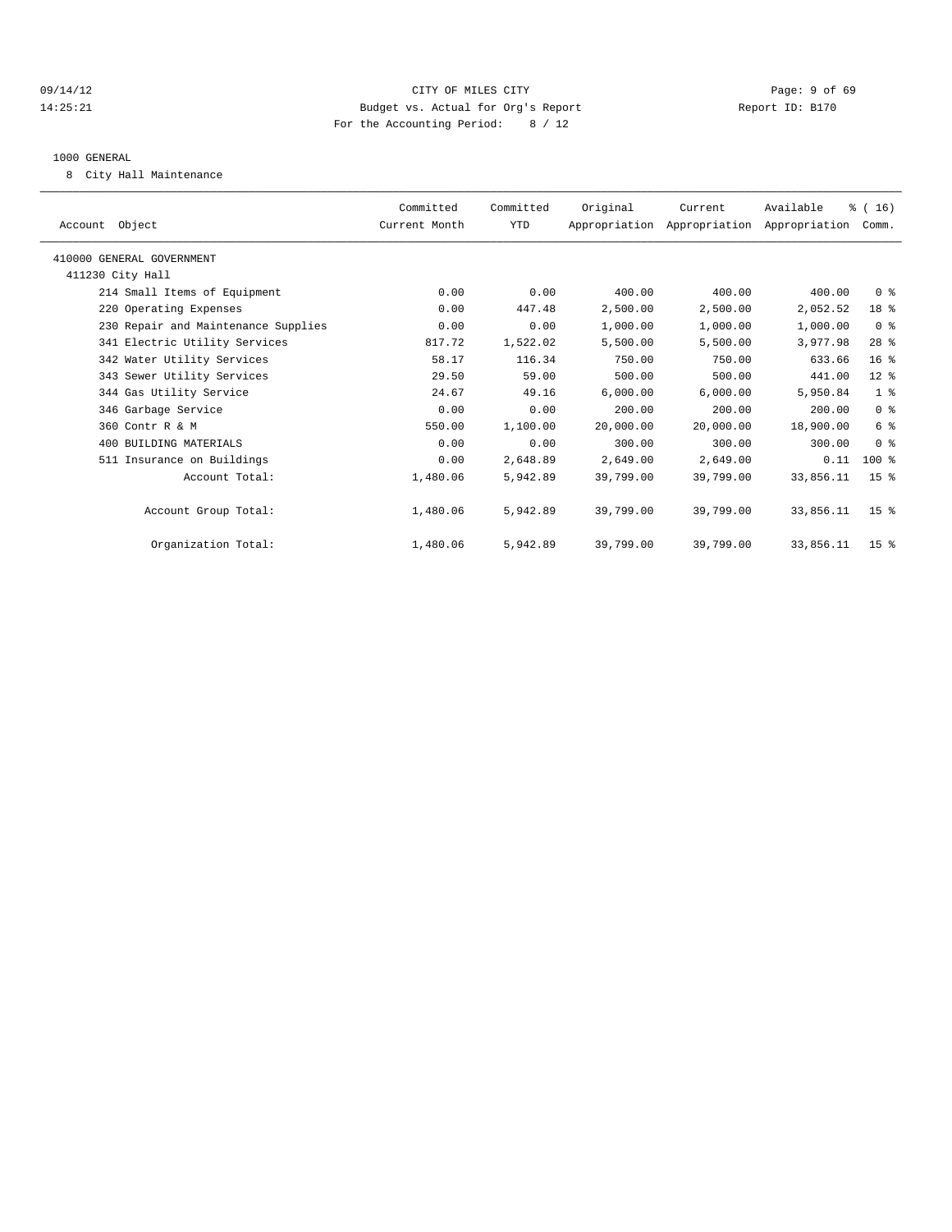CITY OF MILES CITY
Budget vs. Actual for Org's Report
For the Accounting Period: 8 / 12

1000 GENERAL

8 City Hall Maintenance

| Account Object | Committed Current Month | Committed YTD | Original Appropriation | Current Appropriation | Available Appropriation | % ( 16) Comm. |
|---|---|---|---|---|---|---|
| 410000 GENERAL GOVERNMENT | | | | | | |
| 411230 City Hall | | | | | | |
| 214 Small Items of Equipment | 0.00 | 0.00 | 400.00 | 400.00 | 400.00 | 0 % |
| 220 Operating Expenses | 0.00 | 447.48 | 2,500.00 | 2,500.00 | 2,052.52 | 18 % |
| 230 Repair and Maintenance Supplies | 0.00 | 0.00 | 1,000.00 | 1,000.00 | 1,000.00 | 0 % |
| 341 Electric Utility Services | 817.72 | 1,522.02 | 5,500.00 | 5,500.00 | 3,977.98 | 28 % |
| 342 Water Utility Services | 58.17 | 116.34 | 750.00 | 750.00 | 633.66 | 16 % |
| 343 Sewer Utility Services | 29.50 | 59.00 | 500.00 | 500.00 | 441.00 | 12 % |
| 344 Gas Utility Service | 24.67 | 49.16 | 6,000.00 | 6,000.00 | 5,950.84 | 1 % |
| 346 Garbage Service | 0.00 | 0.00 | 200.00 | 200.00 | 200.00 | 0 % |
| 360 Contr R & M | 550.00 | 1,100.00 | 20,000.00 | 20,000.00 | 18,900.00 | 6 % |
| 400 BUILDING MATERIALS | 0.00 | 0.00 | 300.00 | 300.00 | 300.00 | 0 % |
| 511 Insurance on Buildings | 0.00 | 2,648.89 | 2,649.00 | 2,649.00 | 0.11 | 100 % |
| Account Total: | 1,480.06 | 5,942.89 | 39,799.00 | 39,799.00 | 33,856.11 | 15 % |
| Account Group Total: | 1,480.06 | 5,942.89 | 39,799.00 | 39,799.00 | 33,856.11 | 15 % |
| Organization Total: | 1,480.06 | 5,942.89 | 39,799.00 | 39,799.00 | 33,856.11 | 15 % |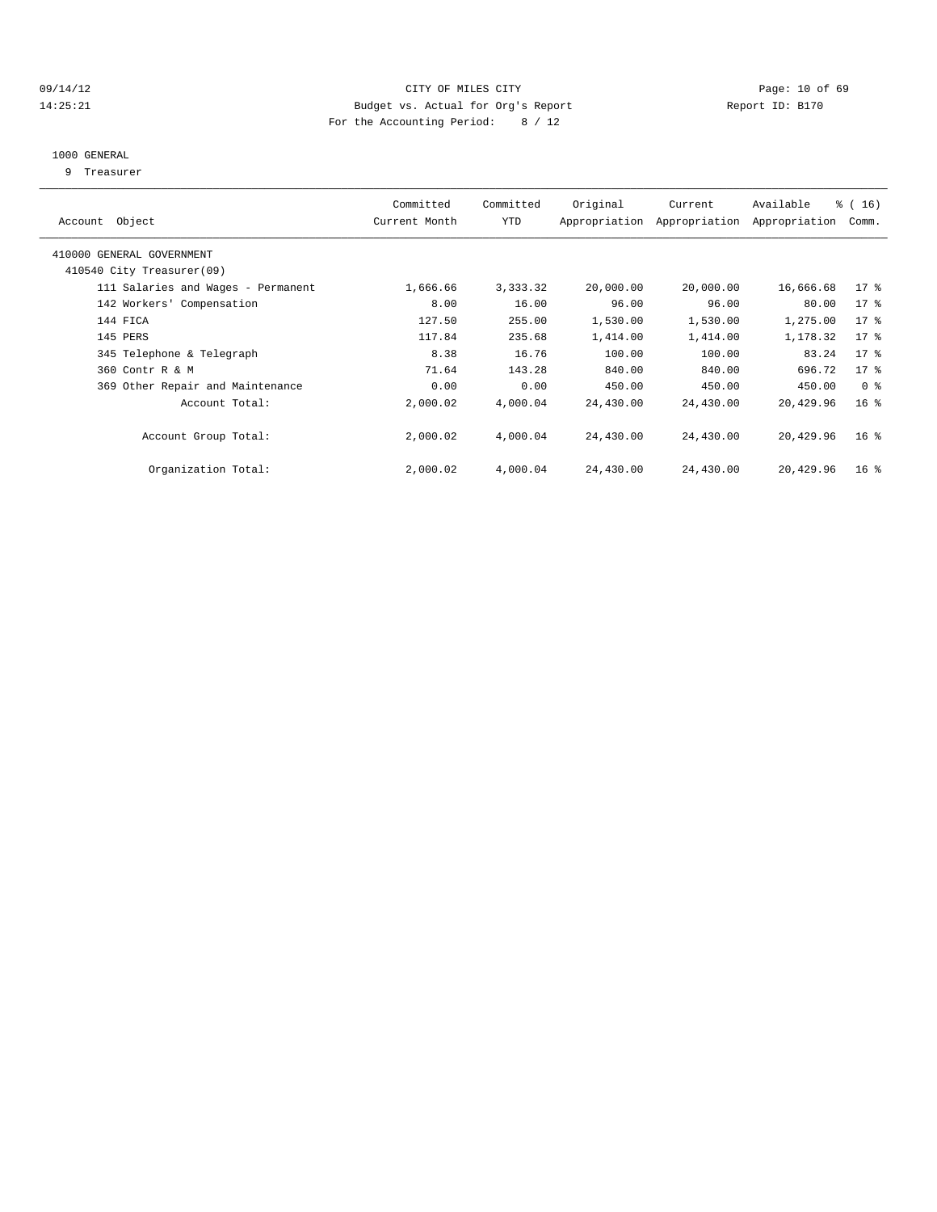CITY OF MILES CITY
Budget vs. Actual for Org's Report
For the Accounting Period: 8 / 12

09/14/12
14:25:21

Report ID: B170

1000 GENERAL
9 Treasurer

| Account Object | Committed Current Month | Committed YTD | Original Appropriation | Current Appropriation | Available Appropriation | % ( 16) Comm. |
|---|---|---|---|---|---|---|
| 410000 GENERAL GOVERNMENT | | | | | | |
| 410540 City Treasurer(09) | | | | | | |
| 111 Salaries and Wages - Permanent | 1,666.66 | 3,333.32 | 20,000.00 | 20,000.00 | 16,666.68 | 17 % |
| 142 Workers' Compensation | 8.00 | 16.00 | 96.00 | 96.00 | 80.00 | 17 % |
| 144 FICA | 127.50 | 255.00 | 1,530.00 | 1,530.00 | 1,275.00 | 17 % |
| 145 PERS | 117.84 | 235.68 | 1,414.00 | 1,414.00 | 1,178.32 | 17 % |
| 345 Telephone & Telegraph | 8.38 | 16.76 | 100.00 | 100.00 | 83.24 | 17 % |
| 360 Contr R & M | 71.64 | 143.28 | 840.00 | 840.00 | 696.72 | 17 % |
| 369 Other Repair and Maintenance | 0.00 | 0.00 | 450.00 | 450.00 | 450.00 | 0 % |
| Account Total: | 2,000.02 | 4,000.04 | 24,430.00 | 24,430.00 | 20,429.96 | 16 % |
| Account Group Total: | 2,000.02 | 4,000.04 | 24,430.00 | 24,430.00 | 20,429.96 | 16 % |
| Organization Total: | 2,000.02 | 4,000.04 | 24,430.00 | 24,430.00 | 20,429.96 | 16 % |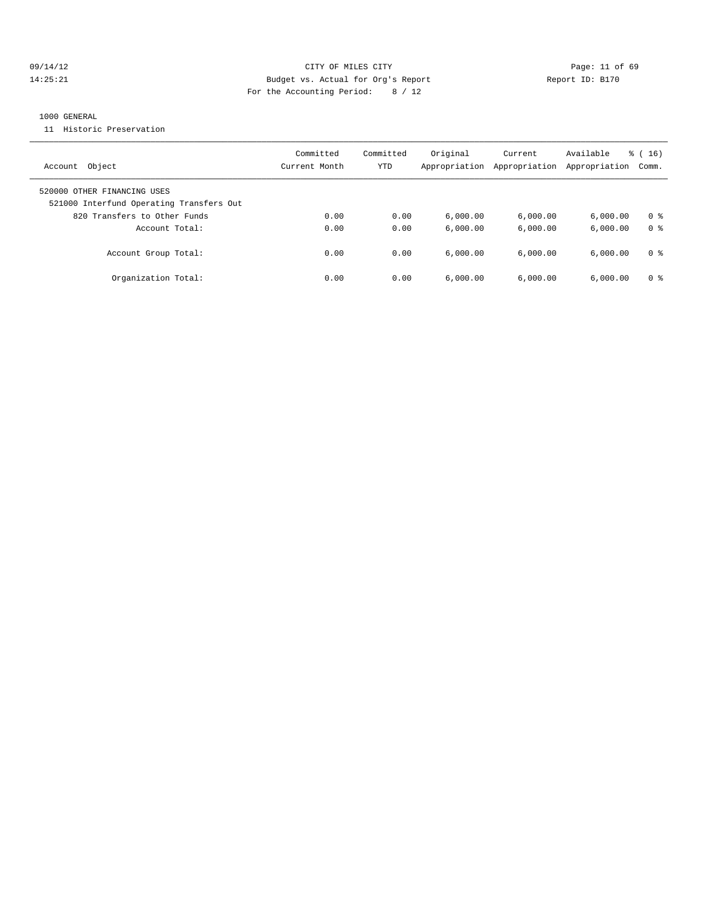CITY OF MILES CITY
Budget vs. Actual for Org's Report
For the Accounting Period: 8 / 12

09/14/12
14:25:21

Report ID: B170

1000 GENERAL
11 Historic Preservation

| Account Object | Committed Current Month | Committed YTD | Original Appropriation | Current Appropriation | Available Appropriation | % ( 16) Comm. |
|---|---|---|---|---|---|---|
| 520000 OTHER FINANCING USES | | | | | | |
| 521000 Interfund Operating Transfers Out | | | | | | |
| 820 Transfers to Other Funds | 0.00 | 0.00 | 6,000.00 | 6,000.00 | 6,000.00 | 0 % |
| Account Total: | 0.00 | 0.00 | 6,000.00 | 6,000.00 | 6,000.00 | 0 % |
| Account Group Total: | 0.00 | 0.00 | 6,000.00 | 6,000.00 | 6,000.00 | 0 % |
| Organization Total: | 0.00 | 0.00 | 6,000.00 | 6,000.00 | 6,000.00 | 0 % |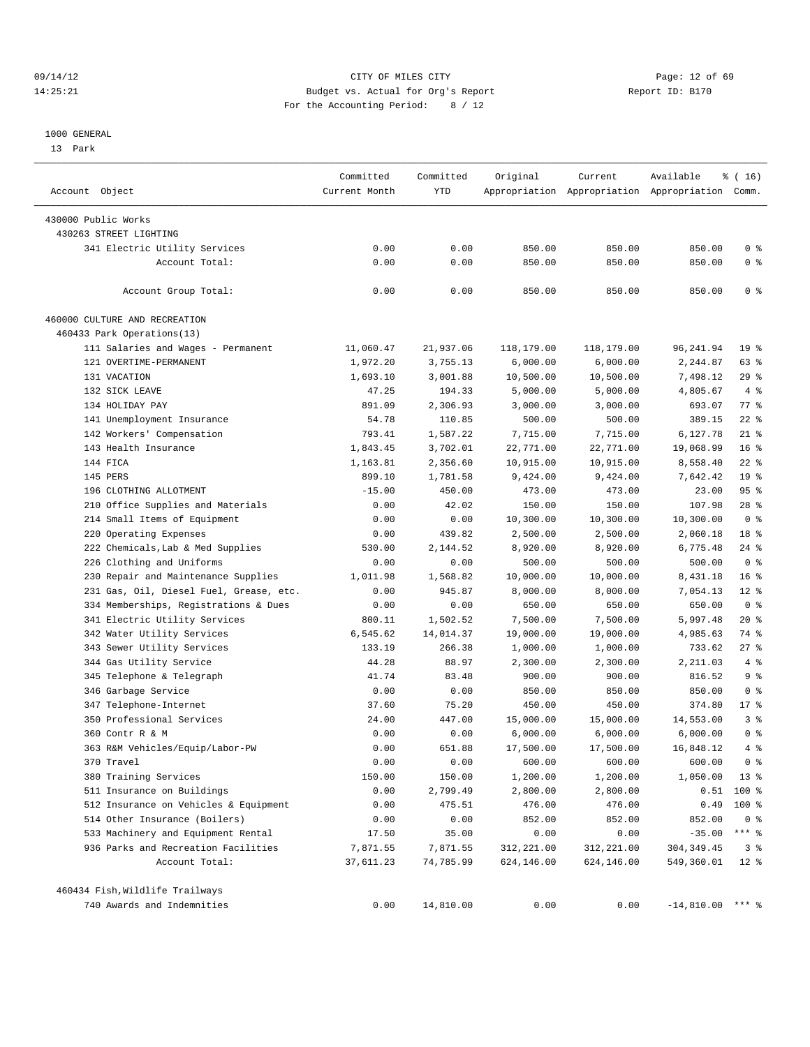CITY OF MILES CITY
Budget vs. Actual for Org's Report
For the Accounting Period: 8 / 12

1000 GENERAL
13 Park

| Account Object | Committed Current Month | Committed YTD | Original Appropriation | Current Appropriation | Available Appropriation | % ( 16) Comm. |
|---|---|---|---|---|---|---|
| 430000 Public Works | | | | | | |
| 430263 STREET LIGHTING | | | | | | |
| 341 Electric Utility Services | 0.00 | 0.00 | 850.00 | 850.00 | 850.00 | 0 % |
| Account Total: | 0.00 | 0.00 | 850.00 | 850.00 | 850.00 | 0 % |
| Account Group Total: | 0.00 | 0.00 | 850.00 | 850.00 | 850.00 | 0 % |
| 460000 CULTURE AND RECREATION | | | | | | |
| 460433 Park Operations(13) | | | | | | |
| 111 Salaries and Wages - Permanent | 11,060.47 | 21,937.06 | 118,179.00 | 118,179.00 | 96,241.94 | 19 % |
| 121 OVERTIME-PERMANENT | 1,972.20 | 3,755.13 | 6,000.00 | 6,000.00 | 2,244.87 | 63 % |
| 131 VACATION | 1,693.10 | 3,001.88 | 10,500.00 | 10,500.00 | 7,498.12 | 29 % |
| 132 SICK LEAVE | 47.25 | 194.33 | 5,000.00 | 5,000.00 | 4,805.67 | 4 % |
| 134 HOLIDAY PAY | 891.09 | 2,306.93 | 3,000.00 | 3,000.00 | 693.07 | 77 % |
| 141 Unemployment Insurance | 54.78 | 110.85 | 500.00 | 500.00 | 389.15 | 22 % |
| 142 Workers' Compensation | 793.41 | 1,587.22 | 7,715.00 | 7,715.00 | 6,127.78 | 21 % |
| 143 Health Insurance | 1,843.45 | 3,702.01 | 22,771.00 | 22,771.00 | 19,068.99 | 16 % |
| 144 FICA | 1,163.81 | 2,356.60 | 10,915.00 | 10,915.00 | 8,558.40 | 22 % |
| 145 PERS | 899.10 | 1,781.58 | 9,424.00 | 9,424.00 | 7,642.42 | 19 % |
| 196 CLOTHING ALLOTMENT | -15.00 | 450.00 | 473.00 | 473.00 | 23.00 | 95 % |
| 210 Office Supplies and Materials | 0.00 | 42.02 | 150.00 | 150.00 | 107.98 | 28 % |
| 214 Small Items of Equipment | 0.00 | 0.00 | 10,300.00 | 10,300.00 | 10,300.00 | 0 % |
| 220 Operating Expenses | 0.00 | 439.82 | 2,500.00 | 2,500.00 | 2,060.18 | 18 % |
| 222 Chemicals,Lab & Med Supplies | 530.00 | 2,144.52 | 8,920.00 | 8,920.00 | 6,775.48 | 24 % |
| 226 Clothing and Uniforms | 0.00 | 0.00 | 500.00 | 500.00 | 500.00 | 0 % |
| 230 Repair and Maintenance Supplies | 1,011.98 | 1,568.82 | 10,000.00 | 10,000.00 | 8,431.18 | 16 % |
| 231 Gas, Oil, Diesel Fuel, Grease, etc. | 0.00 | 945.87 | 8,000.00 | 8,000.00 | 7,054.13 | 12 % |
| 334 Memberships, Registrations & Dues | 0.00 | 0.00 | 650.00 | 650.00 | 650.00 | 0 % |
| 341 Electric Utility Services | 800.11 | 1,502.52 | 7,500.00 | 7,500.00 | 5,997.48 | 20 % |
| 342 Water Utility Services | 6,545.62 | 14,014.37 | 19,000.00 | 19,000.00 | 4,985.63 | 74 % |
| 343 Sewer Utility Services | 133.19 | 266.38 | 1,000.00 | 1,000.00 | 733.62 | 27 % |
| 344 Gas Utility Service | 44.28 | 88.97 | 2,300.00 | 2,300.00 | 2,211.03 | 4 % |
| 345 Telephone & Telegraph | 41.74 | 83.48 | 900.00 | 900.00 | 816.52 | 9 % |
| 346 Garbage Service | 0.00 | 0.00 | 850.00 | 850.00 | 850.00 | 0 % |
| 347 Telephone-Internet | 37.60 | 75.20 | 450.00 | 450.00 | 374.80 | 17 % |
| 350 Professional Services | 24.00 | 447.00 | 15,000.00 | 15,000.00 | 14,553.00 | 3 % |
| 360 Contr R & M | 0.00 | 0.00 | 6,000.00 | 6,000.00 | 6,000.00 | 0 % |
| 363 R&M Vehicles/Equip/Labor-PW | 0.00 | 651.88 | 17,500.00 | 17,500.00 | 16,848.12 | 4 % |
| 370 Travel | 0.00 | 0.00 | 600.00 | 600.00 | 600.00 | 0 % |
| 380 Training Services | 150.00 | 150.00 | 1,200.00 | 1,200.00 | 1,050.00 | 13 % |
| 511 Insurance on Buildings | 0.00 | 2,799.49 | 2,800.00 | 2,800.00 | 0.51 | 100 % |
| 512 Insurance on Vehicles & Equipment | 0.00 | 475.51 | 476.00 | 476.00 | 0.49 | 100 % |
| 514 Other Insurance (Boilers) | 0.00 | 0.00 | 852.00 | 852.00 | 852.00 | 0 % |
| 533 Machinery and Equipment Rental | 17.50 | 35.00 | 0.00 | 0.00 | -35.00 | *** % |
| 936 Parks and Recreation Facilities | 7,871.55 | 7,871.55 | 312,221.00 | 312,221.00 | 304,349.45 | 3 % |
| Account Total: | 37,611.23 | 74,785.99 | 624,146.00 | 624,146.00 | 549,360.01 | 12 % |
| 460434 Fish,Wildlife Trailways | | | | | | |
| 740 Awards and Indemnities | 0.00 | 14,810.00 | 0.00 | 0.00 | -14,810.00 | *** % |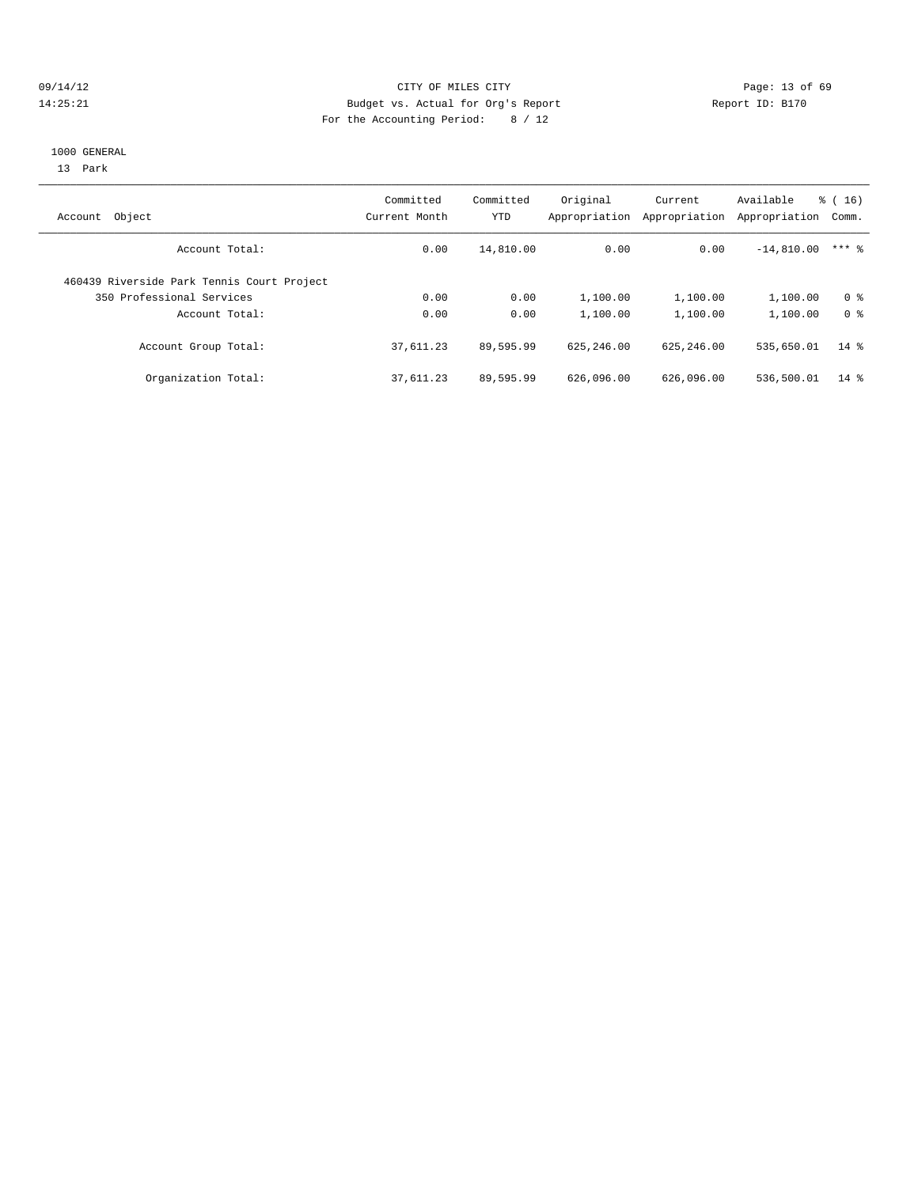CITY OF MILES CITY
Budget vs. Actual for Org's Report
For the Accounting Period: 8 / 12

09/14/12
14:25:21

Report ID: B170

1000 GENERAL
13 Park

| Account Object | Committed Current Month | Committed YTD | Original Appropriation | Current Appropriation | Available Appropriation | % ( 16) Comm. |
|---|---|---|---|---|---|---|
| Account Total: | 0.00 | 14,810.00 | 0.00 | 0.00 | -14,810.00 | *** % |
| 460439 Riverside Park Tennis Court Project | | | | | | |
| 350 Professional Services | 0.00 | 0.00 | 1,100.00 | 1,100.00 | 1,100.00 | 0 % |
| Account Total: | 0.00 | 0.00 | 1,100.00 | 1,100.00 | 1,100.00 | 0 % |
| Account Group Total: | 37,611.23 | 89,595.99 | 625,246.00 | 625,246.00 | 535,650.01 | 14 % |
| Organization Total: | 37,611.23 | 89,595.99 | 626,096.00 | 626,096.00 | 536,500.01 | 14 % |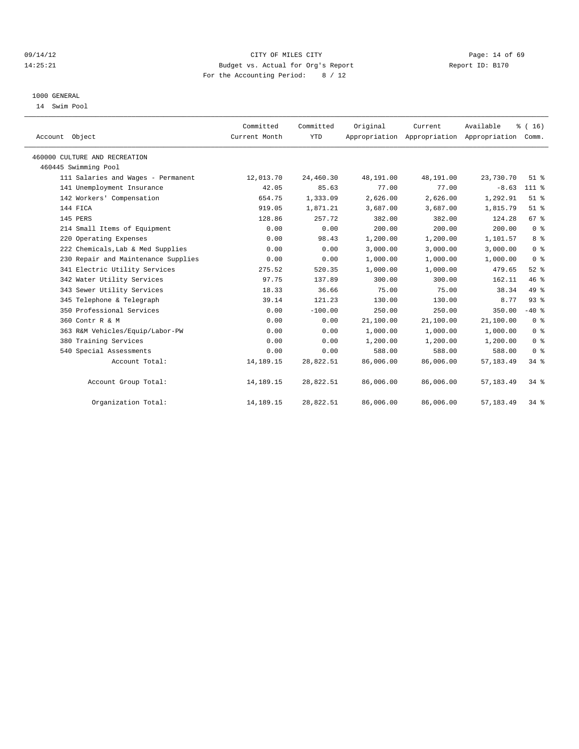CITY OF MILES CITY
Budget vs. Actual for Org's Report
For the Accounting Period: 8 / 12

09/14/12
14:25:21

Report ID: B170

1000 GENERAL
14 Swim Pool

| Account Object | Committed Current Month | Committed YTD | Original Appropriation | Current Appropriation | Available Appropriation | % ( 16) Comm. |
|---|---|---|---|---|---|---|
| 460000 CULTURE AND RECREATION | | | | | | |
| 460445 Swimming Pool | | | | | | |
| 111 Salaries and Wages - Permanent | 12,013.70 | 24,460.30 | 48,191.00 | 48,191.00 | 23,730.70 | 51 % |
| 141 Unemployment Insurance | 42.05 | 85.63 | 77.00 | 77.00 | -8.63 | 111 % |
| 142 Workers' Compensation | 654.75 | 1,333.09 | 2,626.00 | 2,626.00 | 1,292.91 | 51 % |
| 144 FICA | 919.05 | 1,871.21 | 3,687.00 | 3,687.00 | 1,815.79 | 51 % |
| 145 PERS | 128.86 | 257.72 | 382.00 | 382.00 | 124.28 | 67 % |
| 214 Small Items of Equipment | 0.00 | 0.00 | 200.00 | 200.00 | 200.00 | 0 % |
| 220 Operating Expenses | 0.00 | 98.43 | 1,200.00 | 1,200.00 | 1,101.57 | 8 % |
| 222 Chemicals,Lab & Med Supplies | 0.00 | 0.00 | 3,000.00 | 3,000.00 | 3,000.00 | 0 % |
| 230 Repair and Maintenance Supplies | 0.00 | 0.00 | 1,000.00 | 1,000.00 | 1,000.00 | 0 % |
| 341 Electric Utility Services | 275.52 | 520.35 | 1,000.00 | 1,000.00 | 479.65 | 52 % |
| 342 Water Utility Services | 97.75 | 137.89 | 300.00 | 300.00 | 162.11 | 46 % |
| 343 Sewer Utility Services | 18.33 | 36.66 | 75.00 | 75.00 | 38.34 | 49 % |
| 345 Telephone & Telegraph | 39.14 | 121.23 | 130.00 | 130.00 | 8.77 | 93 % |
| 350 Professional Services | 0.00 | -100.00 | 250.00 | 250.00 | 350.00 | -40 % |
| 360 Contr R & M | 0.00 | 0.00 | 21,100.00 | 21,100.00 | 21,100.00 | 0 % |
| 363 R&M Vehicles/Equip/Labor-PW | 0.00 | 0.00 | 1,000.00 | 1,000.00 | 1,000.00 | 0 % |
| 380 Training Services | 0.00 | 0.00 | 1,200.00 | 1,200.00 | 1,200.00 | 0 % |
| 540 Special Assessments | 0.00 | 0.00 | 588.00 | 588.00 | 588.00 | 0 % |
| Account Total: | 14,189.15 | 28,822.51 | 86,006.00 | 86,006.00 | 57,183.49 | 34 % |
| Account Group Total: | 14,189.15 | 28,822.51 | 86,006.00 | 86,006.00 | 57,183.49 | 34 % |
| Organization Total: | 14,189.15 | 28,822.51 | 86,006.00 | 86,006.00 | 57,183.49 | 34 % |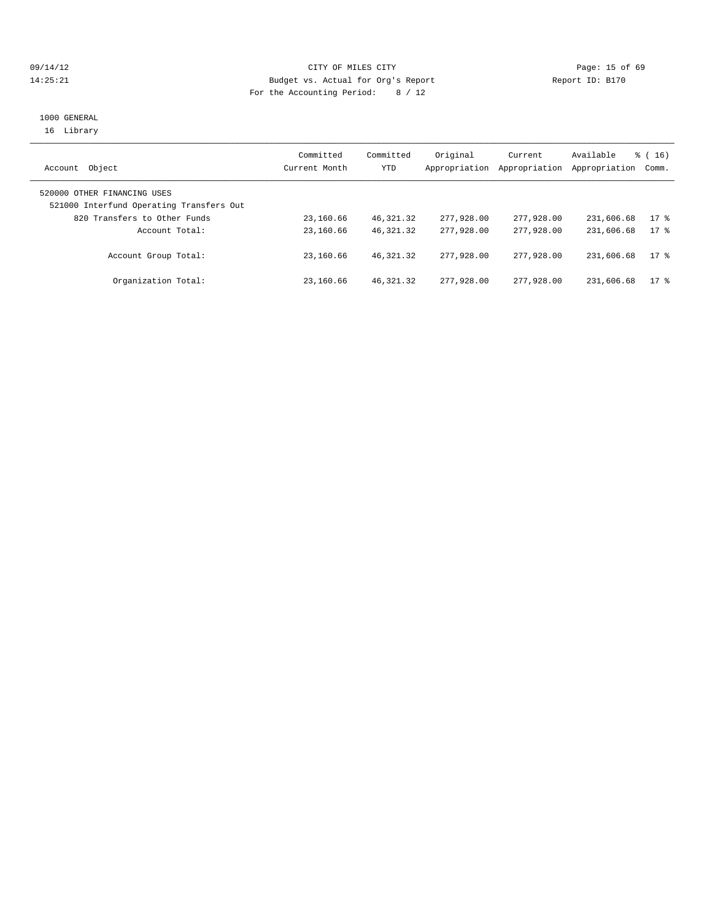CITY OF MILES CITY
Budget vs. Actual for Org's Report
For the Accounting Period: 8 / 12

09/14/12 14:25:21 — Report ID: B170

1000 GENERAL
16 Library

| Account Object | Committed Current Month | Committed YTD | Original Appropriation | Current Appropriation | Available Appropriation | % ( 16) Comm. |
|---|---|---|---|---|---|---|
| 520000 OTHER FINANCING USES | | | | | | |
| 521000 Interfund Operating Transfers Out | | | | | | |
| 820 Transfers to Other Funds | 23,160.66 | 46,321.32 | 277,928.00 | 277,928.00 | 231,606.68 | 17 % |
| Account Total: | 23,160.66 | 46,321.32 | 277,928.00 | 277,928.00 | 231,606.68 | 17 % |
| Account Group Total: | 23,160.66 | 46,321.32 | 277,928.00 | 277,928.00 | 231,606.68 | 17 % |
| Organization Total: | 23,160.66 | 46,321.32 | 277,928.00 | 277,928.00 | 231,606.68 | 17 % |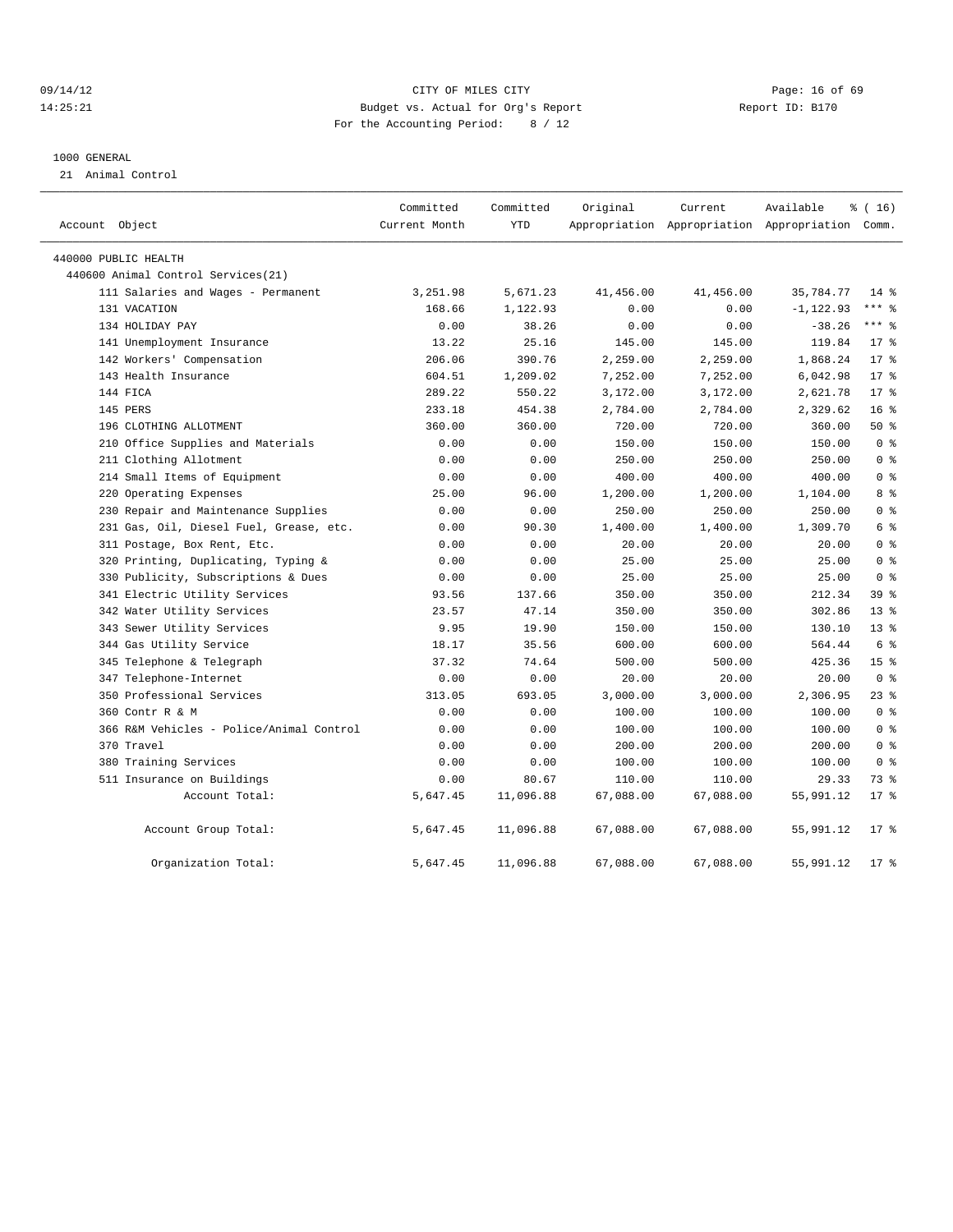CITY OF MILES CITY
Budget vs. Actual for Org's Report
For the Accounting Period: 8 / 12

1000 GENERAL
21 Animal Control

| Account Object | Committed Current Month | Committed YTD | Original Appropriation | Current Appropriation | Available Appropriation | % ( 16) Comm. |
|---|---|---|---|---|---|---|
| 440000 PUBLIC HEALTH | | | | | | |
| 440600 Animal Control Services(21) | | | | | | |
| 111 Salaries and Wages - Permanent | 3,251.98 | 5,671.23 | 41,456.00 | 41,456.00 | 35,784.77 | 14 % |
| 131 VACATION | 168.66 | 1,122.93 | 0.00 | 0.00 | -1,122.93 | *** % |
| 134 HOLIDAY PAY | 0.00 | 38.26 | 0.00 | 0.00 | -38.26 | *** % |
| 141 Unemployment Insurance | 13.22 | 25.16 | 145.00 | 145.00 | 119.84 | 17 % |
| 142 Workers' Compensation | 206.06 | 390.76 | 2,259.00 | 2,259.00 | 1,868.24 | 17 % |
| 143 Health Insurance | 604.51 | 1,209.02 | 7,252.00 | 7,252.00 | 6,042.98 | 17 % |
| 144 FICA | 289.22 | 550.22 | 3,172.00 | 3,172.00 | 2,621.78 | 17 % |
| 145 PERS | 233.18 | 454.38 | 2,784.00 | 2,784.00 | 2,329.62 | 16 % |
| 196 CLOTHING ALLOTMENT | 360.00 | 360.00 | 720.00 | 720.00 | 360.00 | 50 % |
| 210 Office Supplies and Materials | 0.00 | 0.00 | 150.00 | 150.00 | 150.00 | 0 % |
| 211 Clothing Allotment | 0.00 | 0.00 | 250.00 | 250.00 | 250.00 | 0 % |
| 214 Small Items of Equipment | 0.00 | 0.00 | 400.00 | 400.00 | 400.00 | 0 % |
| 220 Operating Expenses | 25.00 | 96.00 | 1,200.00 | 1,200.00 | 1,104.00 | 8 % |
| 230 Repair and Maintenance Supplies | 0.00 | 0.00 | 250.00 | 250.00 | 250.00 | 0 % |
| 231 Gas, Oil, Diesel Fuel, Grease, etc. | 0.00 | 90.30 | 1,400.00 | 1,400.00 | 1,309.70 | 6 % |
| 311 Postage, Box Rent, Etc. | 0.00 | 0.00 | 20.00 | 20.00 | 20.00 | 0 % |
| 320 Printing, Duplicating, Typing & | 0.00 | 0.00 | 25.00 | 25.00 | 25.00 | 0 % |
| 330 Publicity, Subscriptions & Dues | 0.00 | 0.00 | 25.00 | 25.00 | 25.00 | 0 % |
| 341 Electric Utility Services | 93.56 | 137.66 | 350.00 | 350.00 | 212.34 | 39 % |
| 342 Water Utility Services | 23.57 | 47.14 | 350.00 | 350.00 | 302.86 | 13 % |
| 343 Sewer Utility Services | 9.95 | 19.90 | 150.00 | 150.00 | 130.10 | 13 % |
| 344 Gas Utility Service | 18.17 | 35.56 | 600.00 | 600.00 | 564.44 | 6 % |
| 345 Telephone & Telegraph | 37.32 | 74.64 | 500.00 | 500.00 | 425.36 | 15 % |
| 347 Telephone-Internet | 0.00 | 0.00 | 20.00 | 20.00 | 20.00 | 0 % |
| 350 Professional Services | 313.05 | 693.05 | 3,000.00 | 3,000.00 | 2,306.95 | 23 % |
| 360 Contr R & M | 0.00 | 0.00 | 100.00 | 100.00 | 100.00 | 0 % |
| 366 R&M Vehicles - Police/Animal Control | 0.00 | 0.00 | 100.00 | 100.00 | 100.00 | 0 % |
| 370 Travel | 0.00 | 0.00 | 200.00 | 200.00 | 200.00 | 0 % |
| 380 Training Services | 0.00 | 0.00 | 100.00 | 100.00 | 100.00 | 0 % |
| 511 Insurance on Buildings | 0.00 | 80.67 | 110.00 | 110.00 | 29.33 | 73 % |
| Account Total: | 5,647.45 | 11,096.88 | 67,088.00 | 67,088.00 | 55,991.12 | 17 % |
| Account Group Total: | 5,647.45 | 11,096.88 | 67,088.00 | 67,088.00 | 55,991.12 | 17 % |
| Organization Total: | 5,647.45 | 11,096.88 | 67,088.00 | 67,088.00 | 55,991.12 | 17 % |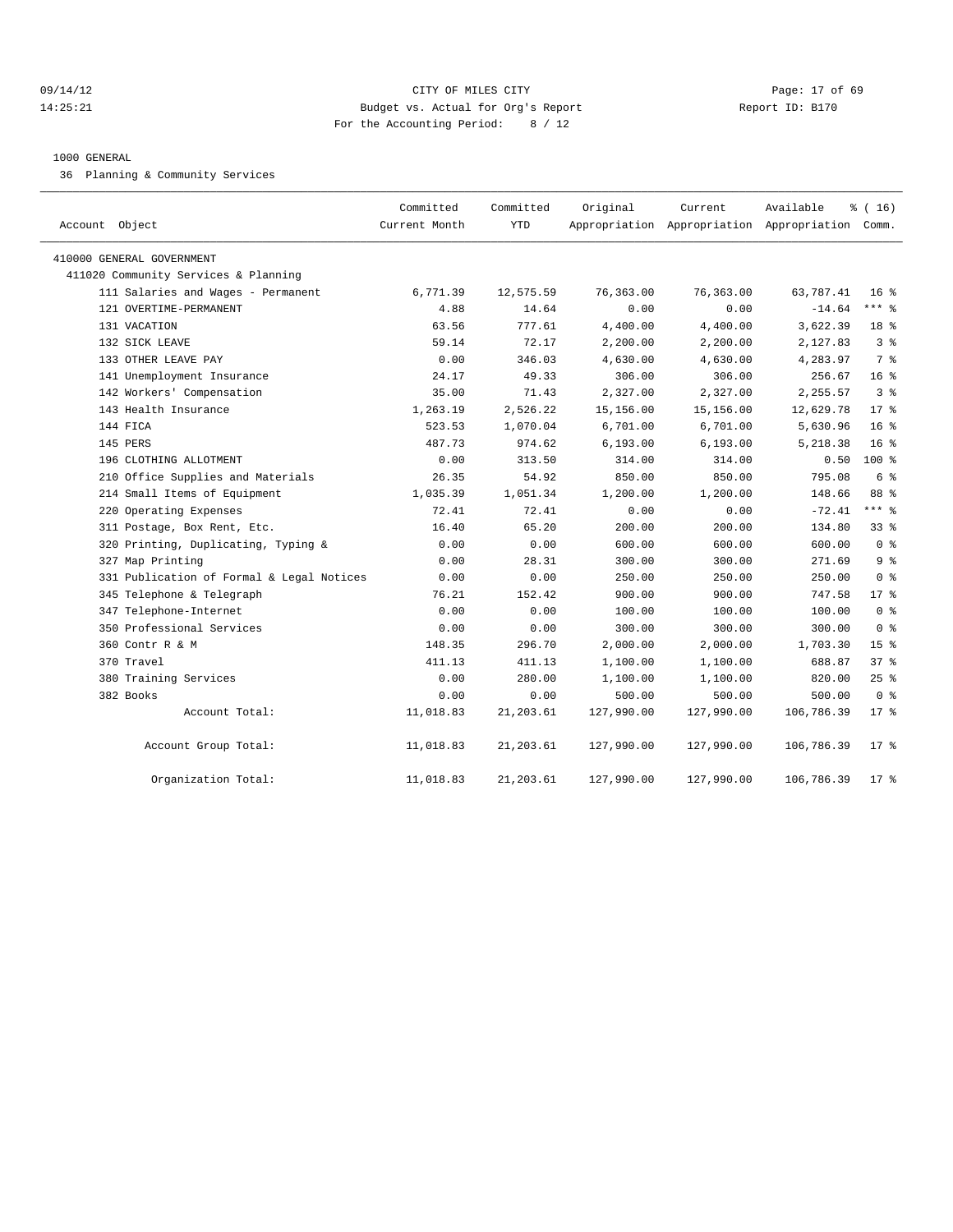CITY OF MILES CITY
Budget vs. Actual for Org's Report
For the Accounting Period: 8 / 12

09/14/12
14:25:21

Report ID: B170

1000 GENERAL

36 Planning & Community Services

| Account Object | Committed Current Month | Committed YTD | Original Appropriation | Current Appropriation | Available Appropriation | % ( 16) Comm. |
|---|---|---|---|---|---|---|
| 410000 GENERAL GOVERNMENT | | | | | | |
| 411020 Community Services & Planning | | | | | | |
| 111 Salaries and Wages - Permanent | 6,771.39 | 12,575.59 | 76,363.00 | 76,363.00 | 63,787.41 | 16 % |
| 121 OVERTIME-PERMANENT | 4.88 | 14.64 | 0.00 | 0.00 | -14.64 | *** % |
| 131 VACATION | 63.56 | 777.61 | 4,400.00 | 4,400.00 | 3,622.39 | 18 % |
| 132 SICK LEAVE | 59.14 | 72.17 | 2,200.00 | 2,200.00 | 2,127.83 | 3 % |
| 133 OTHER LEAVE PAY | 0.00 | 346.03 | 4,630.00 | 4,630.00 | 4,283.97 | 7 % |
| 141 Unemployment Insurance | 24.17 | 49.33 | 306.00 | 306.00 | 256.67 | 16 % |
| 142 Workers' Compensation | 35.00 | 71.43 | 2,327.00 | 2,327.00 | 2,255.57 | 3 % |
| 143 Health Insurance | 1,263.19 | 2,526.22 | 15,156.00 | 15,156.00 | 12,629.78 | 17 % |
| 144 FICA | 523.53 | 1,070.04 | 6,701.00 | 6,701.00 | 5,630.96 | 16 % |
| 145 PERS | 487.73 | 974.62 | 6,193.00 | 6,193.00 | 5,218.38 | 16 % |
| 196 CLOTHING ALLOTMENT | 0.00 | 313.50 | 314.00 | 314.00 | 0.50 | 100 % |
| 210 Office Supplies and Materials | 26.35 | 54.92 | 850.00 | 850.00 | 795.08 | 6 % |
| 214 Small Items of Equipment | 1,035.39 | 1,051.34 | 1,200.00 | 1,200.00 | 148.66 | 88 % |
| 220 Operating Expenses | 72.41 | 72.41 | 0.00 | 0.00 | -72.41 | *** % |
| 311 Postage, Box Rent, Etc. | 16.40 | 65.20 | 200.00 | 200.00 | 134.80 | 33 % |
| 320 Printing, Duplicating, Typing & | 0.00 | 0.00 | 600.00 | 600.00 | 600.00 | 0 % |
| 327 Map Printing | 0.00 | 28.31 | 300.00 | 300.00 | 271.69 | 9 % |
| 331 Publication of Formal & Legal Notices | 0.00 | 0.00 | 250.00 | 250.00 | 250.00 | 0 % |
| 345 Telephone & Telegraph | 76.21 | 152.42 | 900.00 | 900.00 | 747.58 | 17 % |
| 347 Telephone-Internet | 0.00 | 0.00 | 100.00 | 100.00 | 100.00 | 0 % |
| 350 Professional Services | 0.00 | 0.00 | 300.00 | 300.00 | 300.00 | 0 % |
| 360 Contr R & M | 148.35 | 296.70 | 2,000.00 | 2,000.00 | 1,703.30 | 15 % |
| 370 Travel | 411.13 | 411.13 | 1,100.00 | 1,100.00 | 688.87 | 37 % |
| 380 Training Services | 0.00 | 280.00 | 1,100.00 | 1,100.00 | 820.00 | 25 % |
| 382 Books | 0.00 | 0.00 | 500.00 | 500.00 | 500.00 | 0 % |
| Account Total: | 11,018.83 | 21,203.61 | 127,990.00 | 127,990.00 | 106,786.39 | 17 % |
| Account Group Total: | 11,018.83 | 21,203.61 | 127,990.00 | 127,990.00 | 106,786.39 | 17 % |
| Organization Total: | 11,018.83 | 21,203.61 | 127,990.00 | 127,990.00 | 106,786.39 | 17 % |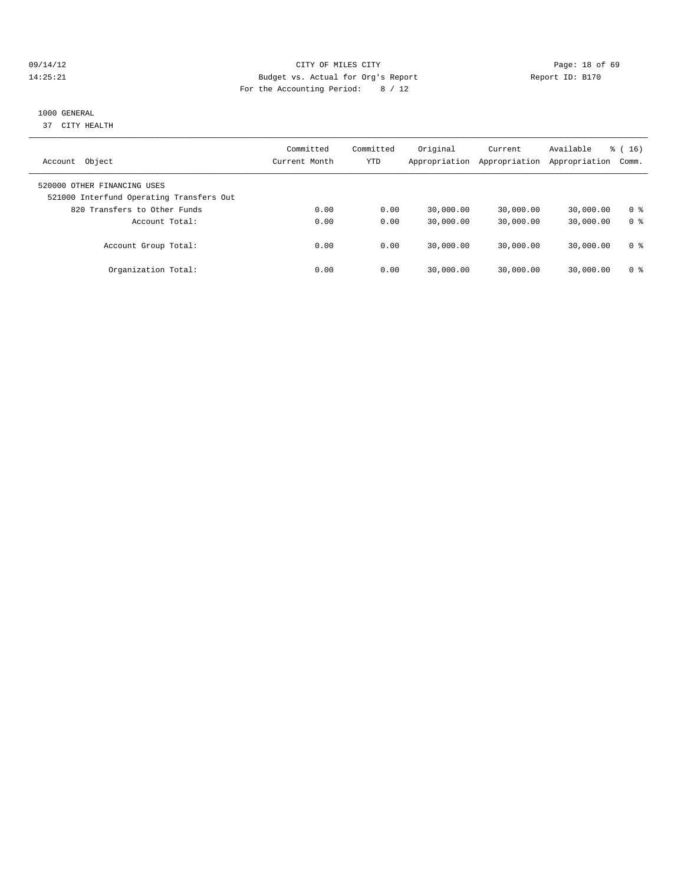09/14/12 CITY OF MILES CITY
14:25:21 Budget vs. Actual for Org's Report Report ID: B170
For the Accounting Period: 8 / 12

1000 GENERAL
37 CITY HEALTH

| Account Object | Committed Current Month | Committed YTD | Original Appropriation | Current Appropriation | Available Appropriation | % ( 16) Comm. |
|---|---|---|---|---|---|---|
| 520000 OTHER FINANCING USES | | | | | | |
| 521000 Interfund Operating Transfers Out | | | | | | |
| 820 Transfers to Other Funds | 0.00 | 0.00 | 30,000.00 | 30,000.00 | 30,000.00 | 0 % |
| Account Total: | 0.00 | 0.00 | 30,000.00 | 30,000.00 | 30,000.00 | 0 % |
| Account Group Total: | 0.00 | 0.00 | 30,000.00 | 30,000.00 | 30,000.00 | 0 % |
| Organization Total: | 0.00 | 0.00 | 30,000.00 | 30,000.00 | 30,000.00 | 0 % |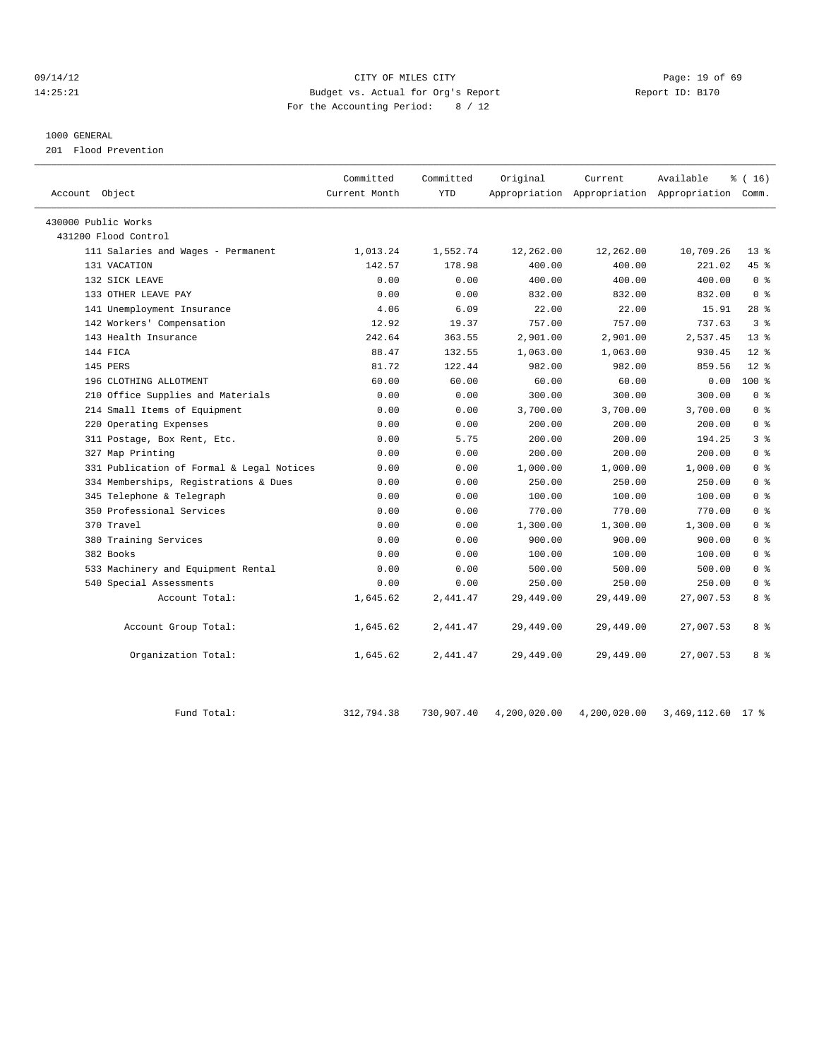CITY OF MILES CITY
Budget vs. Actual for Org's Report
For the Accounting Period: 8 / 12

09/14/12
14:25:21

Report ID: B170

1000 GENERAL
201 Flood Prevention

| Account Object | Committed Current Month | Committed YTD | Original Appropriation | Current Appropriation | Available Appropriation | % ( 16) Comm. |
|---|---|---|---|---|---|---|
| 430000 Public Works | | | | | | |
| 431200 Flood Control | | | | | | |
| 111 Salaries and Wages - Permanent | 1,013.24 | 1,552.74 | 12,262.00 | 12,262.00 | 10,709.26 | 13 % |
| 131 VACATION | 142.57 | 178.98 | 400.00 | 400.00 | 221.02 | 45 % |
| 132 SICK LEAVE | 0.00 | 0.00 | 400.00 | 400.00 | 400.00 | 0 % |
| 133 OTHER LEAVE PAY | 0.00 | 0.00 | 832.00 | 832.00 | 832.00 | 0 % |
| 141 Unemployment Insurance | 4.06 | 6.09 | 22.00 | 22.00 | 15.91 | 28 % |
| 142 Workers' Compensation | 12.92 | 19.37 | 757.00 | 757.00 | 737.63 | 3 % |
| 143 Health Insurance | 242.64 | 363.55 | 2,901.00 | 2,901.00 | 2,537.45 | 13 % |
| 144 FICA | 88.47 | 132.55 | 1,063.00 | 1,063.00 | 930.45 | 12 % |
| 145 PERS | 81.72 | 122.44 | 982.00 | 982.00 | 859.56 | 12 % |
| 196 CLOTHING ALLOTMENT | 60.00 | 60.00 | 60.00 | 60.00 | 0.00 | 100 % |
| 210 Office Supplies and Materials | 0.00 | 0.00 | 300.00 | 300.00 | 300.00 | 0 % |
| 214 Small Items of Equipment | 0.00 | 0.00 | 3,700.00 | 3,700.00 | 3,700.00 | 0 % |
| 220 Operating Expenses | 0.00 | 0.00 | 200.00 | 200.00 | 200.00 | 0 % |
| 311 Postage, Box Rent, Etc. | 0.00 | 5.75 | 200.00 | 200.00 | 194.25 | 3 % |
| 327 Map Printing | 0.00 | 0.00 | 200.00 | 200.00 | 200.00 | 0 % |
| 331 Publication of Formal & Legal Notices | 0.00 | 0.00 | 1,000.00 | 1,000.00 | 1,000.00 | 0 % |
| 334 Memberships, Registrations & Dues | 0.00 | 0.00 | 250.00 | 250.00 | 250.00 | 0 % |
| 345 Telephone & Telegraph | 0.00 | 0.00 | 100.00 | 100.00 | 100.00 | 0 % |
| 350 Professional Services | 0.00 | 0.00 | 770.00 | 770.00 | 770.00 | 0 % |
| 370 Travel | 0.00 | 0.00 | 1,300.00 | 1,300.00 | 1,300.00 | 0 % |
| 380 Training Services | 0.00 | 0.00 | 900.00 | 900.00 | 900.00 | 0 % |
| 382 Books | 0.00 | 0.00 | 100.00 | 100.00 | 100.00 | 0 % |
| 533 Machinery and Equipment Rental | 0.00 | 0.00 | 500.00 | 500.00 | 500.00 | 0 % |
| 540 Special Assessments | 0.00 | 0.00 | 250.00 | 250.00 | 250.00 | 0 % |
| Account Total: | 1,645.62 | 2,441.47 | 29,449.00 | 29,449.00 | 27,007.53 | 8 % |
| Account Group Total: | 1,645.62 | 2,441.47 | 29,449.00 | 29,449.00 | 27,007.53 | 8 % |
| Organization Total: | 1,645.62 | 2,441.47 | 29,449.00 | 29,449.00 | 27,007.53 | 8 % |
| Fund Total: | 312,794.38 | 730,907.40 | 4,200,020.00 | 4,200,020.00 | 3,469,112.60 | 17 % |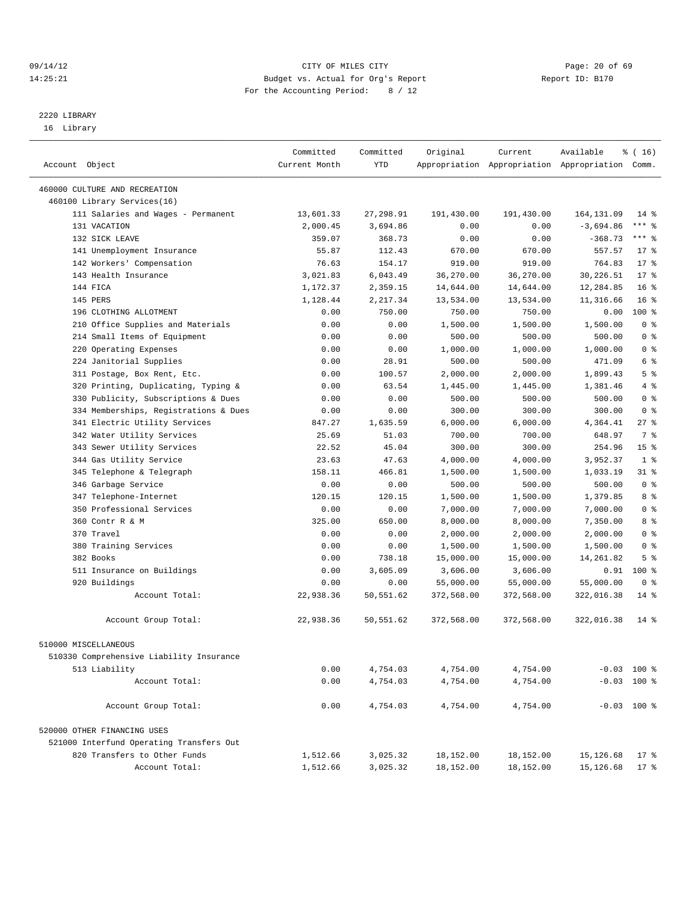09/14/12 CITY OF MILES CITY
14:25:21 Budget vs. Actual for Org's Report Report ID: B170
For the Accounting Period: 8 / 12

2220 LIBRARY
16 Library

| Account Object | Committed Current Month | Committed YTD | Original Appropriation | Current Appropriation | Available Appropriation | % ( 16) Comm. |
|---|---|---|---|---|---|---|
| 460000 CULTURE AND RECREATION | | | | | | |
| 460100 Library Services(16) | | | | | | |
| 111 Salaries and Wages - Permanent | 13,601.33 | 27,298.91 | 191,430.00 | 191,430.00 | 164,131.09 | 14 % |
| 131 VACATION | 2,000.45 | 3,694.86 | 0.00 | 0.00 | -3,694.86 | *** % |
| 132 SICK LEAVE | 359.07 | 368.73 | 0.00 | 0.00 | -368.73 | *** % |
| 141 Unemployment Insurance | 55.87 | 112.43 | 670.00 | 670.00 | 557.57 | 17 % |
| 142 Workers' Compensation | 76.63 | 154.17 | 919.00 | 919.00 | 764.83 | 17 % |
| 143 Health Insurance | 3,021.83 | 6,043.49 | 36,270.00 | 36,270.00 | 30,226.51 | 17 % |
| 144 FICA | 1,172.37 | 2,359.15 | 14,644.00 | 14,644.00 | 12,284.85 | 16 % |
| 145 PERS | 1,128.44 | 2,217.34 | 13,534.00 | 13,534.00 | 11,316.66 | 16 % |
| 196 CLOTHING ALLOTMENT | 0.00 | 750.00 | 750.00 | 750.00 | 0.00 | 100 % |
| 210 Office Supplies and Materials | 0.00 | 0.00 | 1,500.00 | 1,500.00 | 1,500.00 | 0 % |
| 214 Small Items of Equipment | 0.00 | 0.00 | 500.00 | 500.00 | 500.00 | 0 % |
| 220 Operating Expenses | 0.00 | 0.00 | 1,000.00 | 1,000.00 | 1,000.00 | 0 % |
| 224 Janitorial Supplies | 0.00 | 28.91 | 500.00 | 500.00 | 471.09 | 6 % |
| 311 Postage, Box Rent, Etc. | 0.00 | 100.57 | 2,000.00 | 2,000.00 | 1,899.43 | 5 % |
| 320 Printing, Duplicating, Typing & | 0.00 | 63.54 | 1,445.00 | 1,445.00 | 1,381.46 | 4 % |
| 330 Publicity, Subscriptions & Dues | 0.00 | 0.00 | 500.00 | 500.00 | 500.00 | 0 % |
| 334 Memberships, Registrations & Dues | 0.00 | 0.00 | 300.00 | 300.00 | 300.00 | 0 % |
| 341 Electric Utility Services | 847.27 | 1,635.59 | 6,000.00 | 6,000.00 | 4,364.41 | 27 % |
| 342 Water Utility Services | 25.69 | 51.03 | 700.00 | 700.00 | 648.97 | 7 % |
| 343 Sewer Utility Services | 22.52 | 45.04 | 300.00 | 300.00 | 254.96 | 15 % |
| 344 Gas Utility Service | 23.63 | 47.63 | 4,000.00 | 4,000.00 | 3,952.37 | 1 % |
| 345 Telephone & Telegraph | 158.11 | 466.81 | 1,500.00 | 1,500.00 | 1,033.19 | 31 % |
| 346 Garbage Service | 0.00 | 0.00 | 500.00 | 500.00 | 500.00 | 0 % |
| 347 Telephone-Internet | 120.15 | 120.15 | 1,500.00 | 1,500.00 | 1,379.85 | 8 % |
| 350 Professional Services | 0.00 | 0.00 | 7,000.00 | 7,000.00 | 7,000.00 | 0 % |
| 360 Contr R & M | 325.00 | 650.00 | 8,000.00 | 8,000.00 | 7,350.00 | 8 % |
| 370 Travel | 0.00 | 0.00 | 2,000.00 | 2,000.00 | 2,000.00 | 0 % |
| 380 Training Services | 0.00 | 0.00 | 1,500.00 | 1,500.00 | 1,500.00 | 0 % |
| 382 Books | 0.00 | 738.18 | 15,000.00 | 15,000.00 | 14,261.82 | 5 % |
| 511 Insurance on Buildings | 0.00 | 3,605.09 | 3,606.00 | 3,606.00 | 0.91 | 100 % |
| 920 Buildings | 0.00 | 0.00 | 55,000.00 | 55,000.00 | 55,000.00 | 0 % |
| Account Total: | 22,938.36 | 50,551.62 | 372,568.00 | 372,568.00 | 322,016.38 | 14 % |
| Account Group Total: | 22,938.36 | 50,551.62 | 372,568.00 | 372,568.00 | 322,016.38 | 14 % |
| 510000 MISCELLANEOUS | | | | | | |
| 510330 Comprehensive Liability Insurance | | | | | | |
| 513 Liability | 0.00 | 4,754.03 | 4,754.00 | 4,754.00 | -0.03 | 100 % |
| Account Total: | 0.00 | 4,754.03 | 4,754.00 | 4,754.00 | -0.03 | 100 % |
| Account Group Total: | 0.00 | 4,754.03 | 4,754.00 | 4,754.00 | -0.03 | 100 % |
| 520000 OTHER FINANCING USES | | | | | | |
| 521000 Interfund Operating Transfers Out | | | | | | |
| 820 Transfers to Other Funds | 1,512.66 | 3,025.32 | 18,152.00 | 18,152.00 | 15,126.68 | 17 % |
| Account Total: | 1,512.66 | 3,025.32 | 18,152.00 | 18,152.00 | 15,126.68 | 17 % |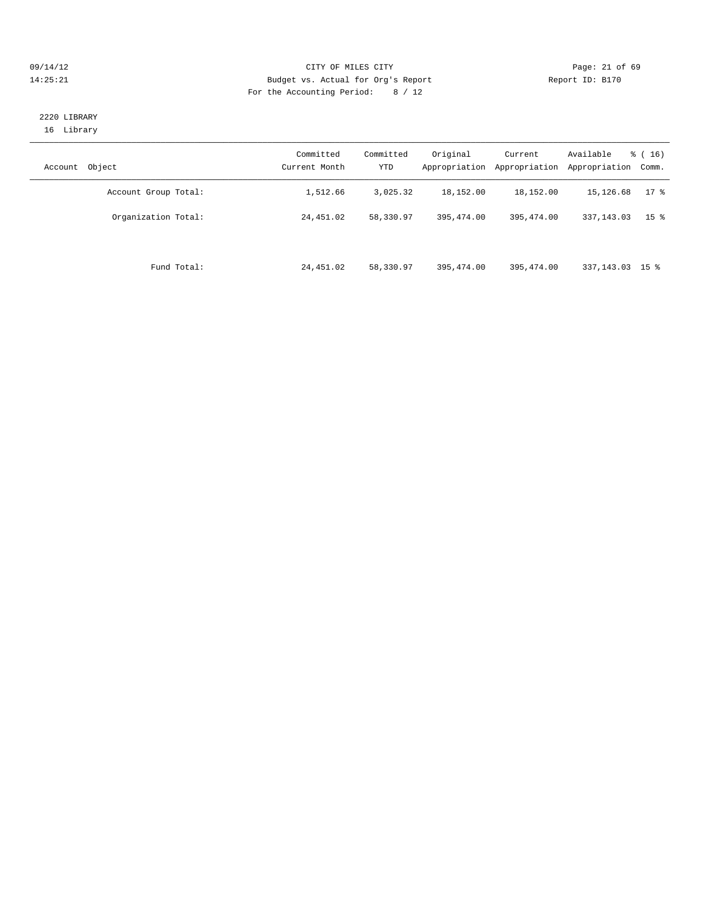CITY OF MILES CITY

Budget vs. Actual for Org's Report

For the Accounting Period: 8 / 12

09/14/12
14:25:21

Report ID: B170

2220 LIBRARY
16 Library

| Account Object | Committed Current Month | Committed YTD | Original Appropriation | Current Appropriation | Available Appropriation | % ( 16) Comm. |
|---|---|---|---|---|---|---|
| Account Group Total: | 1,512.66 | 3,025.32 | 18,152.00 | 18,152.00 | 15,126.68 | 17 % |
| Organization Total: | 24,451.02 | 58,330.97 | 395,474.00 | 395,474.00 | 337,143.03 | 15 % |
| Fund Total: | 24,451.02 | 58,330.97 | 395,474.00 | 395,474.00 | 337,143.03 | 15 % |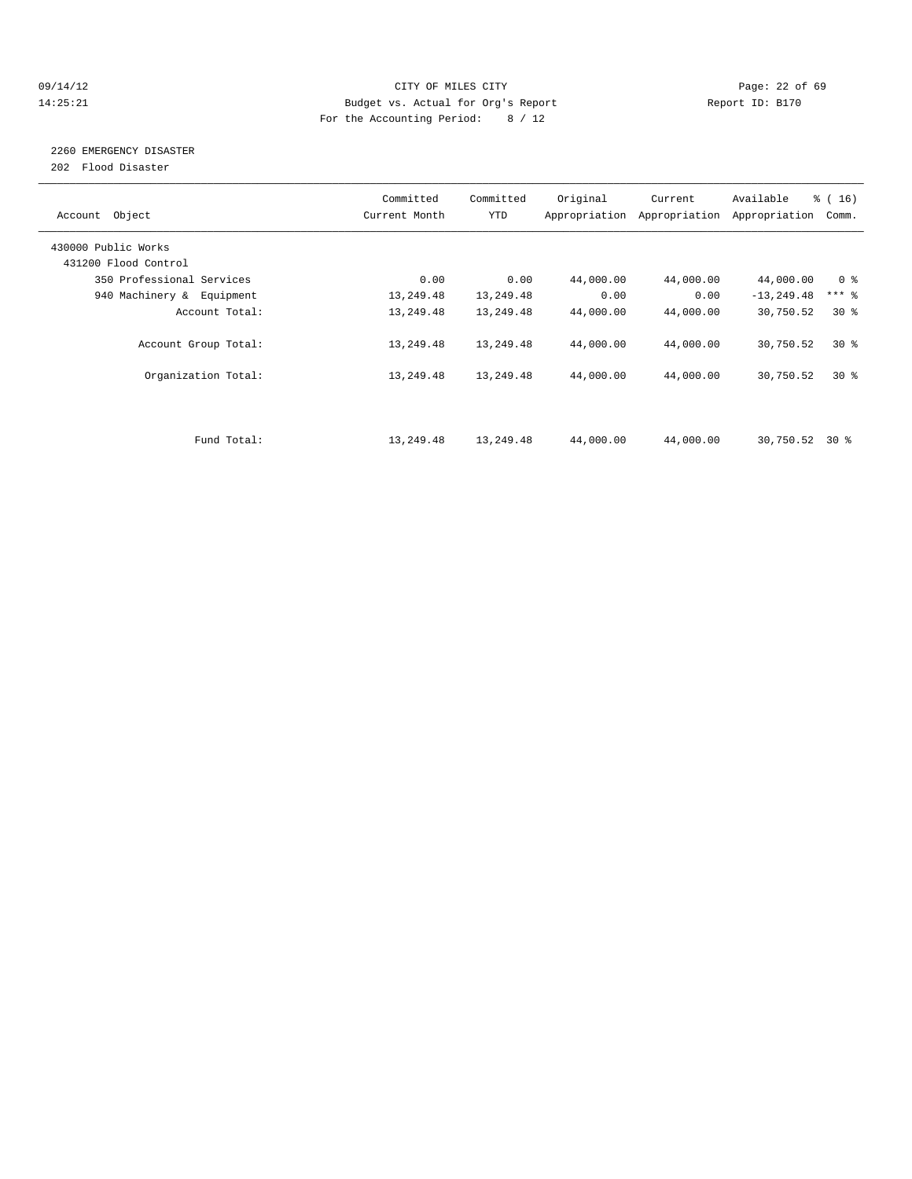CITY OF MILES CITY
Budget vs. Actual for Org's Report
For the Accounting Period: 8 / 12

09/14/12
14:25:21

Report ID: B170

## 2260 EMERGENCY DISASTER
202 Flood Disaster

| Account Object | Committed Current Month | Committed YTD | Original Appropriation | Current Appropriation | Available Appropriation | % ( 16) Comm. |
|---|---|---|---|---|---|---|
| 430000 Public Works | | | | | | |
| 431200 Flood Control | | | | | | |
| 350 Professional Services | 0.00 | 0.00 | 44,000.00 | 44,000.00 | 44,000.00 | 0 % |
| 940 Machinery & Equipment | 13,249.48 | 13,249.48 | 0.00 | 0.00 | -13,249.48 | *** % |
| Account Total: | 13,249.48 | 13,249.48 | 44,000.00 | 44,000.00 | 30,750.52 | 30 % |
| Account Group Total: | 13,249.48 | 13,249.48 | 44,000.00 | 44,000.00 | 30,750.52 | 30 % |
| Organization Total: | 13,249.48 | 13,249.48 | 44,000.00 | 44,000.00 | 30,750.52 | 30 % |
| Fund Total: | 13,249.48 | 13,249.48 | 44,000.00 | 44,000.00 | 30,750.52 | 30 % |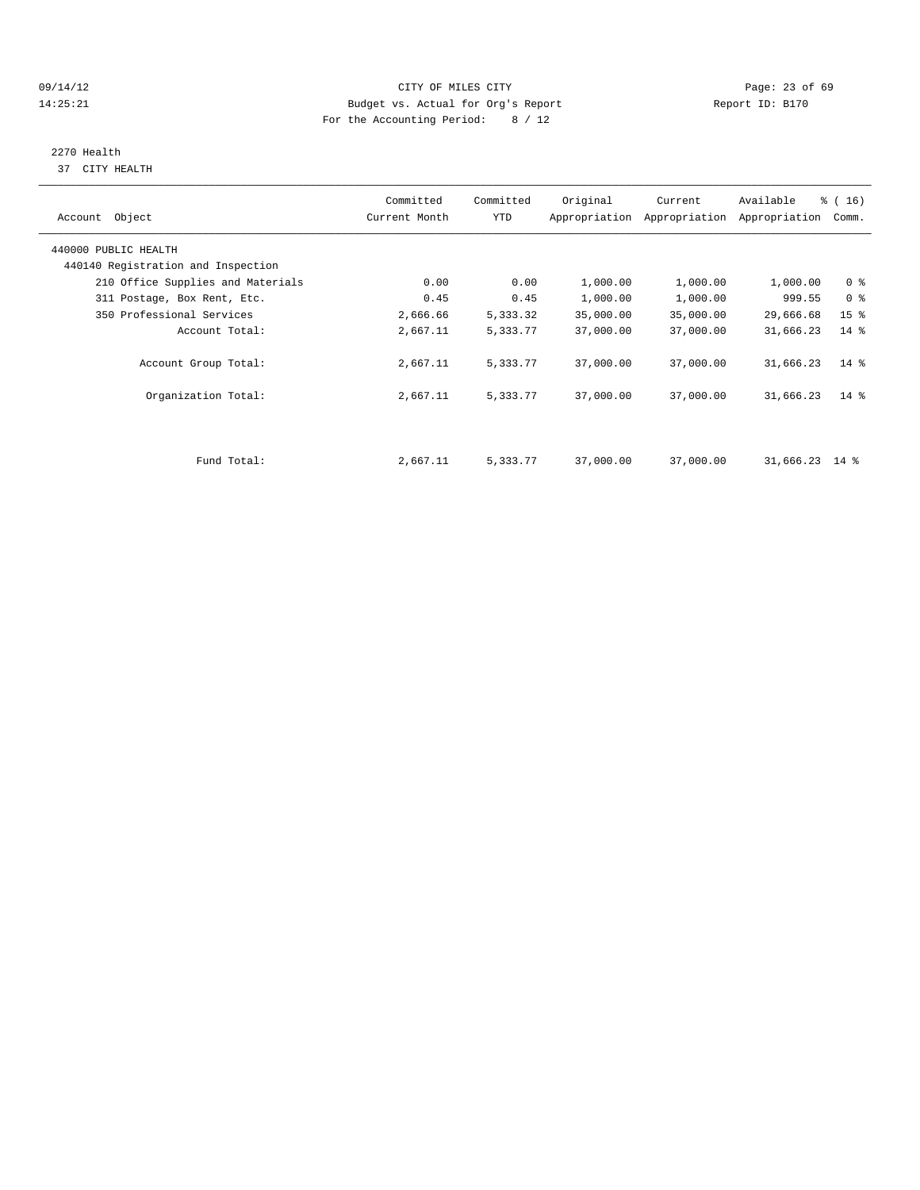CITY OF MILES CITY
Budget vs. Actual for Org's Report
For the Accounting Period: 8 / 12

09/14/12
14:25:21

Report ID: B170

2270 Health
37 CITY HEALTH

| Account Object | Committed Current Month | Committed YTD | Original Appropriation | Current Appropriation | Available Appropriation | % ( 16) Comm. |
|---|---|---|---|---|---|---|
| 440000 PUBLIC HEALTH | | | | | | |
| 440140 Registration and Inspection | | | | | | |
| 210 Office Supplies and Materials | 0.00 | 0.00 | 1,000.00 | 1,000.00 | 1,000.00 | 0 % |
| 311 Postage, Box Rent, Etc. | 0.45 | 0.45 | 1,000.00 | 1,000.00 | 999.55 | 0 % |
| 350 Professional Services | 2,666.66 | 5,333.32 | 35,000.00 | 35,000.00 | 29,666.68 | 15 % |
| Account Total: | 2,667.11 | 5,333.77 | 37,000.00 | 37,000.00 | 31,666.23 | 14 % |
| Account Group Total: | 2,667.11 | 5,333.77 | 37,000.00 | 37,000.00 | 31,666.23 | 14 % |
| Organization Total: | 2,667.11 | 5,333.77 | 37,000.00 | 37,000.00 | 31,666.23 | 14 % |
| Fund Total: | 2,667.11 | 5,333.77 | 37,000.00 | 37,000.00 | 31,666.23 | 14 % |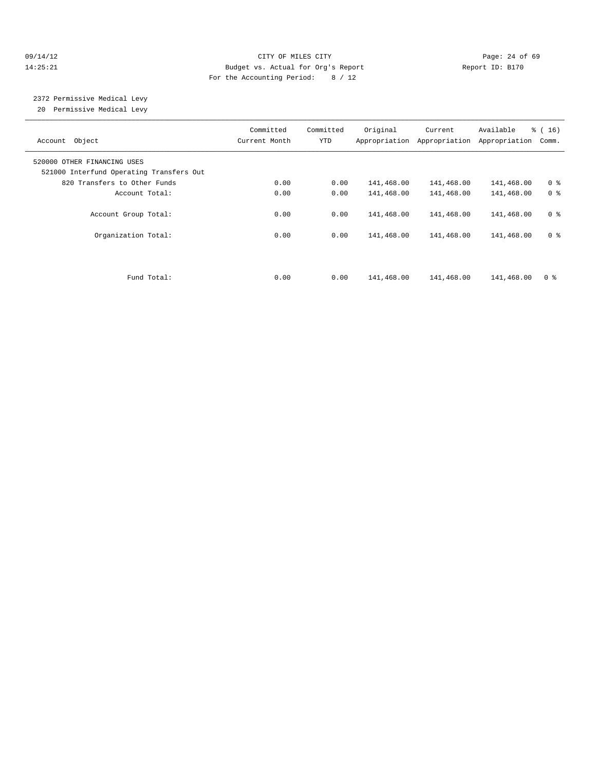CITY OF MILES CITY
Budget vs. Actual for Org's Report
For the Accounting Period: 8 / 12

09/14/12
14:25:21

Report ID: B170

## 2372 Permissive Medical Levy

20 Permissive Medical Levy

| Account Object | Committed Current Month | Committed YTD | Original Appropriation | Current Appropriation | Available Appropriation | % ( 16) Comm. |
|---|---|---|---|---|---|---|
| 520000 OTHER FINANCING USES | | | | | | |
| 521000 Interfund Operating Transfers Out | | | | | | |
| 820 Transfers to Other Funds | 0.00 | 0.00 | 141,468.00 | 141,468.00 | 141,468.00 | 0 % |
| Account Total: | 0.00 | 0.00 | 141,468.00 | 141,468.00 | 141,468.00 | 0 % |
| Account Group Total: | 0.00 | 0.00 | 141,468.00 | 141,468.00 | 141,468.00 | 0 % |
| Organization Total: | 0.00 | 0.00 | 141,468.00 | 141,468.00 | 141,468.00 | 0 % |
| Fund Total: | 0.00 | 0.00 | 141,468.00 | 141,468.00 | 141,468.00 | 0 % |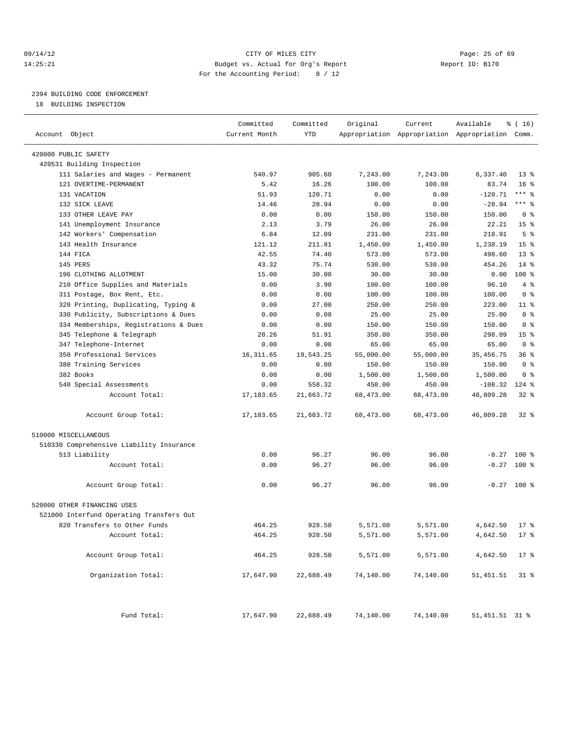CITY OF MILES CITY
Budget vs. Actual for Org's Report
For the Accounting Period: 8 / 12

09/14/12
14:25:21

Report ID: B170

2394 BUILDING CODE ENFORCEMENT
18 BUILDING INSPECTION

| Account Object | Committed Current Month | Committed YTD | Original Appropriation | Current Appropriation | Available Appropriation | % ( 16) Comm. |
|---|---|---|---|---|---|---|
| 420000 PUBLIC SAFETY | | | | | | |
| 420531 Building Inspection | | | | | | |
| 111 Salaries and Wages - Permanent | 540.97 | 905.60 | 7,243.00 | 7,243.00 | 6,337.40 | 13 % |
| 121 OVERTIME-PERMANENT | 5.42 | 16.26 | 100.00 | 100.00 | 83.74 | 16 % |
| 131 VACATION | 51.93 | 120.71 | 0.00 | 0.00 | -120.71 | *** % |
| 132 SICK LEAVE | 14.46 | 28.94 | 0.00 | 0.00 | -28.94 | *** % |
| 133 OTHER LEAVE PAY | 0.00 | 0.00 | 150.00 | 150.00 | 150.00 | 0 % |
| 141 Unemployment Insurance | 2.13 | 3.79 | 26.00 | 26.00 | 22.21 | 15 % |
| 142 Workers' Compensation | 6.84 | 12.09 | 231.00 | 231.00 | 218.91 | 5 % |
| 143 Health Insurance | 121.12 | 211.81 | 1,450.00 | 1,450.00 | 1,238.19 | 15 % |
| 144 FICA | 42.55 | 74.40 | 573.00 | 573.00 | 498.60 | 13 % |
| 145 PERS | 43.32 | 75.74 | 530.00 | 530.00 | 454.26 | 14 % |
| 196 CLOTHING ALLOTMENT | 15.00 | 30.00 | 30.00 | 30.00 | 0.00 | 100 % |
| 210 Office Supplies and Materials | 0.00 | 3.90 | 100.00 | 100.00 | 96.10 | 4 % |
| 311 Postage, Box Rent, Etc. | 0.00 | 0.00 | 100.00 | 100.00 | 100.00 | 0 % |
| 320 Printing, Duplicating, Typing & | 0.00 | 27.00 | 250.00 | 250.00 | 223.00 | 11 % |
| 330 Publicity, Subscriptions & Dues | 0.00 | 0.00 | 25.00 | 25.00 | 25.00 | 0 % |
| 334 Memberships, Registrations & Dues | 0.00 | 0.00 | 150.00 | 150.00 | 150.00 | 0 % |
| 345 Telephone & Telegraph | 28.26 | 51.91 | 350.00 | 350.00 | 298.09 | 15 % |
| 347 Telephone-Internet | 0.00 | 0.00 | 65.00 | 65.00 | 65.00 | 0 % |
| 350 Professional Services | 16,311.65 | 19,543.25 | 55,000.00 | 55,000.00 | 35,456.75 | 36 % |
| 380 Training Services | 0.00 | 0.00 | 150.00 | 150.00 | 150.00 | 0 % |
| 382 Books | 0.00 | 0.00 | 1,500.00 | 1,500.00 | 1,500.00 | 0 % |
| 540 Special Assessments | 0.00 | 558.32 | 450.00 | 450.00 | -108.32 | 124 % |
| Account Total: | 17,183.65 | 21,663.72 | 68,473.00 | 68,473.00 | 46,809.28 | 32 % |
| Account Group Total: | 17,183.65 | 21,663.72 | 68,473.00 | 68,473.00 | 46,809.28 | 32 % |
| 510000 MISCELLANEOUS | | | | | | |
| 510330 Comprehensive Liability Insurance | | | | | | |
| 513 Liability | 0.00 | 96.27 | 96.00 | 96.00 | -0.27 | 100 % |
| Account Total: | 0.00 | 96.27 | 96.00 | 96.00 | -0.27 | 100 % |
| Account Group Total: | 0.00 | 96.27 | 96.00 | 96.00 | -0.27 | 100 % |
| 520000 OTHER FINANCING USES | | | | | | |
| 521000 Interfund Operating Transfers Out | | | | | | |
| 820 Transfers to Other Funds | 464.25 | 928.50 | 5,571.00 | 5,571.00 | 4,642.50 | 17 % |
| Account Total: | 464.25 | 928.50 | 5,571.00 | 5,571.00 | 4,642.50 | 17 % |
| Account Group Total: | 464.25 | 928.50 | 5,571.00 | 5,571.00 | 4,642.50 | 17 % |
| Organization Total: | 17,647.90 | 22,688.49 | 74,140.00 | 74,140.00 | 51,451.51 | 31 % |
| Fund Total: | 17,647.90 | 22,688.49 | 74,140.00 | 74,140.00 | 51,451.51 | 31 % |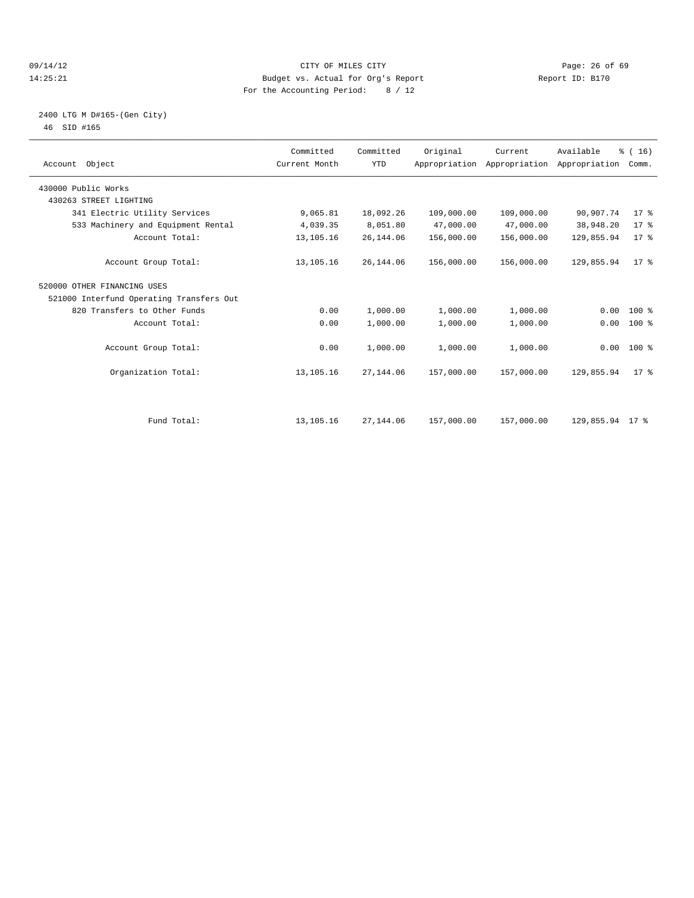CITY OF MILES CITY

Budget vs. Actual for Org's Report

For the Accounting Period: 8 / 12

09/14/12 14:25:21 Report ID: B170

2400 LTG M D#165-(Gen City)

46 SID #165

| Account Object | Committed Current Month | Committed YTD | Original Appropriation | Current Appropriation | Available Appropriation | % ( 16) Comm. |
|---|---|---|---|---|---|---|
| 430000 Public Works | | | | | | |
| 430263 STREET LIGHTING | | | | | | |
| 341 Electric Utility Services | 9,065.81 | 18,092.26 | 109,000.00 | 109,000.00 | 90,907.74 | 17 % |
| 533 Machinery and Equipment Rental | 4,039.35 | 8,051.80 | 47,000.00 | 47,000.00 | 38,948.20 | 17 % |
| Account Total: | 13,105.16 | 26,144.06 | 156,000.00 | 156,000.00 | 129,855.94 | 17 % |
| Account Group Total: | 13,105.16 | 26,144.06 | 156,000.00 | 156,000.00 | 129,855.94 | 17 % |
| 520000 OTHER FINANCING USES | | | | | | |
| 521000 Interfund Operating Transfers Out | | | | | | |
| 820 Transfers to Other Funds | 0.00 | 1,000.00 | 1,000.00 | 1,000.00 | 0.00 | 100 % |
| Account Total: | 0.00 | 1,000.00 | 1,000.00 | 1,000.00 | 0.00 | 100 % |
| Account Group Total: | 0.00 | 1,000.00 | 1,000.00 | 1,000.00 | 0.00 | 100 % |
| Organization Total: | 13,105.16 | 27,144.06 | 157,000.00 | 157,000.00 | 129,855.94 | 17 % |
| Fund Total: | 13,105.16 | 27,144.06 | 157,000.00 | 157,000.00 | 129,855.94 | 17 % |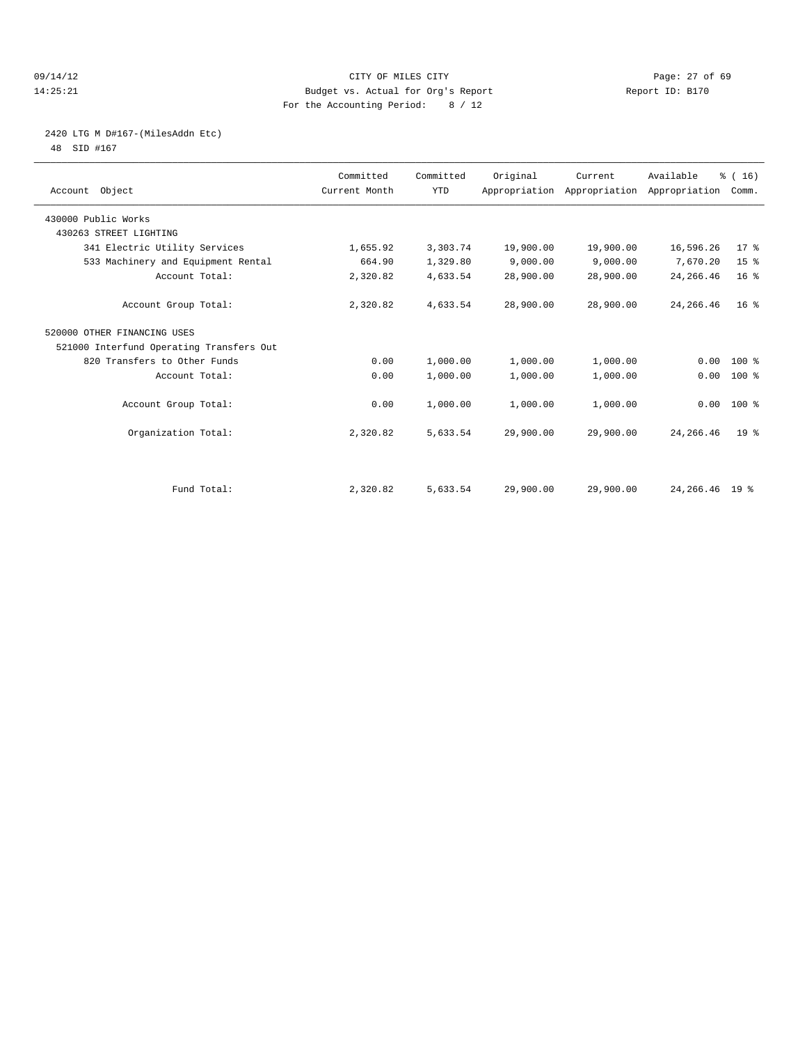CITY OF MILES CITY
Budget vs. Actual for Org's Report
For the Accounting Period: 8 / 12

2420 LTG M D#167-(MilesAddn Etc)
48 SID #167

| Account Object | Committed Current Month | Committed YTD | Original Appropriation | Current Appropriation | Available Appropriation | % ( 16) Comm. |
|---|---|---|---|---|---|---|
| 430000 Public Works | | | | | | |
| 430263 STREET LIGHTING | | | | | | |
| 341 Electric Utility Services | 1,655.92 | 3,303.74 | 19,900.00 | 19,900.00 | 16,596.26 | 17 % |
| 533 Machinery and Equipment Rental | 664.90 | 1,329.80 | 9,000.00 | 9,000.00 | 7,670.20 | 15 % |
| Account Total: | 2,320.82 | 4,633.54 | 28,900.00 | 28,900.00 | 24,266.46 | 16 % |
| Account Group Total: | 2,320.82 | 4,633.54 | 28,900.00 | 28,900.00 | 24,266.46 | 16 % |
| 520000 OTHER FINANCING USES | | | | | | |
| 521000 Interfund Operating Transfers Out | | | | | | |
| 820 Transfers to Other Funds | 0.00 | 1,000.00 | 1,000.00 | 1,000.00 | 0.00 | 100 % |
| Account Total: | 0.00 | 1,000.00 | 1,000.00 | 1,000.00 | 0.00 | 100 % |
| Account Group Total: | 0.00 | 1,000.00 | 1,000.00 | 1,000.00 | 0.00 | 100 % |
| Organization Total: | 2,320.82 | 5,633.54 | 29,900.00 | 29,900.00 | 24,266.46 | 19 % |
| Fund Total: | 2,320.82 | 5,633.54 | 29,900.00 | 29,900.00 | 24,266.46 | 19 % |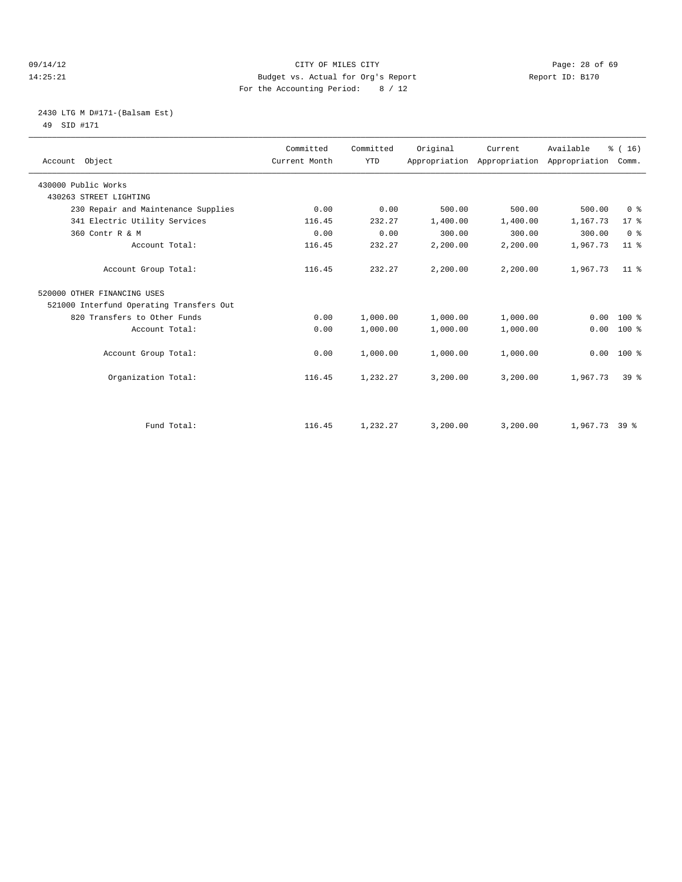CITY OF MILES CITY
Budget vs. Actual for Org's Report
For the Accounting Period: 8 / 12

09/14/12
14:25:21

Report ID: B170

2430 LTG M D#171-(Balsam Est)
49 SID #171

| Account Object | Committed Current Month | Committed YTD | Original Appropriation | Current Appropriation | Available Appropriation | % ( 16) Comm. |
|---|---|---|---|---|---|---|
| 430000 Public Works | | | | | | |
| 430263 STREET LIGHTING | | | | | | |
| 230 Repair and Maintenance Supplies | 0.00 | 0.00 | 500.00 | 500.00 | 500.00 | 0 % |
| 341 Electric Utility Services | 116.45 | 232.27 | 1,400.00 | 1,400.00 | 1,167.73 | 17 % |
| 360 Contr R & M | 0.00 | 0.00 | 300.00 | 300.00 | 300.00 | 0 % |
| Account Total: | 116.45 | 232.27 | 2,200.00 | 2,200.00 | 1,967.73 | 11 % |
| Account Group Total: | 116.45 | 232.27 | 2,200.00 | 2,200.00 | 1,967.73 | 11 % |
| 520000 OTHER FINANCING USES | | | | | | |
| 521000 Interfund Operating Transfers Out | | | | | | |
| 820 Transfers to Other Funds | 0.00 | 1,000.00 | 1,000.00 | 1,000.00 | 0.00 | 100 % |
| Account Total: | 0.00 | 1,000.00 | 1,000.00 | 1,000.00 | 0.00 | 100 % |
| Account Group Total: | 0.00 | 1,000.00 | 1,000.00 | 1,000.00 | 0.00 | 100 % |
| Organization Total: | 116.45 | 1,232.27 | 3,200.00 | 3,200.00 | 1,967.73 | 39 % |
| Fund Total: | 116.45 | 1,232.27 | 3,200.00 | 3,200.00 | 1,967.73 | 39 % |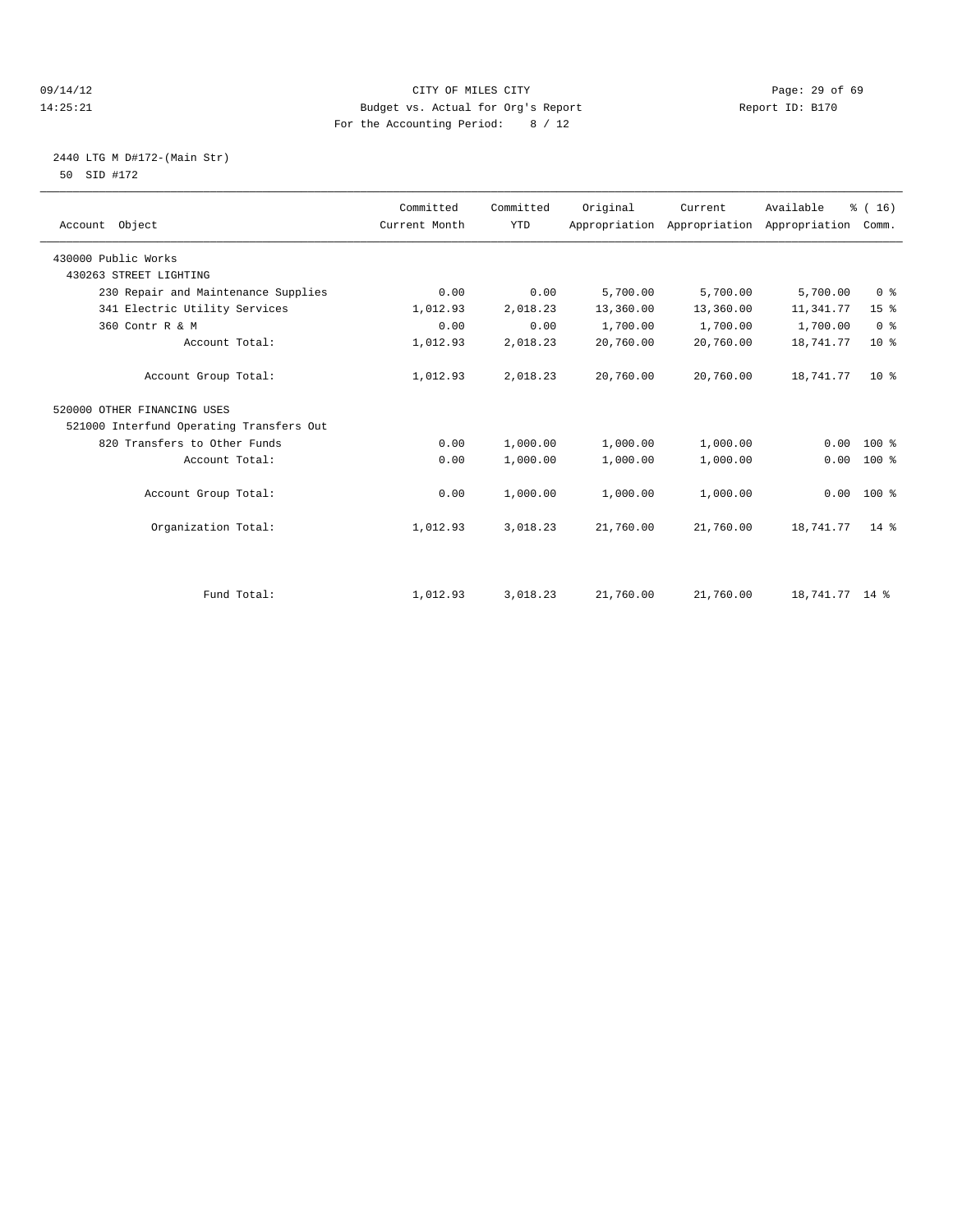CITY OF MILES CITY
Budget vs. Actual for Org's Report
For the Accounting Period: 8 / 12

09/14/12
14:25:21

Report ID: B170

2440 LTG M D#172-(Main Str)
50 SID #172

| Account Object | Committed Current Month | Committed YTD | Original Appropriation | Current Appropriation | Available Appropriation | % ( 16) Comm. |
|---|---|---|---|---|---|---|
| 430000 Public Works | | | | | | |
| 430263 STREET LIGHTING | | | | | | |
| 230 Repair and Maintenance Supplies | 0.00 | 0.00 | 5,700.00 | 5,700.00 | 5,700.00 | 0 % |
| 341 Electric Utility Services | 1,012.93 | 2,018.23 | 13,360.00 | 13,360.00 | 11,341.77 | 15 % |
| 360 Contr R & M | 0.00 | 0.00 | 1,700.00 | 1,700.00 | 1,700.00 | 0 % |
| Account Total: | 1,012.93 | 2,018.23 | 20,760.00 | 20,760.00 | 18,741.77 | 10 % |
| Account Group Total: | 1,012.93 | 2,018.23 | 20,760.00 | 20,760.00 | 18,741.77 | 10 % |
| 520000 OTHER FINANCING USES | | | | | | |
| 521000 Interfund Operating Transfers Out | | | | | | |
| 820 Transfers to Other Funds | 0.00 | 1,000.00 | 1,000.00 | 1,000.00 | 0.00 | 100 % |
| Account Total: | 0.00 | 1,000.00 | 1,000.00 | 1,000.00 | 0.00 | 100 % |
| Account Group Total: | 0.00 | 1,000.00 | 1,000.00 | 1,000.00 | 0.00 | 100 % |
| Organization Total: | 1,012.93 | 3,018.23 | 21,760.00 | 21,760.00 | 18,741.77 | 14 % |
| Fund Total: | 1,012.93 | 3,018.23 | 21,760.00 | 21,760.00 | 18,741.77 | 14 % |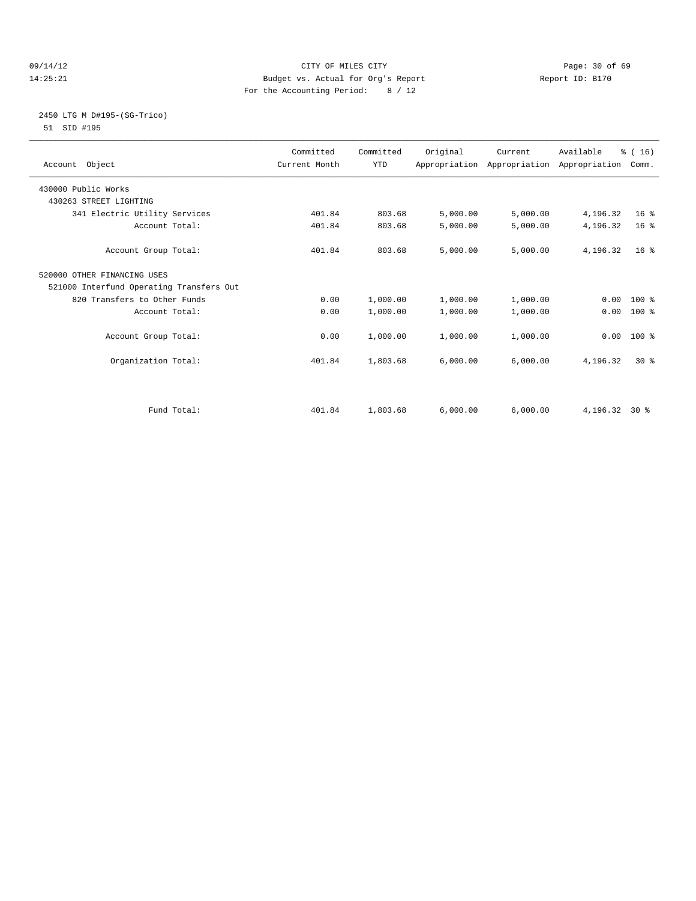CITY OF MILES CITY
Budget vs. Actual for Org's Report
For the Accounting Period: 8 / 12

09/14/12
14:25:21

Report ID: B170

2450 LTG M D#195-(SG-Trico)
51 SID #195

| Account Object | Committed Current Month | Committed YTD | Original Appropriation | Current Appropriation | Available Appropriation | % ( 16) Comm. |
|---|---|---|---|---|---|---|
| 430000 Public Works | | | | | | |
| 430263 STREET LIGHTING | | | | | | |
| 341 Electric Utility Services | 401.84 | 803.68 | 5,000.00 | 5,000.00 | 4,196.32 | 16 % |
| Account Total: | 401.84 | 803.68 | 5,000.00 | 5,000.00 | 4,196.32 | 16 % |
| Account Group Total: | 401.84 | 803.68 | 5,000.00 | 5,000.00 | 4,196.32 | 16 % |
| 520000 OTHER FINANCING USES | | | | | | |
| 521000 Interfund Operating Transfers Out | | | | | | |
| 820 Transfers to Other Funds | 0.00 | 1,000.00 | 1,000.00 | 1,000.00 | 0.00 | 100 % |
| Account Total: | 0.00 | 1,000.00 | 1,000.00 | 1,000.00 | 0.00 | 100 % |
| Account Group Total: | 0.00 | 1,000.00 | 1,000.00 | 1,000.00 | 0.00 | 100 % |
| Organization Total: | 401.84 | 1,803.68 | 6,000.00 | 6,000.00 | 4,196.32 | 30 % |
| Fund Total: | 401.84 | 1,803.68 | 6,000.00 | 6,000.00 | 4,196.32 | 30 % |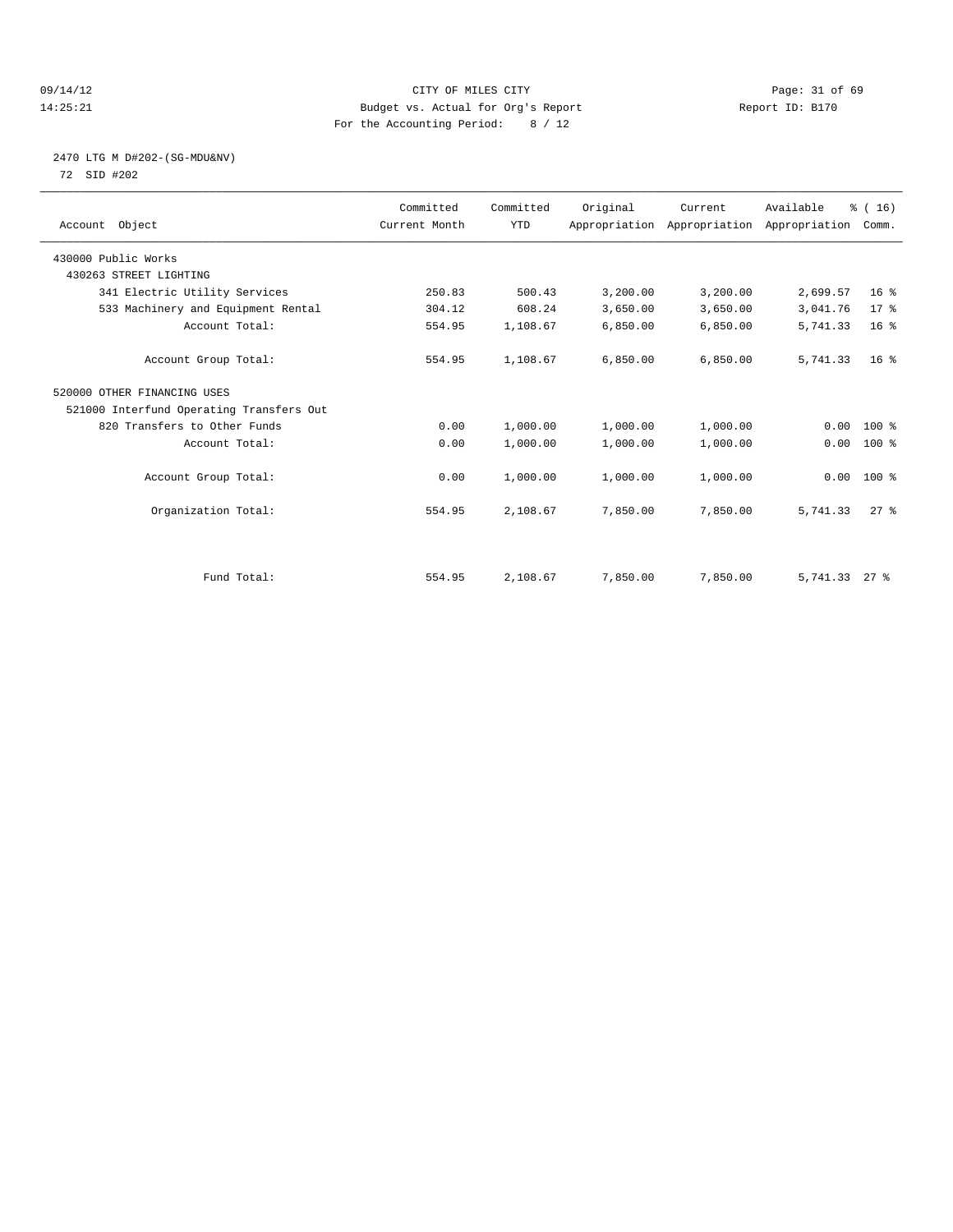CITY OF MILES CITY
Budget vs. Actual for Org's Report
For the Accounting Period: 8 / 12

## 2470 LTG M D#202-(SG-MDU&NV)

72 SID #202

| Account Object | Committed Current Month | Committed YTD | Original Appropriation | Current Appropriation | Available Appropriation | % ( 16) Comm. |
|---|---|---|---|---|---|---|
| 430000 Public Works | | | | | | |
| 430263 STREET LIGHTING | | | | | | |
| 341 Electric Utility Services | 250.83 | 500.43 | 3,200.00 | 3,200.00 | 2,699.57 | 16 % |
| 533 Machinery and Equipment Rental | 304.12 | 608.24 | 3,650.00 | 3,650.00 | 3,041.76 | 17 % |
| Account Total: | 554.95 | 1,108.67 | 6,850.00 | 6,850.00 | 5,741.33 | 16 % |
| Account Group Total: | 554.95 | 1,108.67 | 6,850.00 | 6,850.00 | 5,741.33 | 16 % |
| 520000 OTHER FINANCING USES | | | | | | |
| 521000 Interfund Operating Transfers Out | | | | | | |
| 820 Transfers to Other Funds | 0.00 | 1,000.00 | 1,000.00 | 1,000.00 | 0.00 | 100 % |
| Account Total: | 0.00 | 1,000.00 | 1,000.00 | 1,000.00 | 0.00 | 100 % |
| Account Group Total: | 0.00 | 1,000.00 | 1,000.00 | 1,000.00 | 0.00 | 100 % |
| Organization Total: | 554.95 | 2,108.67 | 7,850.00 | 7,850.00 | 5,741.33 | 27 % |
| Fund Total: | 554.95 | 2,108.67 | 7,850.00 | 7,850.00 | 5,741.33 | 27 % |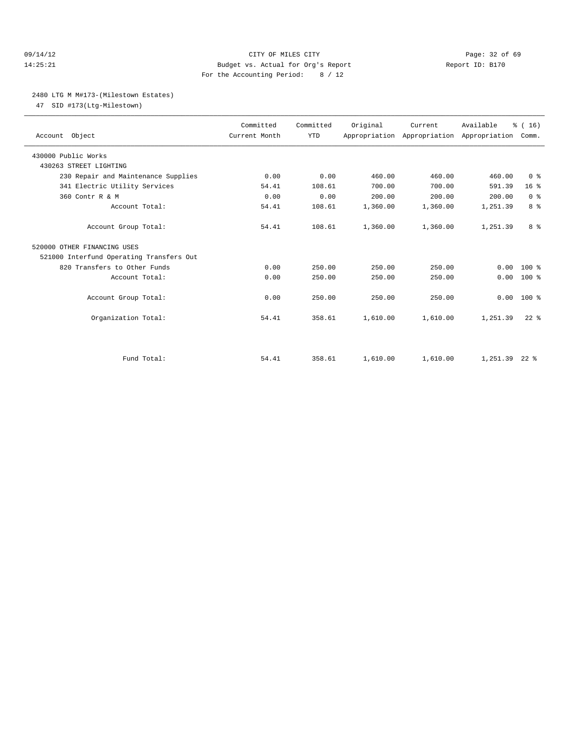CITY OF MILES CITY
Budget vs. Actual for Org's Report
For the Accounting Period: 8 / 12

09/14/12
14:25:21

Report ID: B170

2480 LTG M M#173-(Milestown Estates)
47 SID #173(Ltg-Milestown)

| Account Object | Committed Current Month | Committed YTD | Original Appropriation | Current Appropriation | Available Appropriation | % ( 16) Comm. |
|---|---|---|---|---|---|---|
| 430000 Public Works | | | | | | |
| 430263 STREET LIGHTING | | | | | | |
| 230 Repair and Maintenance Supplies | 0.00 | 0.00 | 460.00 | 460.00 | 460.00 | 0 % |
| 341 Electric Utility Services | 54.41 | 108.61 | 700.00 | 700.00 | 591.39 | 16 % |
| 360 Contr R & M | 0.00 | 0.00 | 200.00 | 200.00 | 200.00 | 0 % |
| Account Total: | 54.41 | 108.61 | 1,360.00 | 1,360.00 | 1,251.39 | 8 % |
| Account Group Total: | 54.41 | 108.61 | 1,360.00 | 1,360.00 | 1,251.39 | 8 % |
| 520000 OTHER FINANCING USES | | | | | | |
| 521000 Interfund Operating Transfers Out | | | | | | |
| 820 Transfers to Other Funds | 0.00 | 250.00 | 250.00 | 250.00 | 0.00 | 100 % |
| Account Total: | 0.00 | 250.00 | 250.00 | 250.00 | 0.00 | 100 % |
| Account Group Total: | 0.00 | 250.00 | 250.00 | 250.00 | 0.00 | 100 % |
| Organization Total: | 54.41 | 358.61 | 1,610.00 | 1,610.00 | 1,251.39 | 22 % |
| Fund Total: | 54.41 | 358.61 | 1,610.00 | 1,610.00 | 1,251.39 | 22 % |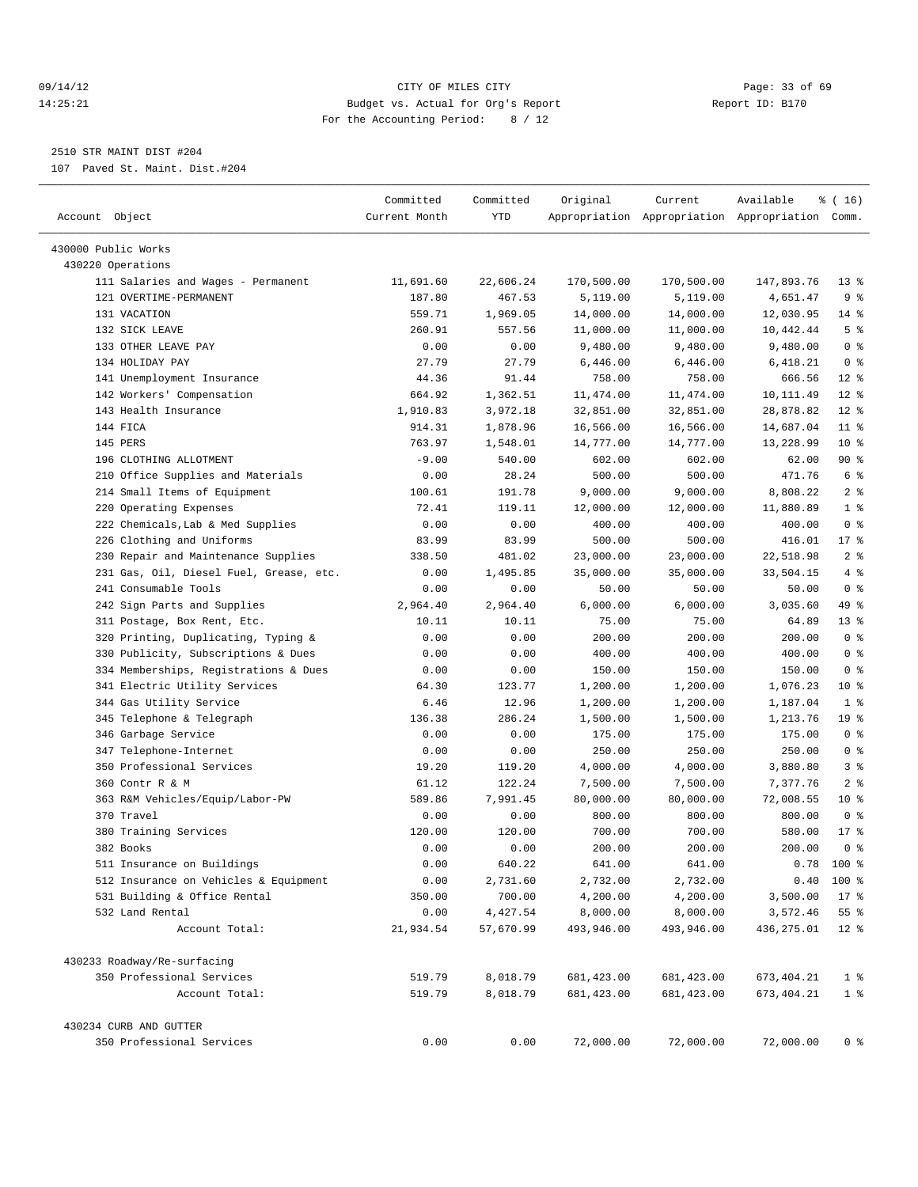CITY OF MILES CITY
Budget vs. Actual for Org's Report
For the Accounting Period: 8 / 12

2510 STR MAINT DIST #204

107 Paved St. Maint. Dist.#204

| Account Object | Committed Current Month | Committed YTD | Original Appropriation | Current Appropriation | Available Appropriation | % ( 16) Comm. |
|---|---|---|---|---|---|---|
| 430000 Public Works | | | | | | |
| 430220 Operations | | | | | | |
| 111 Salaries and Wages - Permanent | 11,691.60 | 22,606.24 | 170,500.00 | 170,500.00 | 147,893.76 | 13 % |
| 121 OVERTIME-PERMANENT | 187.80 | 467.53 | 5,119.00 | 5,119.00 | 4,651.47 | 9 % |
| 131 VACATION | 559.71 | 1,969.05 | 14,000.00 | 14,000.00 | 12,030.95 | 14 % |
| 132 SICK LEAVE | 260.91 | 557.56 | 11,000.00 | 11,000.00 | 10,442.44 | 5 % |
| 133 OTHER LEAVE PAY | 0.00 | 0.00 | 9,480.00 | 9,480.00 | 9,480.00 | 0 % |
| 134 HOLIDAY PAY | 27.79 | 27.79 | 6,446.00 | 6,446.00 | 6,418.21 | 0 % |
| 141 Unemployment Insurance | 44.36 | 91.44 | 758.00 | 758.00 | 666.56 | 12 % |
| 142 Workers' Compensation | 664.92 | 1,362.51 | 11,474.00 | 11,474.00 | 10,111.49 | 12 % |
| 143 Health Insurance | 1,910.83 | 3,972.18 | 32,851.00 | 32,851.00 | 28,878.82 | 12 % |
| 144 FICA | 914.31 | 1,878.96 | 16,566.00 | 16,566.00 | 14,687.04 | 11 % |
| 145 PERS | 763.97 | 1,548.01 | 14,777.00 | 14,777.00 | 13,228.99 | 10 % |
| 196 CLOTHING ALLOTMENT | -9.00 | 540.00 | 602.00 | 602.00 | 62.00 | 90 % |
| 210 Office Supplies and Materials | 0.00 | 28.24 | 500.00 | 500.00 | 471.76 | 6 % |
| 214 Small Items of Equipment | 100.61 | 191.78 | 9,000.00 | 9,000.00 | 8,808.22 | 2 % |
| 220 Operating Expenses | 72.41 | 119.11 | 12,000.00 | 12,000.00 | 11,880.89 | 1 % |
| 222 Chemicals,Lab & Med Supplies | 0.00 | 0.00 | 400.00 | 400.00 | 400.00 | 0 % |
| 226 Clothing and Uniforms | 83.99 | 83.99 | 500.00 | 500.00 | 416.01 | 17 % |
| 230 Repair and Maintenance Supplies | 338.50 | 481.02 | 23,000.00 | 23,000.00 | 22,518.98 | 2 % |
| 231 Gas, Oil, Diesel Fuel, Grease, etc. | 0.00 | 1,495.85 | 35,000.00 | 35,000.00 | 33,504.15 | 4 % |
| 241 Consumable Tools | 0.00 | 0.00 | 50.00 | 50.00 | 50.00 | 0 % |
| 242 Sign Parts and Supplies | 2,964.40 | 2,964.40 | 6,000.00 | 6,000.00 | 3,035.60 | 49 % |
| 311 Postage, Box Rent, Etc. | 10.11 | 10.11 | 75.00 | 75.00 | 64.89 | 13 % |
| 320 Printing, Duplicating, Typing & | 0.00 | 0.00 | 200.00 | 200.00 | 200.00 | 0 % |
| 330 Publicity, Subscriptions & Dues | 0.00 | 0.00 | 400.00 | 400.00 | 400.00 | 0 % |
| 334 Memberships, Registrations & Dues | 0.00 | 0.00 | 150.00 | 150.00 | 150.00 | 0 % |
| 341 Electric Utility Services | 64.30 | 123.77 | 1,200.00 | 1,200.00 | 1,076.23 | 10 % |
| 344 Gas Utility Service | 6.46 | 12.96 | 1,200.00 | 1,200.00 | 1,187.04 | 1 % |
| 345 Telephone & Telegraph | 136.38 | 286.24 | 1,500.00 | 1,500.00 | 1,213.76 | 19 % |
| 346 Garbage Service | 0.00 | 0.00 | 175.00 | 175.00 | 175.00 | 0 % |
| 347 Telephone-Internet | 0.00 | 0.00 | 250.00 | 250.00 | 250.00 | 0 % |
| 350 Professional Services | 19.20 | 119.20 | 4,000.00 | 4,000.00 | 3,880.80 | 3 % |
| 360 Contr R & M | 61.12 | 122.24 | 7,500.00 | 7,500.00 | 7,377.76 | 2 % |
| 363 R&M Vehicles/Equip/Labor-PW | 589.86 | 7,991.45 | 80,000.00 | 80,000.00 | 72,008.55 | 10 % |
| 370 Travel | 0.00 | 0.00 | 800.00 | 800.00 | 800.00 | 0 % |
| 380 Training Services | 120.00 | 120.00 | 700.00 | 700.00 | 580.00 | 17 % |
| 382 Books | 0.00 | 0.00 | 200.00 | 200.00 | 200.00 | 0 % |
| 511 Insurance on Buildings | 0.00 | 640.22 | 641.00 | 641.00 | 0.78 | 100 % |
| 512 Insurance on Vehicles & Equipment | 0.00 | 2,731.60 | 2,732.00 | 2,732.00 | 0.40 | 100 % |
| 531 Building & Office Rental | 350.00 | 700.00 | 4,200.00 | 4,200.00 | 3,500.00 | 17 % |
| 532 Land Rental | 0.00 | 4,427.54 | 8,000.00 | 8,000.00 | 3,572.46 | 55 % |
| Account Total: | 21,934.54 | 57,670.99 | 493,946.00 | 493,946.00 | 436,275.01 | 12 % |
| 430233 Roadway/Re-surfacing | | | | | | |
| 350 Professional Services | 519.79 | 8,018.79 | 681,423.00 | 681,423.00 | 673,404.21 | 1 % |
| Account Total: | 519.79 | 8,018.79 | 681,423.00 | 681,423.00 | 673,404.21 | 1 % |
| 430234 CURB AND GUTTER | | | | | | |
| 350 Professional Services | 0.00 | 0.00 | 72,000.00 | 72,000.00 | 72,000.00 | 0 % |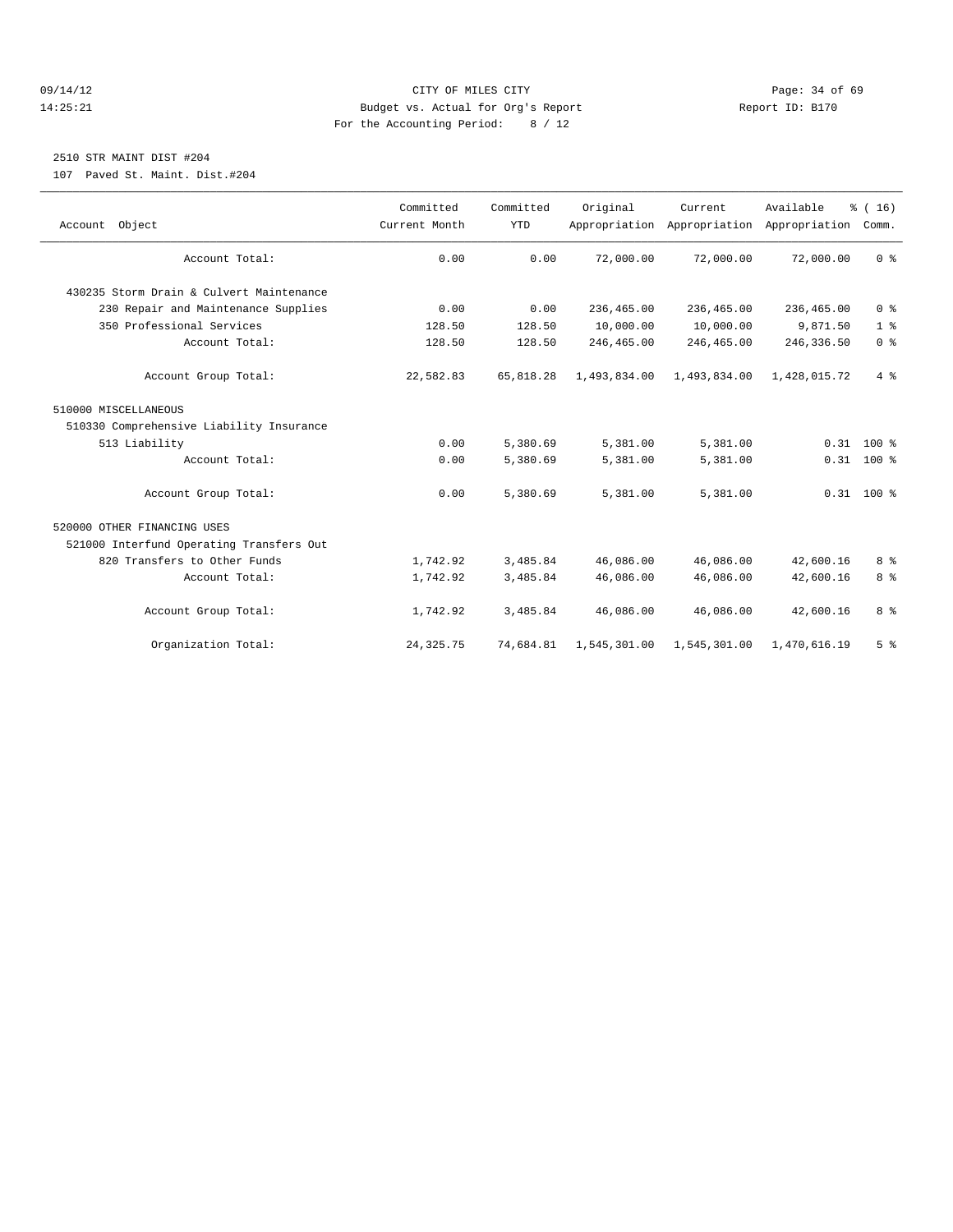CITY OF MILES CITY
Budget vs. Actual for Org's Report
For the Accounting Period: 8 / 12

09/14/12
14:25:21

Report ID: B170

2510 STR MAINT DIST #204
107 Paved St. Maint. Dist.#204

| Account Object | Committed Current Month | Committed YTD | Original Appropriation | Current Appropriation | Available Appropriation | % ( 16) Comm. |
|---|---|---|---|---|---|---|
| Account Total: | 0.00 | 0.00 | 72,000.00 | 72,000.00 | 72,000.00 | 0 % |
| 430235 Storm Drain & Culvert Maintenance | | | | | | |
| 230 Repair and Maintenance Supplies | 0.00 | 0.00 | 236,465.00 | 236,465.00 | 236,465.00 | 0 % |
| 350 Professional Services | 128.50 | 128.50 | 10,000.00 | 10,000.00 | 9,871.50 | 1 % |
| Account Total: | 128.50 | 128.50 | 246,465.00 | 246,465.00 | 246,336.50 | 0 % |
| Account Group Total: | 22,582.83 | 65,818.28 | 1,493,834.00 | 1,493,834.00 | 1,428,015.72 | 4 % |
| 510000 MISCELLANEOUS | | | | | | |
| 510330 Comprehensive Liability Insurance | | | | | | |
| 513 Liability | 0.00 | 5,380.69 | 5,381.00 | 5,381.00 | 0.31 | 100 % |
| Account Total: | 0.00 | 5,380.69 | 5,381.00 | 5,381.00 | 0.31 | 100 % |
| Account Group Total: | 0.00 | 5,380.69 | 5,381.00 | 5,381.00 | 0.31 | 100 % |
| 520000 OTHER FINANCING USES | | | | | | |
| 521000 Interfund Operating Transfers Out | | | | | | |
| 820 Transfers to Other Funds | 1,742.92 | 3,485.84 | 46,086.00 | 46,086.00 | 42,600.16 | 8 % |
| Account Total: | 1,742.92 | 3,485.84 | 46,086.00 | 46,086.00 | 42,600.16 | 8 % |
| Account Group Total: | 1,742.92 | 3,485.84 | 46,086.00 | 46,086.00 | 42,600.16 | 8 % |
| Organization Total: | 24,325.75 | 74,684.81 | 1,545,301.00 | 1,545,301.00 | 1,470,616.19 | 5 % |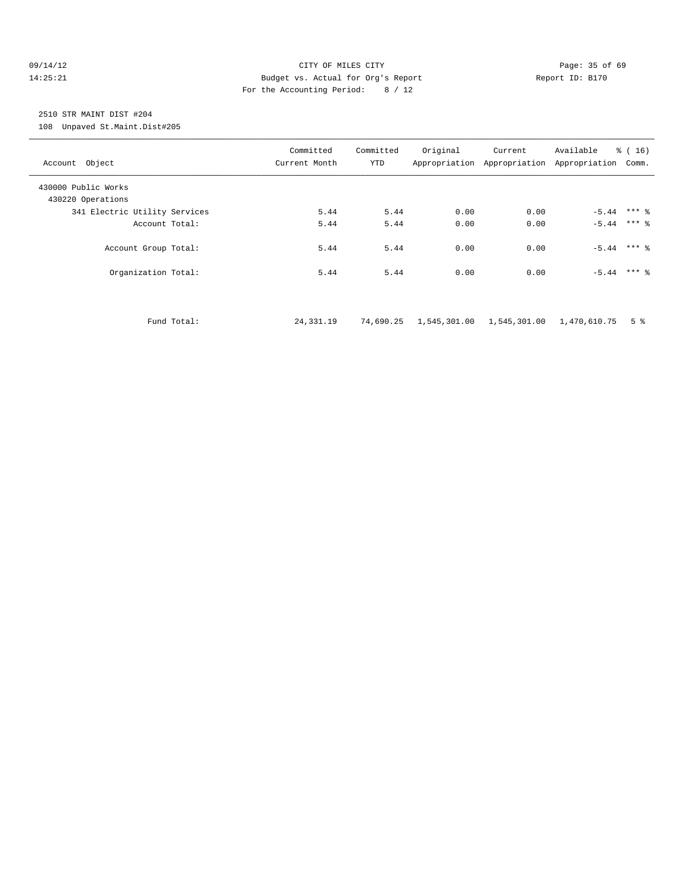CITY OF MILES CITY
Budget vs. Actual for Org's Report
For the Accounting Period: 8 / 12

09/14/12
14:25:21

Report ID: B170

2510 STR MAINT DIST #204

108 Unpaved St.Maint.Dist#205

| Account Object | Committed Current Month | Committed YTD | Original Appropriation | Current Appropriation | Available Appropriation | % ( 16) Comm. |
|---|---|---|---|---|---|---|
| 430000 Public Works | | | | | | |
| 430220 Operations | | | | | | |
| 341 Electric Utility Services | 5.44 | 5.44 | 0.00 | 0.00 | -5.44 | *** % |
| Account Total: | 5.44 | 5.44 | 0.00 | 0.00 | -5.44 | *** % |
| Account Group Total: | 5.44 | 5.44 | 0.00 | 0.00 | -5.44 | *** % |
| Organization Total: | 5.44 | 5.44 | 0.00 | 0.00 | -5.44 | *** % |
| Fund Total: | 24,331.19 | 74,690.25 | 1,545,301.00 | 1,545,301.00 | 1,470,610.75 | 5 % |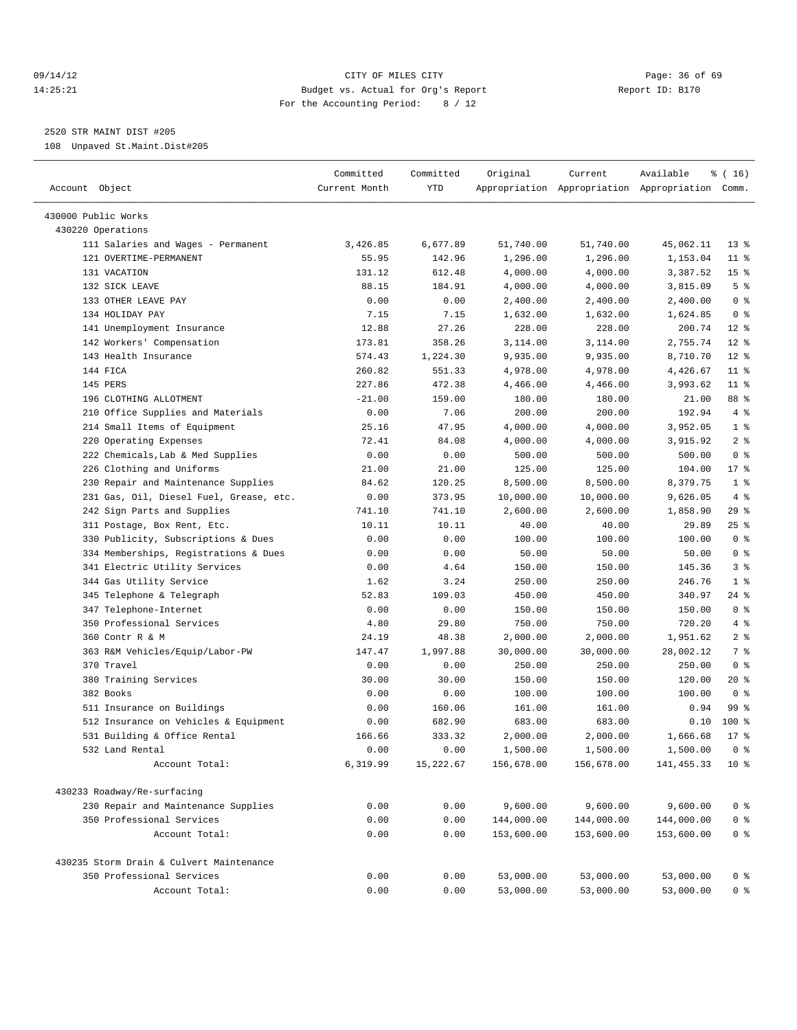CITY OF MILES CITY
Budget vs. Actual for Org's Report
For the Accounting Period: 8 / 12

2520 STR MAINT DIST #205

108 Unpaved St.Maint.Dist#205

| Account Object | Committed Current Month | Committed YTD | Original Appropriation | Current Appropriation | Available Appropriation | % ( 16) Comm. |
|---|---|---|---|---|---|---|
| 430000 Public Works | | | | | | |
| 430220 Operations | | | | | | |
| 111 Salaries and Wages - Permanent | 3,426.85 | 6,677.89 | 51,740.00 | 51,740.00 | 45,062.11 | 13 % |
| 121 OVERTIME-PERMANENT | 55.95 | 142.96 | 1,296.00 | 1,296.00 | 1,153.04 | 11 % |
| 131 VACATION | 131.12 | 612.48 | 4,000.00 | 4,000.00 | 3,387.52 | 15 % |
| 132 SICK LEAVE | 88.15 | 184.91 | 4,000.00 | 4,000.00 | 3,815.09 | 5 % |
| 133 OTHER LEAVE PAY | 0.00 | 0.00 | 2,400.00 | 2,400.00 | 2,400.00 | 0 % |
| 134 HOLIDAY PAY | 7.15 | 7.15 | 1,632.00 | 1,632.00 | 1,624.85 | 0 % |
| 141 Unemployment Insurance | 12.88 | 27.26 | 228.00 | 228.00 | 200.74 | 12 % |
| 142 Workers' Compensation | 173.81 | 358.26 | 3,114.00 | 3,114.00 | 2,755.74 | 12 % |
| 143 Health Insurance | 574.43 | 1,224.30 | 9,935.00 | 9,935.00 | 8,710.70 | 12 % |
| 144 FICA | 260.82 | 551.33 | 4,978.00 | 4,978.00 | 4,426.67 | 11 % |
| 145 PERS | 227.86 | 472.38 | 4,466.00 | 4,466.00 | 3,993.62 | 11 % |
| 196 CLOTHING ALLOTMENT | -21.00 | 159.00 | 180.00 | 180.00 | 21.00 | 88 % |
| 210 Office Supplies and Materials | 0.00 | 7.06 | 200.00 | 200.00 | 192.94 | 4 % |
| 214 Small Items of Equipment | 25.16 | 47.95 | 4,000.00 | 4,000.00 | 3,952.05 | 1 % |
| 220 Operating Expenses | 72.41 | 84.08 | 4,000.00 | 4,000.00 | 3,915.92 | 2 % |
| 222 Chemicals,Lab & Med Supplies | 0.00 | 0.00 | 500.00 | 500.00 | 500.00 | 0 % |
| 226 Clothing and Uniforms | 21.00 | 21.00 | 125.00 | 125.00 | 104.00 | 17 % |
| 230 Repair and Maintenance Supplies | 84.62 | 120.25 | 8,500.00 | 8,500.00 | 8,379.75 | 1 % |
| 231 Gas, Oil, Diesel Fuel, Grease, etc. | 0.00 | 373.95 | 10,000.00 | 10,000.00 | 9,626.05 | 4 % |
| 242 Sign Parts and Supplies | 741.10 | 741.10 | 2,600.00 | 2,600.00 | 1,858.90 | 29 % |
| 311 Postage, Box Rent, Etc. | 10.11 | 10.11 | 40.00 | 40.00 | 29.89 | 25 % |
| 330 Publicity, Subscriptions & Dues | 0.00 | 0.00 | 100.00 | 100.00 | 100.00 | 0 % |
| 334 Memberships, Registrations & Dues | 0.00 | 0.00 | 50.00 | 50.00 | 50.00 | 0 % |
| 341 Electric Utility Services | 0.00 | 4.64 | 150.00 | 150.00 | 145.36 | 3 % |
| 344 Gas Utility Service | 1.62 | 3.24 | 250.00 | 250.00 | 246.76 | 1 % |
| 345 Telephone & Telegraph | 52.83 | 109.03 | 450.00 | 450.00 | 340.97 | 24 % |
| 347 Telephone-Internet | 0.00 | 0.00 | 150.00 | 150.00 | 150.00 | 0 % |
| 350 Professional Services | 4.80 | 29.80 | 750.00 | 750.00 | 720.20 | 4 % |
| 360 Contr R & M | 24.19 | 48.38 | 2,000.00 | 2,000.00 | 1,951.62 | 2 % |
| 363 R&M Vehicles/Equip/Labor-PW | 147.47 | 1,997.88 | 30,000.00 | 30,000.00 | 28,002.12 | 7 % |
| 370 Travel | 0.00 | 0.00 | 250.00 | 250.00 | 250.00 | 0 % |
| 380 Training Services | 30.00 | 30.00 | 150.00 | 150.00 | 120.00 | 20 % |
| 382 Books | 0.00 | 0.00 | 100.00 | 100.00 | 100.00 | 0 % |
| 511 Insurance on Buildings | 0.00 | 160.06 | 161.00 | 161.00 | 0.94 | 99 % |
| 512 Insurance on Vehicles & Equipment | 0.00 | 682.90 | 683.00 | 683.00 | 0.10 | 100 % |
| 531 Building & Office Rental | 166.66 | 333.32 | 2,000.00 | 2,000.00 | 1,666.68 | 17 % |
| 532 Land Rental | 0.00 | 0.00 | 1,500.00 | 1,500.00 | 1,500.00 | 0 % |
| Account Total: | 6,319.99 | 15,222.67 | 156,678.00 | 156,678.00 | 141,455.33 | 10 % |
| 430233 Roadway/Re-surfacing | | | | | | |
| 230 Repair and Maintenance Supplies | 0.00 | 0.00 | 9,600.00 | 9,600.00 | 9,600.00 | 0 % |
| 350 Professional Services | 0.00 | 0.00 | 144,000.00 | 144,000.00 | 144,000.00 | 0 % |
| Account Total: | 0.00 | 0.00 | 153,600.00 | 153,600.00 | 153,600.00 | 0 % |
| 430235 Storm Drain & Culvert Maintenance | | | | | | |
| 350 Professional Services | 0.00 | 0.00 | 53,000.00 | 53,000.00 | 53,000.00 | 0 % |
| Account Total: | 0.00 | 0.00 | 53,000.00 | 53,000.00 | 53,000.00 | 0 % |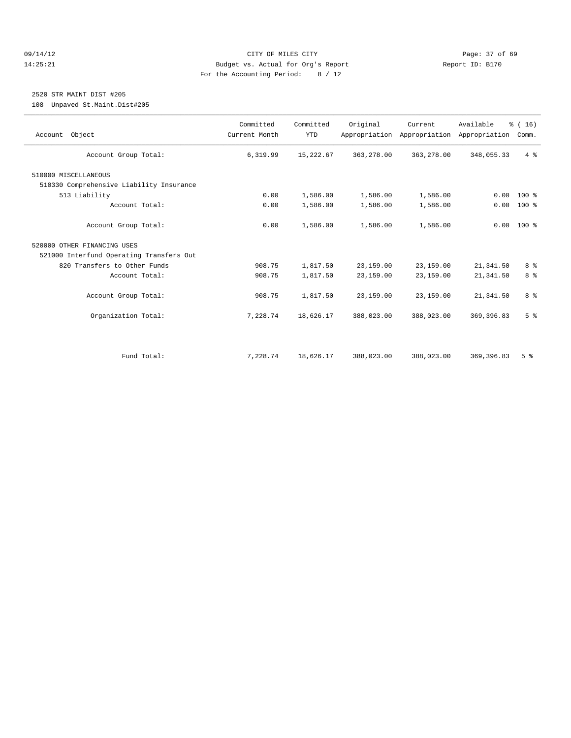CITY OF MILES CITY

Budget vs. Actual for Org's Report

For the Accounting Period: 8 / 12

09/14/12 14:25:21 Report ID: B170

2520 STR MAINT DIST #205

108 Unpaved St.Maint.Dist#205

| Account Object | Committed Current Month | Committed YTD | Original Appropriation | Current Appropriation | Available Appropriation | % ( 16) Comm. |
|---|---|---|---|---|---|---|
| Account Group Total: | 6,319.99 | 15,222.67 | 363,278.00 | 363,278.00 | 348,055.33 | 4 % |
| 510000 MISCELLANEOUS | | | | | | |
| 510330 Comprehensive Liability Insurance | | | | | | |
| 513 Liability | 0.00 | 1,586.00 | 1,586.00 | 1,586.00 | 0.00 | 100 % |
| Account Total: | 0.00 | 1,586.00 | 1,586.00 | 1,586.00 | 0.00 | 100 % |
| Account Group Total: | 0.00 | 1,586.00 | 1,586.00 | 1,586.00 | 0.00 | 100 % |
| 520000 OTHER FINANCING USES | | | | | | |
| 521000 Interfund Operating Transfers Out | | | | | | |
| 820 Transfers to Other Funds | 908.75 | 1,817.50 | 23,159.00 | 23,159.00 | 21,341.50 | 8 % |
| Account Total: | 908.75 | 1,817.50 | 23,159.00 | 23,159.00 | 21,341.50 | 8 % |
| Account Group Total: | 908.75 | 1,817.50 | 23,159.00 | 23,159.00 | 21,341.50 | 8 % |
| Organization Total: | 7,228.74 | 18,626.17 | 388,023.00 | 388,023.00 | 369,396.83 | 5 % |
| Fund Total: | 7,228.74 | 18,626.17 | 388,023.00 | 388,023.00 | 369,396.83 | 5 % |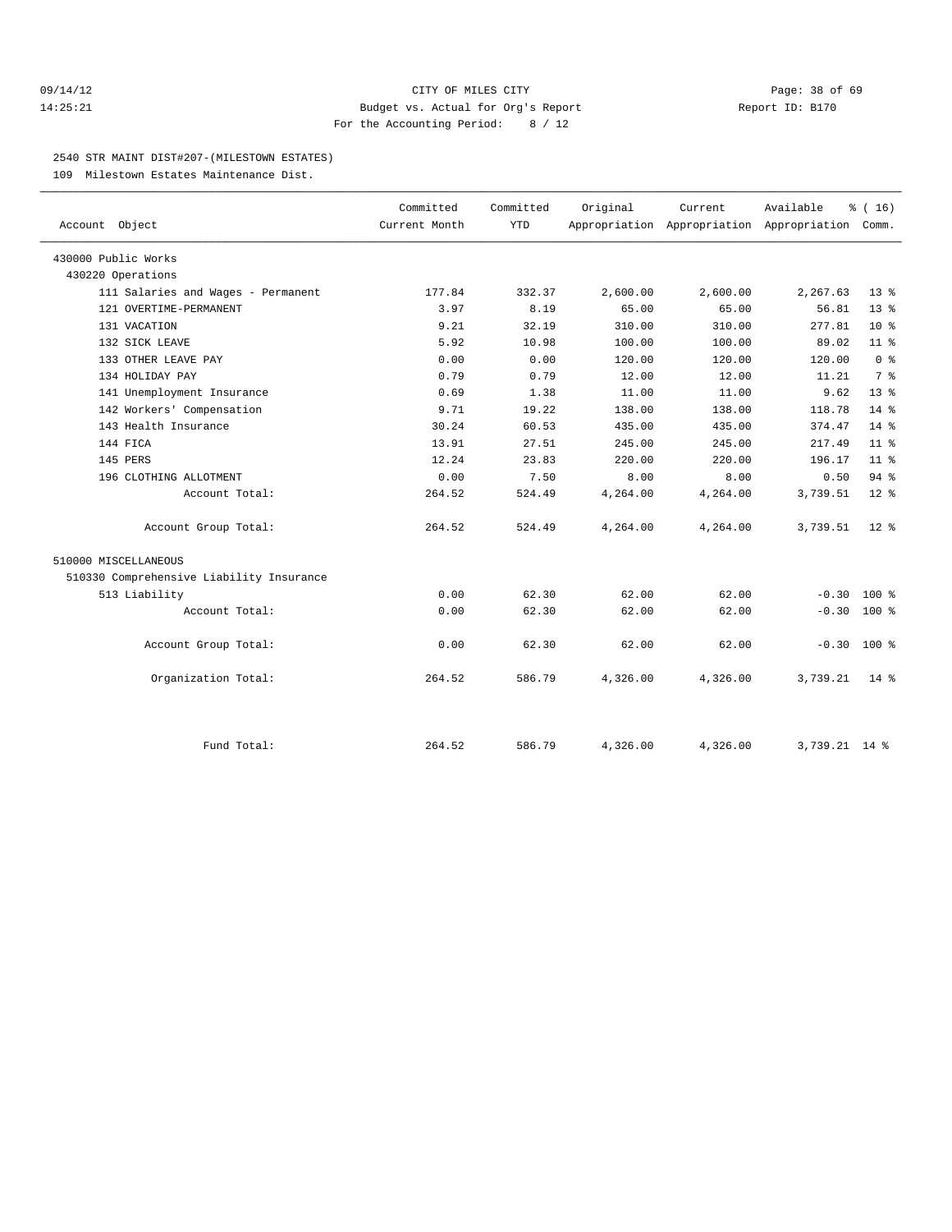CITY OF MILES CITY
Budget vs. Actual for Org's Report
For the Accounting Period: 8 / 12

09/14/12
14:25:21

Report ID: B170

## 2540 STR MAINT DIST#207-(MILESTOWN ESTATES)

109 Milestown Estates Maintenance Dist.

| Account Object | Committed Current Month | Committed YTD | Original Appropriation | Current Appropriation | Available Appropriation | % ( 16) Comm. |
|---|---|---|---|---|---|---|
| 430000 Public Works | | | | | | |
| 430220 Operations | | | | | | |
| 111 Salaries and Wages - Permanent | 177.84 | 332.37 | 2,600.00 | 2,600.00 | 2,267.63 | 13 % |
| 121 OVERTIME-PERMANENT | 3.97 | 8.19 | 65.00 | 65.00 | 56.81 | 13 % |
| 131 VACATION | 9.21 | 32.19 | 310.00 | 310.00 | 277.81 | 10 % |
| 132 SICK LEAVE | 5.92 | 10.98 | 100.00 | 100.00 | 89.02 | 11 % |
| 133 OTHER LEAVE PAY | 0.00 | 0.00 | 120.00 | 120.00 | 120.00 | 0 % |
| 134 HOLIDAY PAY | 0.79 | 0.79 | 12.00 | 12.00 | 11.21 | 7 % |
| 141 Unemployment Insurance | 0.69 | 1.38 | 11.00 | 11.00 | 9.62 | 13 % |
| 142 Workers' Compensation | 9.71 | 19.22 | 138.00 | 138.00 | 118.78 | 14 % |
| 143 Health Insurance | 30.24 | 60.53 | 435.00 | 435.00 | 374.47 | 14 % |
| 144 FICA | 13.91 | 27.51 | 245.00 | 245.00 | 217.49 | 11 % |
| 145 PERS | 12.24 | 23.83 | 220.00 | 220.00 | 196.17 | 11 % |
| 196 CLOTHING ALLOTMENT | 0.00 | 7.50 | 8.00 | 8.00 | 0.50 | 94 % |
| Account Total: | 264.52 | 524.49 | 4,264.00 | 4,264.00 | 3,739.51 | 12 % |
| Account Group Total: | 264.52 | 524.49 | 4,264.00 | 4,264.00 | 3,739.51 | 12 % |
| 510000 MISCELLANEOUS | | | | | | |
| 510330 Comprehensive Liability Insurance | | | | | | |
| 513 Liability | 0.00 | 62.30 | 62.00 | 62.00 | -0.30 | 100 % |
| Account Total: | 0.00 | 62.30 | 62.00 | 62.00 | -0.30 | 100 % |
| Account Group Total: | 0.00 | 62.30 | 62.00 | 62.00 | -0.30 | 100 % |
| Organization Total: | 264.52 | 586.79 | 4,326.00 | 4,326.00 | 3,739.21 | 14 % |
| Fund Total: | 264.52 | 586.79 | 4,326.00 | 4,326.00 | 3,739.21 | 14 % |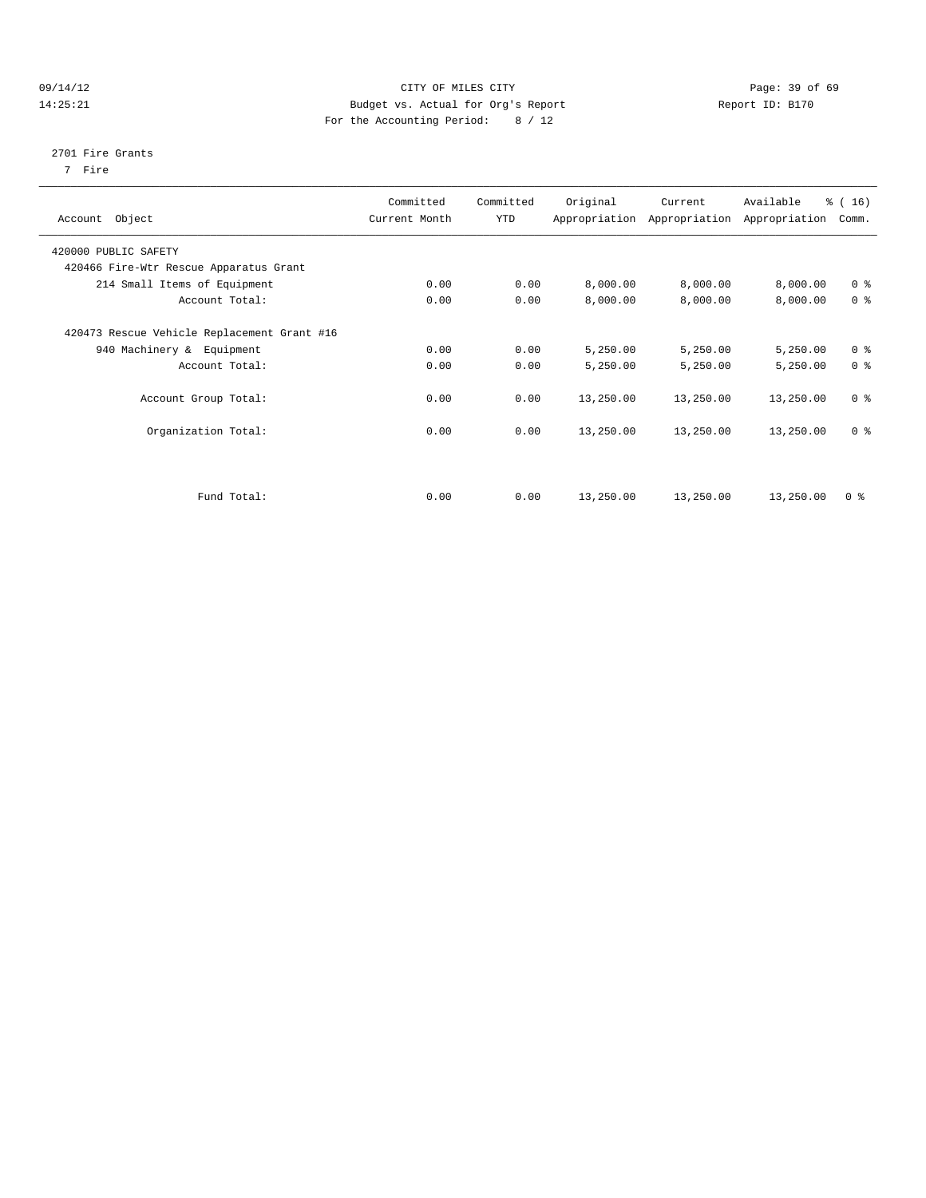CITY OF MILES CITY
Budget vs. Actual for Org's Report
For the Accounting Period: 8 / 12

09/14/12
14:25:21

Report ID: B170

2701 Fire Grants
7 Fire

| Account Object | Committed Current Month | Committed YTD | Original Appropriation | Current Appropriation | Available Appropriation | % ( 16) Comm. |
|---|---|---|---|---|---|---|
| 420000 PUBLIC SAFETY | | | | | | |
| 420466 Fire-Wtr Rescue Apparatus Grant | | | | | | |
| 214 Small Items of Equipment | 0.00 | 0.00 | 8,000.00 | 8,000.00 | 8,000.00 | 0 % |
| Account Total: | 0.00 | 0.00 | 8,000.00 | 8,000.00 | 8,000.00 | 0 % |
| 420473 Rescue Vehicle Replacement Grant #16 | | | | | | |
| 940 Machinery & Equipment | 0.00 | 0.00 | 5,250.00 | 5,250.00 | 5,250.00 | 0 % |
| Account Total: | 0.00 | 0.00 | 5,250.00 | 5,250.00 | 5,250.00 | 0 % |
| Account Group Total: | 0.00 | 0.00 | 13,250.00 | 13,250.00 | 13,250.00 | 0 % |
| Organization Total: | 0.00 | 0.00 | 13,250.00 | 13,250.00 | 13,250.00 | 0 % |
| Fund Total: | 0.00 | 0.00 | 13,250.00 | 13,250.00 | 13,250.00 | 0 % |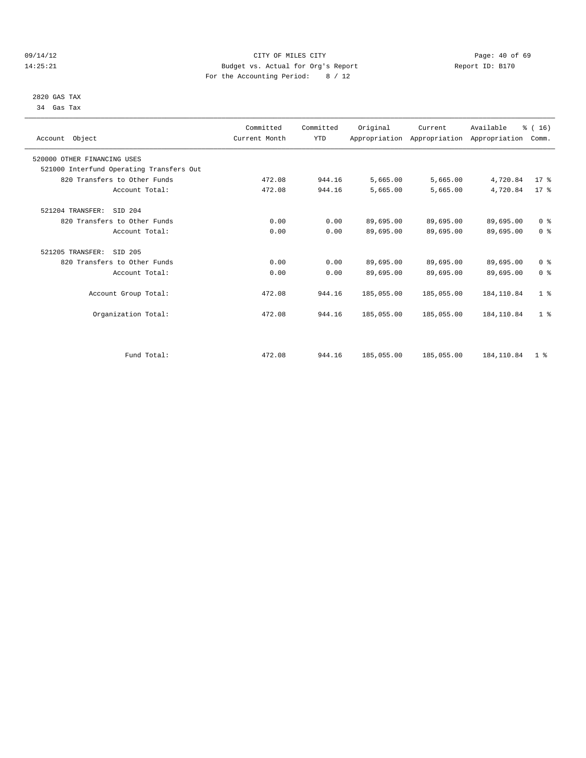CITY OF MILES CITY
Budget vs. Actual for Org's Report
For the Accounting Period: 8 / 12

09/14/12
14:25:21

Report ID: B170

2820 GAS TAX
34 Gas Tax

| Account Object | Committed Current Month | Committed YTD | Original Appropriation | Current Appropriation | Available Appropriation | % ( 16) Comm. |
|---|---|---|---|---|---|---|
| 520000 OTHER FINANCING USES | | | | | | |
| 521000 Interfund Operating Transfers Out | | | | | | |
| 820 Transfers to Other Funds | 472.08 | 944.16 | 5,665.00 | 5,665.00 | 4,720.84 | 17 % |
| Account Total: | 472.08 | 944.16 | 5,665.00 | 5,665.00 | 4,720.84 | 17 % |
| 521204 TRANSFER: SID 204 | | | | | | |
| 820 Transfers to Other Funds | 0.00 | 0.00 | 89,695.00 | 89,695.00 | 89,695.00 | 0 % |
| Account Total: | 0.00 | 0.00 | 89,695.00 | 89,695.00 | 89,695.00 | 0 % |
| 521205 TRANSFER: SID 205 | | | | | | |
| 820 Transfers to Other Funds | 0.00 | 0.00 | 89,695.00 | 89,695.00 | 89,695.00 | 0 % |
| Account Total: | 0.00 | 0.00 | 89,695.00 | 89,695.00 | 89,695.00 | 0 % |
| Account Group Total: | 472.08 | 944.16 | 185,055.00 | 185,055.00 | 184,110.84 | 1 % |
| Organization Total: | 472.08 | 944.16 | 185,055.00 | 185,055.00 | 184,110.84 | 1 % |
| Fund Total: | 472.08 | 944.16 | 185,055.00 | 185,055.00 | 184,110.84 | 1 % |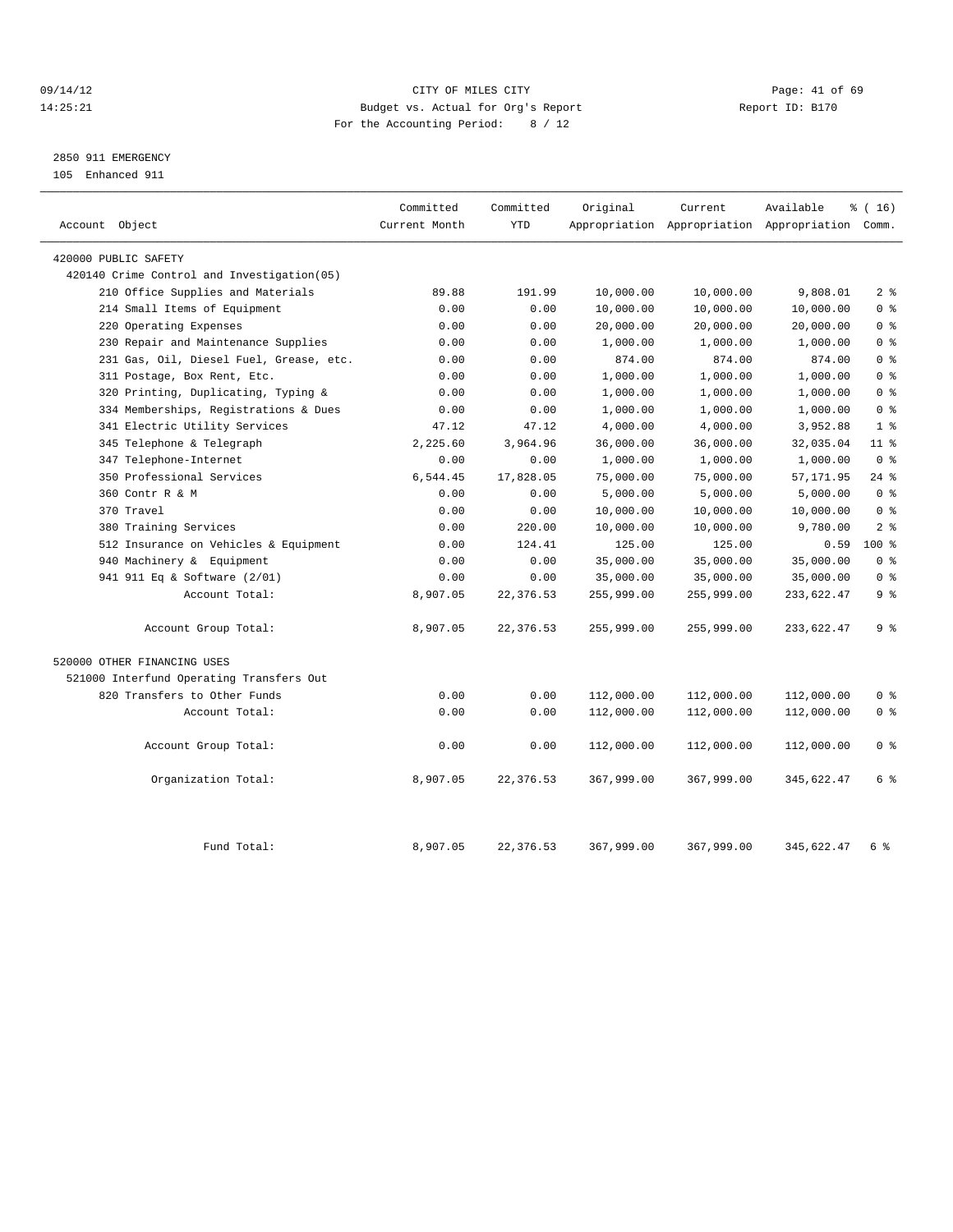CITY OF MILES CITY
Budget vs. Actual for Org's Report
For the Accounting Period: 8 / 12

09/14/12
14:25:21

Report ID: B170

2850 911 EMERGENCY
105 Enhanced 911

| Account Object | Committed Current Month | Committed YTD | Original Appropriation | Current Appropriation | Available Appropriation | % ( 16) Comm. |
|---|---|---|---|---|---|---|
| 420000 PUBLIC SAFETY | | | | | | |
| 420140 Crime Control and Investigation(05) | | | | | | |
| 210 Office Supplies and Materials | 89.88 | 191.99 | 10,000.00 | 10,000.00 | 9,808.01 | 2 % |
| 214 Small Items of Equipment | 0.00 | 0.00 | 10,000.00 | 10,000.00 | 10,000.00 | 0 % |
| 220 Operating Expenses | 0.00 | 0.00 | 20,000.00 | 20,000.00 | 20,000.00 | 0 % |
| 230 Repair and Maintenance Supplies | 0.00 | 0.00 | 1,000.00 | 1,000.00 | 1,000.00 | 0 % |
| 231 Gas, Oil, Diesel Fuel, Grease, etc. | 0.00 | 0.00 | 874.00 | 874.00 | 874.00 | 0 % |
| 311 Postage, Box Rent, Etc. | 0.00 | 0.00 | 1,000.00 | 1,000.00 | 1,000.00 | 0 % |
| 320 Printing, Duplicating, Typing & | 0.00 | 0.00 | 1,000.00 | 1,000.00 | 1,000.00 | 0 % |
| 334 Memberships, Registrations & Dues | 0.00 | 0.00 | 1,000.00 | 1,000.00 | 1,000.00 | 0 % |
| 341 Electric Utility Services | 47.12 | 47.12 | 4,000.00 | 4,000.00 | 3,952.88 | 1 % |
| 345 Telephone & Telegraph | 2,225.60 | 3,964.96 | 36,000.00 | 36,000.00 | 32,035.04 | 11 % |
| 347 Telephone-Internet | 0.00 | 0.00 | 1,000.00 | 1,000.00 | 1,000.00 | 0 % |
| 350 Professional Services | 6,544.45 | 17,828.05 | 75,000.00 | 75,000.00 | 57,171.95 | 24 % |
| 360 Contr R & M | 0.00 | 0.00 | 5,000.00 | 5,000.00 | 5,000.00 | 0 % |
| 370 Travel | 0.00 | 0.00 | 10,000.00 | 10,000.00 | 10,000.00 | 0 % |
| 380 Training Services | 0.00 | 220.00 | 10,000.00 | 10,000.00 | 9,780.00 | 2 % |
| 512 Insurance on Vehicles & Equipment | 0.00 | 124.41 | 125.00 | 125.00 | 0.59 | 100 % |
| 940 Machinery & Equipment | 0.00 | 0.00 | 35,000.00 | 35,000.00 | 35,000.00 | 0 % |
| 941 911 Eq & Software (2/01) | 0.00 | 0.00 | 35,000.00 | 35,000.00 | 35,000.00 | 0 % |
| Account Total: | 8,907.05 | 22,376.53 | 255,999.00 | 255,999.00 | 233,622.47 | 9 % |
| Account Group Total: | 8,907.05 | 22,376.53 | 255,999.00 | 255,999.00 | 233,622.47 | 9 % |
| 520000 OTHER FINANCING USES | | | | | | |
| 521000 Interfund Operating Transfers Out | | | | | | |
| 820 Transfers to Other Funds | 0.00 | 0.00 | 112,000.00 | 112,000.00 | 112,000.00 | 0 % |
| Account Total: | 0.00 | 0.00 | 112,000.00 | 112,000.00 | 112,000.00 | 0 % |
| Account Group Total: | 0.00 | 0.00 | 112,000.00 | 112,000.00 | 112,000.00 | 0 % |
| Organization Total: | 8,907.05 | 22,376.53 | 367,999.00 | 367,999.00 | 345,622.47 | 6 % |
| Fund Total: | 8,907.05 | 22,376.53 | 367,999.00 | 367,999.00 | 345,622.47 | 6 % |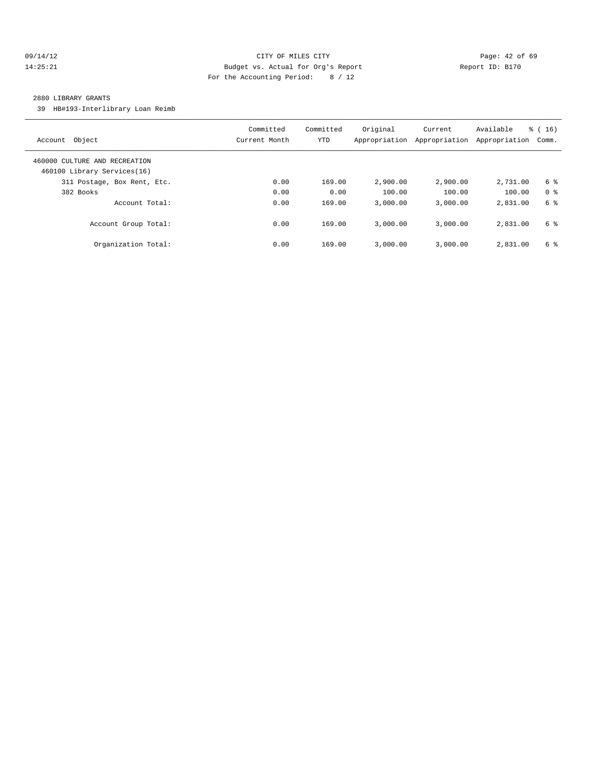CITY OF MILES CITY
Budget vs. Actual for Org's Report
For the Accounting Period: 8 / 12

09/14/12
14:25:21

Report ID: B170

## 2880 LIBRARY GRANTS

39 HB#193-Interlibrary Loan Reimb

| Account Object | Committed Current Month | Committed YTD | Original Appropriation | Current Appropriation | Available Appropriation | % ( 16) Comm. |
|---|---|---|---|---|---|---|
| 460000 CULTURE AND RECREATION | | | | | | |
| 460100 Library Services(16) | | | | | | |
| 311 Postage, Box Rent, Etc. | 0.00 | 169.00 | 2,900.00 | 2,900.00 | 2,731.00 | 6 % |
| 382 Books | 0.00 | 0.00 | 100.00 | 100.00 | 100.00 | 0 % |
| Account Total: | 0.00 | 169.00 | 3,000.00 | 3,000.00 | 2,831.00 | 6 % |
| Account Group Total: | 0.00 | 169.00 | 3,000.00 | 3,000.00 | 2,831.00 | 6 % |
| Organization Total: | 0.00 | 169.00 | 3,000.00 | 3,000.00 | 2,831.00 | 6 % |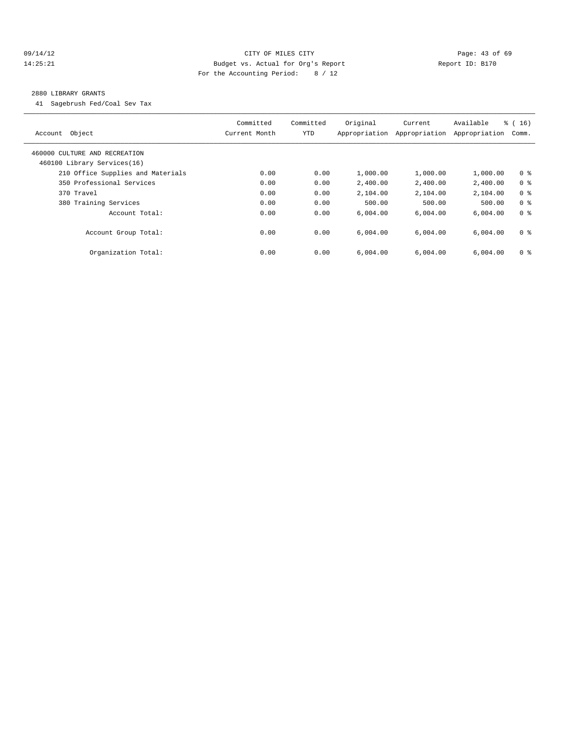CITY OF MILES CITY
Budget vs. Actual for Org's Report
For the Accounting Period: 8 / 12

## 2880 LIBRARY GRANTS

41 Sagebrush Fed/Coal Sev Tax

| Account Object | Committed Current Month | Committed YTD | Original Appropriation | Current Appropriation | Available Appropriation | % ( 16) Comm. |
|---|---|---|---|---|---|---|
| 460000 CULTURE AND RECREATION | | | | | | |
| 460100 Library Services(16) | | | | | | |
| 210 Office Supplies and Materials | 0.00 | 0.00 | 1,000.00 | 1,000.00 | 1,000.00 | 0 % |
| 350 Professional Services | 0.00 | 0.00 | 2,400.00 | 2,400.00 | 2,400.00 | 0 % |
| 370 Travel | 0.00 | 0.00 | 2,104.00 | 2,104.00 | 2,104.00 | 0 % |
| 380 Training Services | 0.00 | 0.00 | 500.00 | 500.00 | 500.00 | 0 % |
| Account Total: | 0.00 | 0.00 | 6,004.00 | 6,004.00 | 6,004.00 | 0 % |
| Account Group Total: | 0.00 | 0.00 | 6,004.00 | 6,004.00 | 6,004.00 | 0 % |
| Organization Total: | 0.00 | 0.00 | 6,004.00 | 6,004.00 | 6,004.00 | 0 % |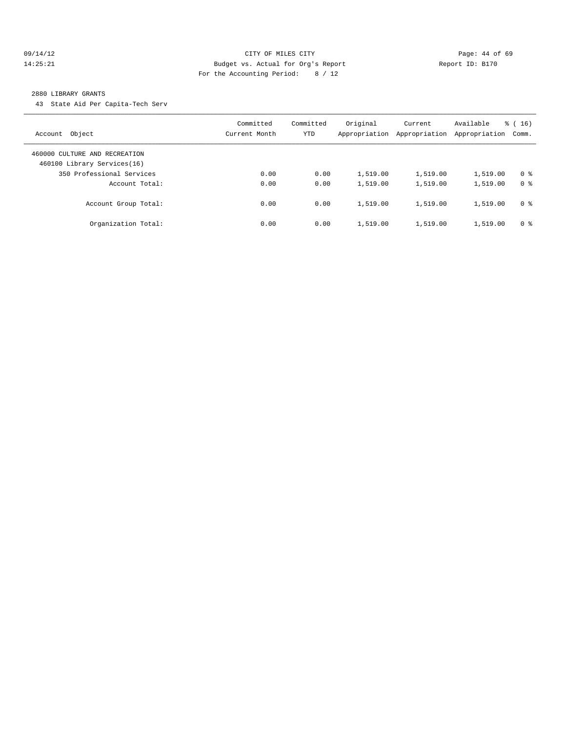CITY OF MILES CITY
Budget vs. Actual for Org's Report
For the Accounting Period: 8 / 12

09/14/12
14:25:21

Report ID: B170

2880 LIBRARY GRANTS

43 State Aid Per Capita-Tech Serv

| Account Object | Committed Current Month | Committed YTD | Original Appropriation | Current Appropriation | Available Appropriation | % ( 16) Comm. |
|---|---|---|---|---|---|---|
| 460000 CULTURE AND RECREATION | | | | | | |
| 460100 Library Services(16) | | | | | | |
| 350 Professional Services | 0.00 | 0.00 | 1,519.00 | 1,519.00 | 1,519.00 | 0 % |
| Account Total: | 0.00 | 0.00 | 1,519.00 | 1,519.00 | 1,519.00 | 0 % |
| Account Group Total: | 0.00 | 0.00 | 1,519.00 | 1,519.00 | 1,519.00 | 0 % |
| Organization Total: | 0.00 | 0.00 | 1,519.00 | 1,519.00 | 1,519.00 | 0 % |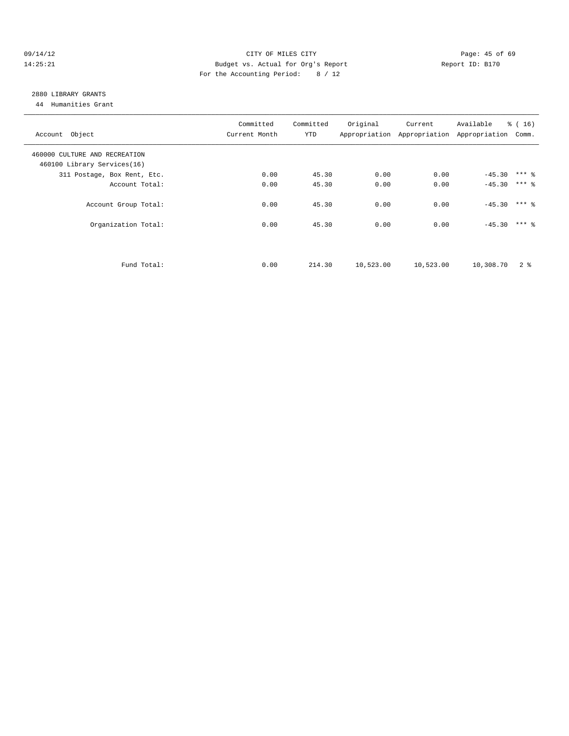CITY OF MILES CITY
Budget vs. Actual for Org's Report
For the Accounting Period: 8 / 12

09/14/12
14:25:21

Report ID: B170

## 2880 LIBRARY GRANTS

44 Humanities Grant

| Account Object | Committed Current Month | Committed YTD | Original Appropriation | Current Appropriation | Available Appropriation | % ( 16) Comm. |
|---|---|---|---|---|---|---|
| 460000 CULTURE AND RECREATION | | | | | | |
| 460100 Library Services(16) | | | | | | |
| 311 Postage, Box Rent, Etc. | 0.00 | 45.30 | 0.00 | 0.00 | -45.30 | *** % |
| Account Total: | 0.00 | 45.30 | 0.00 | 0.00 | -45.30 | *** % |
| Account Group Total: | 0.00 | 45.30 | 0.00 | 0.00 | -45.30 | *** % |
| Organization Total: | 0.00 | 45.30 | 0.00 | 0.00 | -45.30 | *** % |
| Fund Total: | 0.00 | 214.30 | 10,523.00 | 10,523.00 | 10,308.70 | 2 % |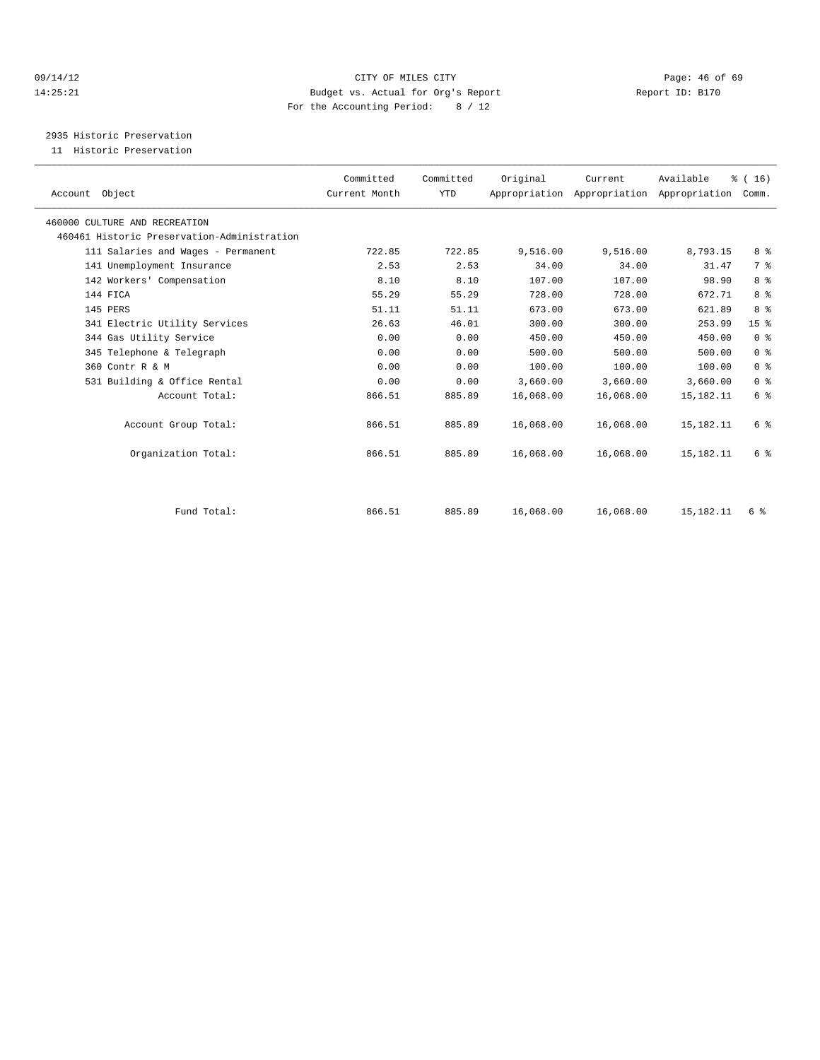CITY OF MILES CITY

Budget vs. Actual for Org's Report

For the Accounting Period: 8 / 12

09/14/12 14:25:21 Report ID: B170

2935 Historic Preservation

11 Historic Preservation

| Account Object | Committed Current Month | Committed YTD | Original Appropriation | Current Appropriation | Available Appropriation | % ( 16) Comm. |
|---|---|---|---|---|---|---|
| 460000 CULTURE AND RECREATION | | | | | | |
| 460461 Historic Preservation-Administration | | | | | | |
| 111 Salaries and Wages - Permanent | 722.85 | 722.85 | 9,516.00 | 9,516.00 | 8,793.15 | 8 % |
| 141 Unemployment Insurance | 2.53 | 2.53 | 34.00 | 34.00 | 31.47 | 7 % |
| 142 Workers' Compensation | 8.10 | 8.10 | 107.00 | 107.00 | 98.90 | 8 % |
| 144 FICA | 55.29 | 55.29 | 728.00 | 728.00 | 672.71 | 8 % |
| 145 PERS | 51.11 | 51.11 | 673.00 | 673.00 | 621.89 | 8 % |
| 341 Electric Utility Services | 26.63 | 46.01 | 300.00 | 300.00 | 253.99 | 15 % |
| 344 Gas Utility Service | 0.00 | 0.00 | 450.00 | 450.00 | 450.00 | 0 % |
| 345 Telephone & Telegraph | 0.00 | 0.00 | 500.00 | 500.00 | 500.00 | 0 % |
| 360 Contr R & M | 0.00 | 0.00 | 100.00 | 100.00 | 100.00 | 0 % |
| 531 Building & Office Rental | 0.00 | 0.00 | 3,660.00 | 3,660.00 | 3,660.00 | 0 % |
| Account Total: | 866.51 | 885.89 | 16,068.00 | 16,068.00 | 15,182.11 | 6 % |
| Account Group Total: | 866.51 | 885.89 | 16,068.00 | 16,068.00 | 15,182.11 | 6 % |
| Organization Total: | 866.51 | 885.89 | 16,068.00 | 16,068.00 | 15,182.11 | 6 % |
| Fund Total: | 866.51 | 885.89 | 16,068.00 | 16,068.00 | 15,182.11 | 6 % |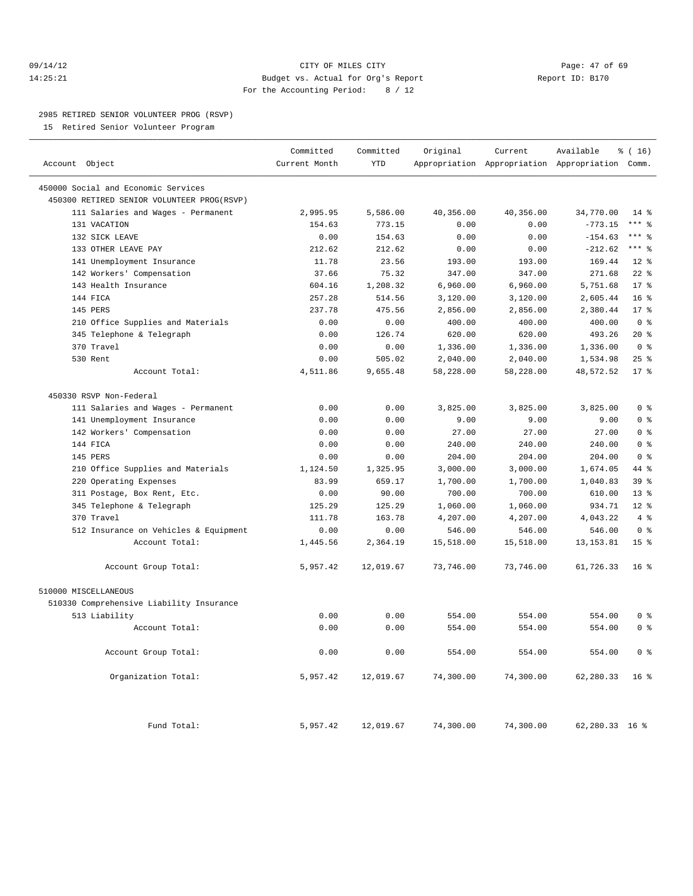CITY OF MILES CITY
Budget vs. Actual for Org's Report
For the Accounting Period: 8 / 12

09/14/12
14:25:21

Report ID: B170

## 2985 RETIRED SENIOR VOLUNTEER PROG (RSVP)

15 Retired Senior Volunteer Program

| Account Object | Committed Current Month | Committed YTD | Original Appropriation | Current Appropriation | Available Appropriation | % ( 16) Comm. |
|---|---|---|---|---|---|---|
| 450000 Social and Economic Services | | | | | | |
| 450300 RETIRED SENIOR VOLUNTEER PROG(RSVP) | | | | | | |
| 111 Salaries and Wages - Permanent | 2,995.95 | 5,586.00 | 40,356.00 | 40,356.00 | 34,770.00 | 14 % |
| 131 VACATION | 154.63 | 773.15 | 0.00 | 0.00 | -773.15 | *** % |
| 132 SICK LEAVE | 0.00 | 154.63 | 0.00 | 0.00 | -154.63 | *** % |
| 133 OTHER LEAVE PAY | 212.62 | 212.62 | 0.00 | 0.00 | -212.62 | *** % |
| 141 Unemployment Insurance | 11.78 | 23.56 | 193.00 | 193.00 | 169.44 | 12 % |
| 142 Workers' Compensation | 37.66 | 75.32 | 347.00 | 347.00 | 271.68 | 22 % |
| 143 Health Insurance | 604.16 | 1,208.32 | 6,960.00 | 6,960.00 | 5,751.68 | 17 % |
| 144 FICA | 257.28 | 514.56 | 3,120.00 | 3,120.00 | 2,605.44 | 16 % |
| 145 PERS | 237.78 | 475.56 | 2,856.00 | 2,856.00 | 2,380.44 | 17 % |
| 210 Office Supplies and Materials | 0.00 | 0.00 | 400.00 | 400.00 | 400.00 | 0 % |
| 345 Telephone & Telegraph | 0.00 | 126.74 | 620.00 | 620.00 | 493.26 | 20 % |
| 370 Travel | 0.00 | 0.00 | 1,336.00 | 1,336.00 | 1,336.00 | 0 % |
| 530 Rent | 0.00 | 505.02 | 2,040.00 | 2,040.00 | 1,534.98 | 25 % |
| Account Total: | 4,511.86 | 9,655.48 | 58,228.00 | 58,228.00 | 48,572.52 | 17 % |
| 450330 RSVP Non-Federal | | | | | | |
| 111 Salaries and Wages - Permanent | 0.00 | 0.00 | 3,825.00 | 3,825.00 | 3,825.00 | 0 % |
| 141 Unemployment Insurance | 0.00 | 0.00 | 9.00 | 9.00 | 9.00 | 0 % |
| 142 Workers' Compensation | 0.00 | 0.00 | 27.00 | 27.00 | 27.00 | 0 % |
| 144 FICA | 0.00 | 0.00 | 240.00 | 240.00 | 240.00 | 0 % |
| 145 PERS | 0.00 | 0.00 | 204.00 | 204.00 | 204.00 | 0 % |
| 210 Office Supplies and Materials | 1,124.50 | 1,325.95 | 3,000.00 | 3,000.00 | 1,674.05 | 44 % |
| 220 Operating Expenses | 83.99 | 659.17 | 1,700.00 | 1,700.00 | 1,040.83 | 39 % |
| 311 Postage, Box Rent, Etc. | 0.00 | 90.00 | 700.00 | 700.00 | 610.00 | 13 % |
| 345 Telephone & Telegraph | 125.29 | 125.29 | 1,060.00 | 1,060.00 | 934.71 | 12 % |
| 370 Travel | 111.78 | 163.78 | 4,207.00 | 4,207.00 | 4,043.22 | 4 % |
| 512 Insurance on Vehicles & Equipment | 0.00 | 0.00 | 546.00 | 546.00 | 546.00 | 0 % |
| Account Total: | 1,445.56 | 2,364.19 | 15,518.00 | 15,518.00 | 13,153.81 | 15 % |
| Account Group Total: | 5,957.42 | 12,019.67 | 73,746.00 | 73,746.00 | 61,726.33 | 16 % |
| 510000 MISCELLANEOUS | | | | | | |
| 510330 Comprehensive Liability Insurance | | | | | | |
| 513 Liability | 0.00 | 0.00 | 554.00 | 554.00 | 554.00 | 0 % |
| Account Total: | 0.00 | 0.00 | 554.00 | 554.00 | 554.00 | 0 % |
| Account Group Total: | 0.00 | 0.00 | 554.00 | 554.00 | 554.00 | 0 % |
| Organization Total: | 5,957.42 | 12,019.67 | 74,300.00 | 74,300.00 | 62,280.33 | 16 % |
| Fund Total: | 5,957.42 | 12,019.67 | 74,300.00 | 74,300.00 | 62,280.33 | 16 % |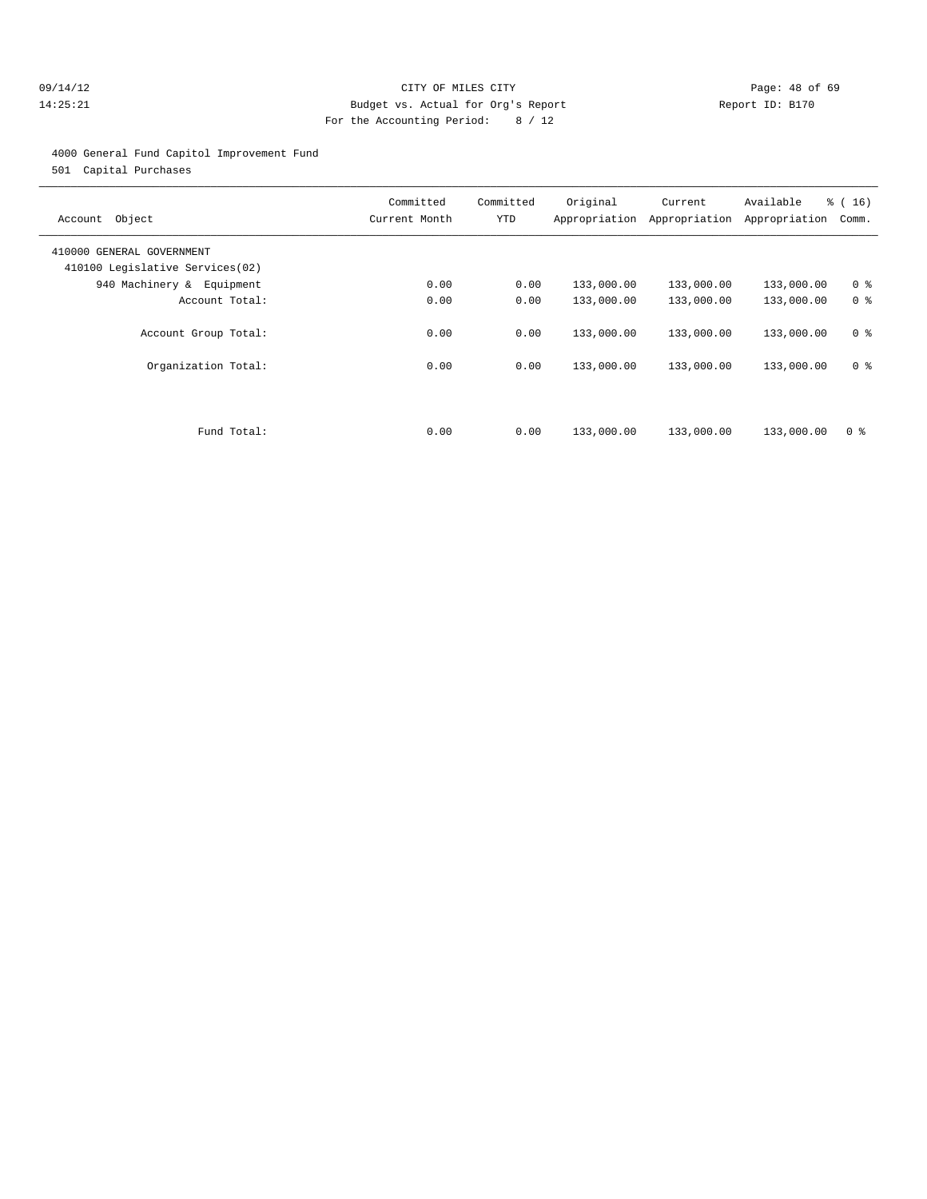CITY OF MILES CITY
Budget vs. Actual for Org's Report
For the Accounting Period: 8 / 12

09/14/12
14:25:21

Report ID: B170

4000 General Fund Capitol Improvement Fund

501 Capital Purchases

| Account Object | Committed Current Month | Committed YTD | Original Appropriation | Current Appropriation | Available Appropriation | % ( 16) Comm. |
|---|---|---|---|---|---|---|
| 410000 GENERAL GOVERNMENT | | | | | | |
| 410100 Legislative Services(02) | | | | | | |
| 940 Machinery & Equipment | 0.00 | 0.00 | 133,000.00 | 133,000.00 | 133,000.00 | 0 % |
| Account Total: | 0.00 | 0.00 | 133,000.00 | 133,000.00 | 133,000.00 | 0 % |
| Account Group Total: | 0.00 | 0.00 | 133,000.00 | 133,000.00 | 133,000.00 | 0 % |
| Organization Total: | 0.00 | 0.00 | 133,000.00 | 133,000.00 | 133,000.00 | 0 % |
| Fund Total: | 0.00 | 0.00 | 133,000.00 | 133,000.00 | 133,000.00 | 0 % |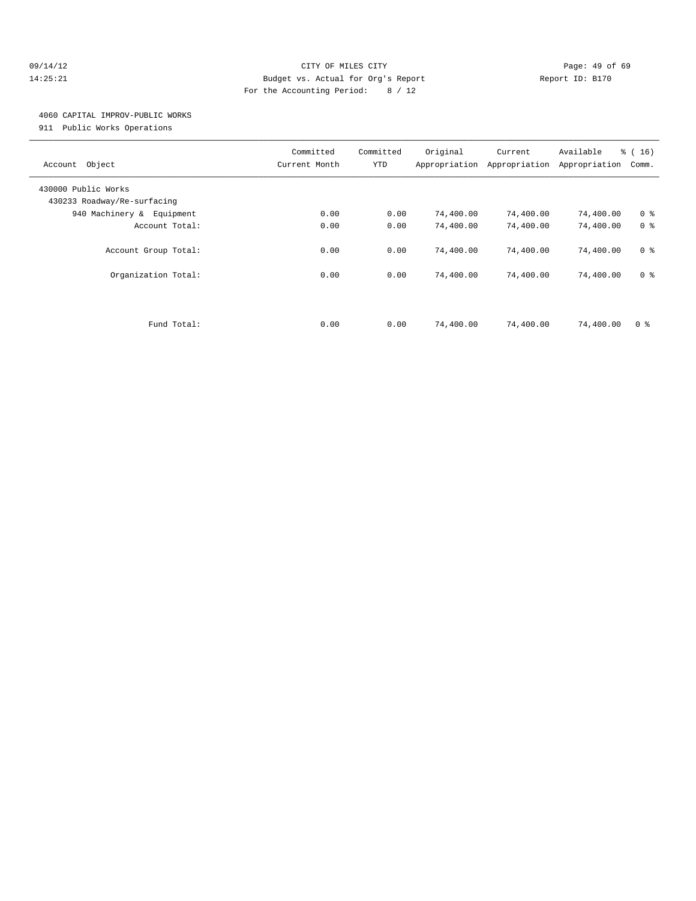CITY OF MILES CITY
Budget vs. Actual for Org's Report
For the Accounting Period: 8 / 12

4060 CAPITAL IMPROV-PUBLIC WORKS
911 Public Works Operations

| Account Object | Committed Current Month | Committed YTD | Original Appropriation | Current Appropriation | Available Appropriation | % ( 16) Comm. |
|---|---|---|---|---|---|---|
| 430000 Public Works | | | | | | |
| 430233 Roadway/Re-surfacing | | | | | | |
| 940 Machinery & Equipment | 0.00 | 0.00 | 74,400.00 | 74,400.00 | 74,400.00 | 0 % |
| Account Total: | 0.00 | 0.00 | 74,400.00 | 74,400.00 | 74,400.00 | 0 % |
| Account Group Total: | 0.00 | 0.00 | 74,400.00 | 74,400.00 | 74,400.00 | 0 % |
| Organization Total: | 0.00 | 0.00 | 74,400.00 | 74,400.00 | 74,400.00 | 0 % |
| Fund Total: | 0.00 | 0.00 | 74,400.00 | 74,400.00 | 74,400.00 | 0 % |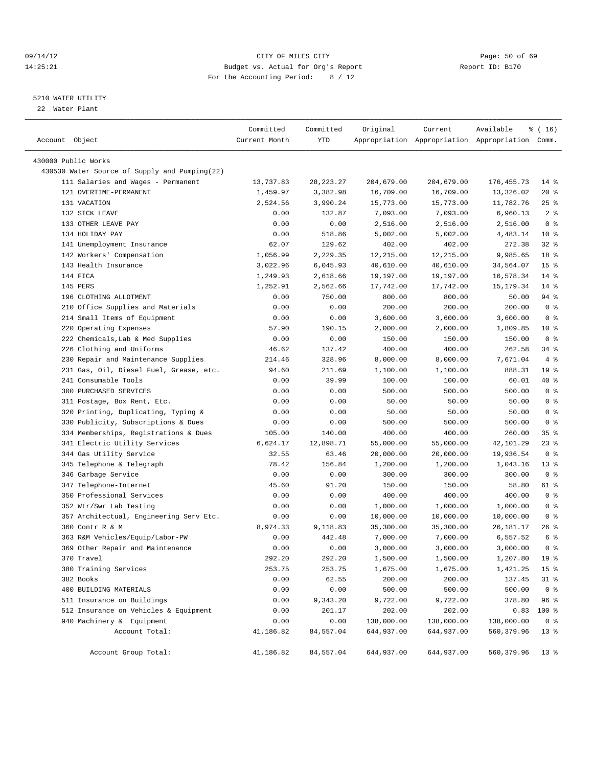09/14/12 CITY OF MILES CITY
14:25:21 Budget vs. Actual for Org's Report Report ID: B170
For the Accounting Period: 8 / 12

5210 WATER UTILITY
22 Water Plant

| Account Object | Committed Current Month | Committed YTD | Original Appropriation | Current Appropriation | Available Appropriation | % ( 16) Comm. |
|---|---|---|---|---|---|---|
| 430000 Public Works | | | | | | |
| 430530 Water Source of Supply and Pumping(22) | | | | | | |
| 111 Salaries and Wages - Permanent | 13,737.83 | 28,223.27 | 204,679.00 | 204,679.00 | 176,455.73 | 14 % |
| 121 OVERTIME-PERMANENT | 1,459.97 | 3,382.98 | 16,709.00 | 16,709.00 | 13,326.02 | 20 % |
| 131 VACATION | 2,524.56 | 3,990.24 | 15,773.00 | 15,773.00 | 11,782.76 | 25 % |
| 132 SICK LEAVE | 0.00 | 132.87 | 7,093.00 | 7,093.00 | 6,960.13 | 2 % |
| 133 OTHER LEAVE PAY | 0.00 | 0.00 | 2,516.00 | 2,516.00 | 2,516.00 | 0 % |
| 134 HOLIDAY PAY | 0.00 | 518.86 | 5,002.00 | 5,002.00 | 4,483.14 | 10 % |
| 141 Unemployment Insurance | 62.07 | 129.62 | 402.00 | 402.00 | 272.38 | 32 % |
| 142 Workers' Compensation | 1,056.99 | 2,229.35 | 12,215.00 | 12,215.00 | 9,985.65 | 18 % |
| 143 Health Insurance | 3,022.96 | 6,045.93 | 40,610.00 | 40,610.00 | 34,564.07 | 15 % |
| 144 FICA | 1,249.93 | 2,618.66 | 19,197.00 | 19,197.00 | 16,578.34 | 14 % |
| 145 PERS | 1,252.91 | 2,562.66 | 17,742.00 | 17,742.00 | 15,179.34 | 14 % |
| 196 CLOTHING ALLOTMENT | 0.00 | 750.00 | 800.00 | 800.00 | 50.00 | 94 % |
| 210 Office Supplies and Materials | 0.00 | 0.00 | 200.00 | 200.00 | 200.00 | 0 % |
| 214 Small Items of Equipment | 0.00 | 0.00 | 3,600.00 | 3,600.00 | 3,600.00 | 0 % |
| 220 Operating Expenses | 57.90 | 190.15 | 2,000.00 | 2,000.00 | 1,809.85 | 10 % |
| 222 Chemicals,Lab & Med Supplies | 0.00 | 0.00 | 150.00 | 150.00 | 150.00 | 0 % |
| 226 Clothing and Uniforms | 46.62 | 137.42 | 400.00 | 400.00 | 262.58 | 34 % |
| 230 Repair and Maintenance Supplies | 214.46 | 328.96 | 8,000.00 | 8,000.00 | 7,671.04 | 4 % |
| 231 Gas, Oil, Diesel Fuel, Grease, etc. | 94.60 | 211.69 | 1,100.00 | 1,100.00 | 888.31 | 19 % |
| 241 Consumable Tools | 0.00 | 39.99 | 100.00 | 100.00 | 60.01 | 40 % |
| 300 PURCHASED SERVICES | 0.00 | 0.00 | 500.00 | 500.00 | 500.00 | 0 % |
| 311 Postage, Box Rent, Etc. | 0.00 | 0.00 | 50.00 | 50.00 | 50.00 | 0 % |
| 320 Printing, Duplicating, Typing & | 0.00 | 0.00 | 50.00 | 50.00 | 50.00 | 0 % |
| 330 Publicity, Subscriptions & Dues | 0.00 | 0.00 | 500.00 | 500.00 | 500.00 | 0 % |
| 334 Memberships, Registrations & Dues | 105.00 | 140.00 | 400.00 | 400.00 | 260.00 | 35 % |
| 341 Electric Utility Services | 6,624.17 | 12,898.71 | 55,000.00 | 55,000.00 | 42,101.29 | 23 % |
| 344 Gas Utility Service | 32.55 | 63.46 | 20,000.00 | 20,000.00 | 19,936.54 | 0 % |
| 345 Telephone & Telegraph | 78.42 | 156.84 | 1,200.00 | 1,200.00 | 1,043.16 | 13 % |
| 346 Garbage Service | 0.00 | 0.00 | 300.00 | 300.00 | 300.00 | 0 % |
| 347 Telephone-Internet | 45.60 | 91.20 | 150.00 | 150.00 | 58.80 | 61 % |
| 350 Professional Services | 0.00 | 0.00 | 400.00 | 400.00 | 400.00 | 0 % |
| 352 Wtr/Swr Lab Testing | 0.00 | 0.00 | 1,000.00 | 1,000.00 | 1,000.00 | 0 % |
| 357 Architectual, Engineering Serv Etc. | 0.00 | 0.00 | 10,000.00 | 10,000.00 | 10,000.00 | 0 % |
| 360 Contr R & M | 8,974.33 | 9,118.83 | 35,300.00 | 35,300.00 | 26,181.17 | 26 % |
| 363 R&M Vehicles/Equip/Labor-PW | 0.00 | 442.48 | 7,000.00 | 7,000.00 | 6,557.52 | 6 % |
| 369 Other Repair and Maintenance | 0.00 | 0.00 | 3,000.00 | 3,000.00 | 3,000.00 | 0 % |
| 370 Travel | 292.20 | 292.20 | 1,500.00 | 1,500.00 | 1,207.80 | 19 % |
| 380 Training Services | 253.75 | 253.75 | 1,675.00 | 1,675.00 | 1,421.25 | 15 % |
| 382 Books | 0.00 | 62.55 | 200.00 | 200.00 | 137.45 | 31 % |
| 400 BUILDING MATERIALS | 0.00 | 0.00 | 500.00 | 500.00 | 500.00 | 0 % |
| 511 Insurance on Buildings | 0.00 | 9,343.20 | 9,722.00 | 9,722.00 | 378.80 | 96 % |
| 512 Insurance on Vehicles & Equipment | 0.00 | 201.17 | 202.00 | 202.00 | 0.83 | 100 % |
| 940 Machinery & Equipment | 0.00 | 0.00 | 138,000.00 | 138,000.00 | 138,000.00 | 0 % |
| Account Total: | 41,186.82 | 84,557.04 | 644,937.00 | 644,937.00 | 560,379.96 | 13 % |
| Account Group Total: | 41,186.82 | 84,557.04 | 644,937.00 | 644,937.00 | 560,379.96 | 13 % |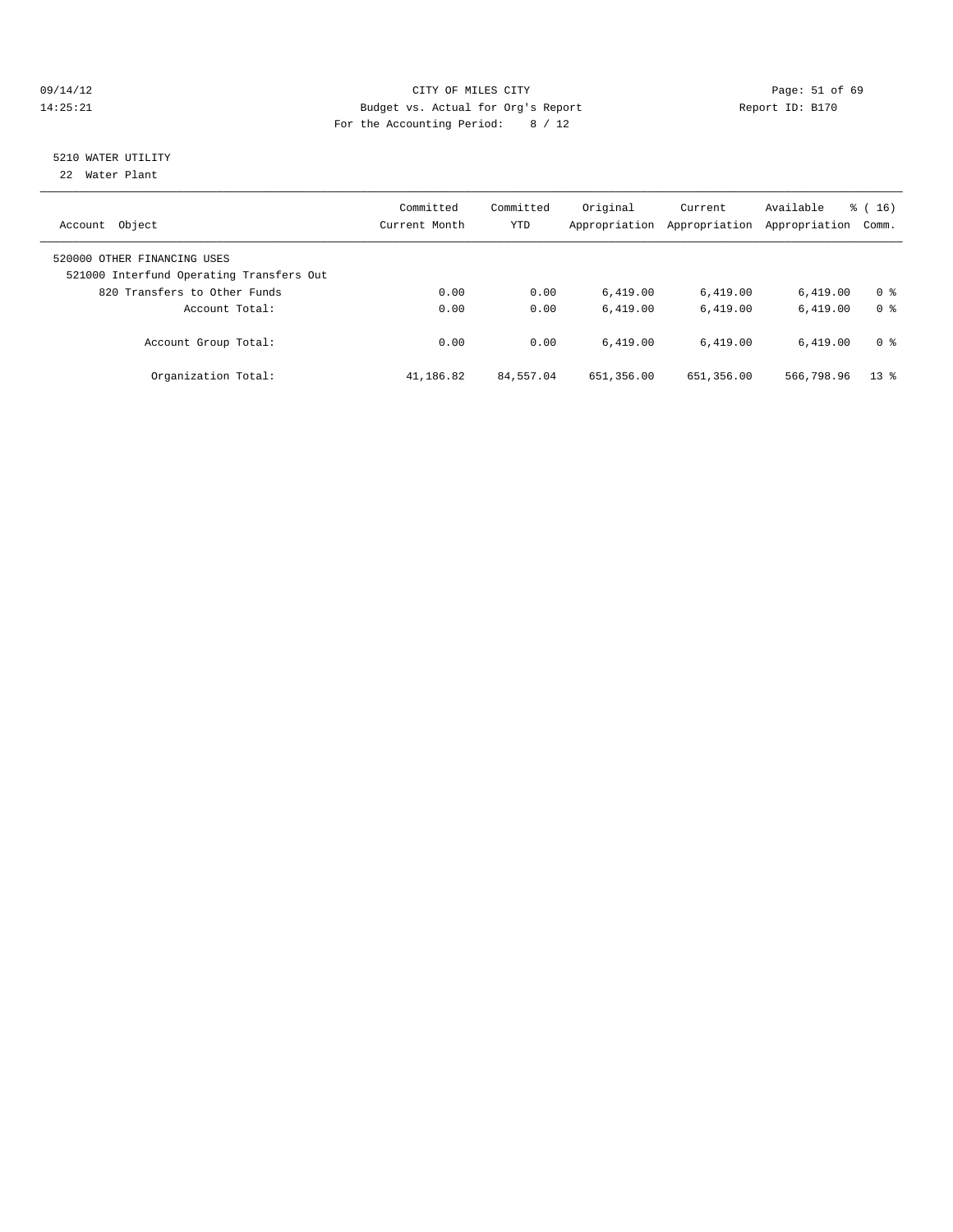CITY OF MILES CITY
Budget vs. Actual for Org's Report
For the Accounting Period: 8 / 12

09/14/12
14:25:21

Report ID: B170

## 5210 WATER UTILITY
22 Water Plant

| Account Object | Committed Current Month | Committed YTD | Original Appropriation | Current Appropriation | Available Appropriation | % ( 16) Comm. |
|---|---|---|---|---|---|---|
| 520000 OTHER FINANCING USES | | | | | | |
| 521000 Interfund Operating Transfers Out | | | | | | |
| 820 Transfers to Other Funds | 0.00 | 0.00 | 6,419.00 | 6,419.00 | 6,419.00 | 0 % |
| Account Total: | 0.00 | 0.00 | 6,419.00 | 6,419.00 | 6,419.00 | 0 % |
| Account Group Total: | 0.00 | 0.00 | 6,419.00 | 6,419.00 | 6,419.00 | 0 % |
| Organization Total: | 41,186.82 | 84,557.04 | 651,356.00 | 651,356.00 | 566,798.96 | 13 % |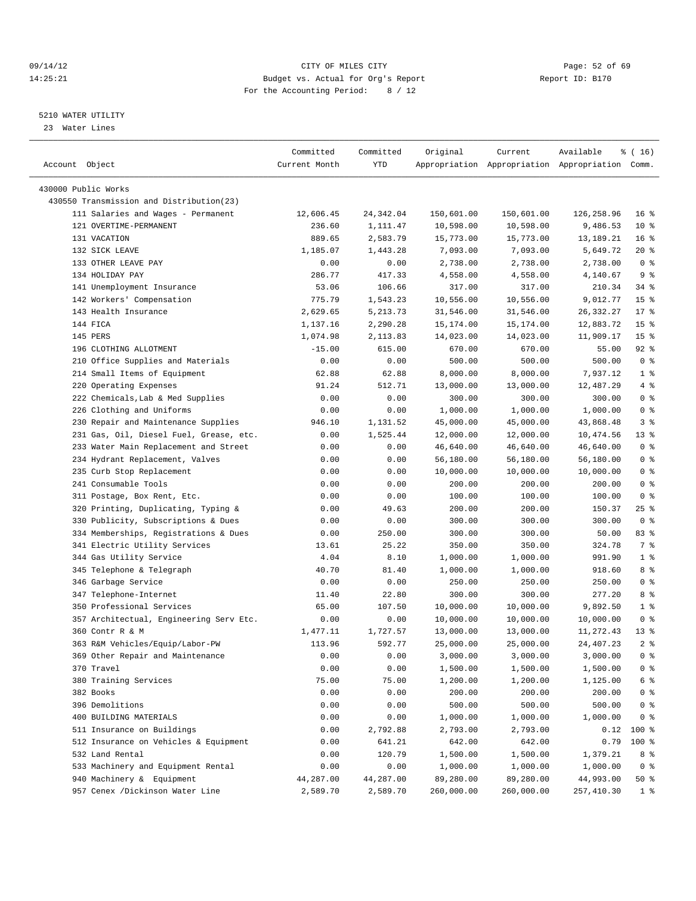CITY OF MILES CITY
Budget vs. Actual for Org's Report
For the Accounting Period: 8 / 12

09/14/12
14:25:21

Report ID: B170

5210 WATER UTILITY
23 Water Lines

| Account Object | Committed Current Month | Committed YTD | Original Appropriation | Current Appropriation | Available Appropriation | % ( 16) Comm. |
|---|---|---|---|---|---|---|
| 430000 Public Works | | | | | | |
| 430550 Transmission and Distribution(23) | | | | | | |
| 111 Salaries and Wages - Permanent | 12,606.45 | 24,342.04 | 150,601.00 | 150,601.00 | 126,258.96 | 16 % |
| 121 OVERTIME-PERMANENT | 236.60 | 1,111.47 | 10,598.00 | 10,598.00 | 9,486.53 | 10 % |
| 131 VACATION | 889.65 | 2,583.79 | 15,773.00 | 15,773.00 | 13,189.21 | 16 % |
| 132 SICK LEAVE | 1,185.07 | 1,443.28 | 7,093.00 | 7,093.00 | 5,649.72 | 20 % |
| 133 OTHER LEAVE PAY | 0.00 | 0.00 | 2,738.00 | 2,738.00 | 2,738.00 | 0 % |
| 134 HOLIDAY PAY | 286.77 | 417.33 | 4,558.00 | 4,558.00 | 4,140.67 | 9 % |
| 141 Unemployment Insurance | 53.06 | 106.66 | 317.00 | 317.00 | 210.34 | 34 % |
| 142 Workers' Compensation | 775.79 | 1,543.23 | 10,556.00 | 10,556.00 | 9,012.77 | 15 % |
| 143 Health Insurance | 2,629.65 | 5,213.73 | 31,546.00 | 31,546.00 | 26,332.27 | 17 % |
| 144 FICA | 1,137.16 | 2,290.28 | 15,174.00 | 15,174.00 | 12,883.72 | 15 % |
| 145 PERS | 1,074.98 | 2,113.83 | 14,023.00 | 14,023.00 | 11,909.17 | 15 % |
| 196 CLOTHING ALLOTMENT | -15.00 | 615.00 | 670.00 | 670.00 | 55.00 | 92 % |
| 210 Office Supplies and Materials | 0.00 | 0.00 | 500.00 | 500.00 | 500.00 | 0 % |
| 214 Small Items of Equipment | 62.88 | 62.88 | 8,000.00 | 8,000.00 | 7,937.12 | 1 % |
| 220 Operating Expenses | 91.24 | 512.71 | 13,000.00 | 13,000.00 | 12,487.29 | 4 % |
| 222 Chemicals,Lab & Med Supplies | 0.00 | 0.00 | 300.00 | 300.00 | 300.00 | 0 % |
| 226 Clothing and Uniforms | 0.00 | 0.00 | 1,000.00 | 1,000.00 | 1,000.00 | 0 % |
| 230 Repair and Maintenance Supplies | 946.10 | 1,131.52 | 45,000.00 | 45,000.00 | 43,868.48 | 3 % |
| 231 Gas, Oil, Diesel Fuel, Grease, etc. | 0.00 | 1,525.44 | 12,000.00 | 12,000.00 | 10,474.56 | 13 % |
| 233 Water Main Replacement and Street | 0.00 | 0.00 | 46,640.00 | 46,640.00 | 46,640.00 | 0 % |
| 234 Hydrant Replacement, Valves | 0.00 | 0.00 | 56,180.00 | 56,180.00 | 56,180.00 | 0 % |
| 235 Curb Stop Replacement | 0.00 | 0.00 | 10,000.00 | 10,000.00 | 10,000.00 | 0 % |
| 241 Consumable Tools | 0.00 | 0.00 | 200.00 | 200.00 | 200.00 | 0 % |
| 311 Postage, Box Rent, Etc. | 0.00 | 0.00 | 100.00 | 100.00 | 100.00 | 0 % |
| 320 Printing, Duplicating, Typing & | 0.00 | 49.63 | 200.00 | 200.00 | 150.37 | 25 % |
| 330 Publicity, Subscriptions & Dues | 0.00 | 0.00 | 300.00 | 300.00 | 300.00 | 0 % |
| 334 Memberships, Registrations & Dues | 0.00 | 250.00 | 300.00 | 300.00 | 50.00 | 83 % |
| 341 Electric Utility Services | 13.61 | 25.22 | 350.00 | 350.00 | 324.78 | 7 % |
| 344 Gas Utility Service | 4.04 | 8.10 | 1,000.00 | 1,000.00 | 991.90 | 1 % |
| 345 Telephone & Telegraph | 40.70 | 81.40 | 1,000.00 | 1,000.00 | 918.60 | 8 % |
| 346 Garbage Service | 0.00 | 0.00 | 250.00 | 250.00 | 250.00 | 0 % |
| 347 Telephone-Internet | 11.40 | 22.80 | 300.00 | 300.00 | 277.20 | 8 % |
| 350 Professional Services | 65.00 | 107.50 | 10,000.00 | 10,000.00 | 9,892.50 | 1 % |
| 357 Architectual, Engineering Serv Etc. | 0.00 | 0.00 | 10,000.00 | 10,000.00 | 10,000.00 | 0 % |
| 360 Contr R & M | 1,477.11 | 1,727.57 | 13,000.00 | 13,000.00 | 11,272.43 | 13 % |
| 363 R&M Vehicles/Equip/Labor-PW | 113.96 | 592.77 | 25,000.00 | 25,000.00 | 24,407.23 | 2 % |
| 369 Other Repair and Maintenance | 0.00 | 0.00 | 3,000.00 | 3,000.00 | 3,000.00 | 0 % |
| 370 Travel | 0.00 | 0.00 | 1,500.00 | 1,500.00 | 1,500.00 | 0 % |
| 380 Training Services | 75.00 | 75.00 | 1,200.00 | 1,200.00 | 1,125.00 | 6 % |
| 382 Books | 0.00 | 0.00 | 200.00 | 200.00 | 200.00 | 0 % |
| 396 Demolitions | 0.00 | 0.00 | 500.00 | 500.00 | 500.00 | 0 % |
| 400 BUILDING MATERIALS | 0.00 | 0.00 | 1,000.00 | 1,000.00 | 1,000.00 | 0 % |
| 511 Insurance on Buildings | 0.00 | 2,792.88 | 2,793.00 | 2,793.00 | 0.12 | 100 % |
| 512 Insurance on Vehicles & Equipment | 0.00 | 641.21 | 642.00 | 642.00 | 0.79 | 100 % |
| 532 Land Rental | 0.00 | 120.79 | 1,500.00 | 1,500.00 | 1,379.21 | 8 % |
| 533 Machinery and Equipment Rental | 0.00 | 0.00 | 1,000.00 | 1,000.00 | 1,000.00 | 0 % |
| 940 Machinery & Equipment | 44,287.00 | 44,287.00 | 89,280.00 | 89,280.00 | 44,993.00 | 50 % |
| 957 Cenex /Dickinson Water Line | 2,589.70 | 2,589.70 | 260,000.00 | 260,000.00 | 257,410.30 | 1 % |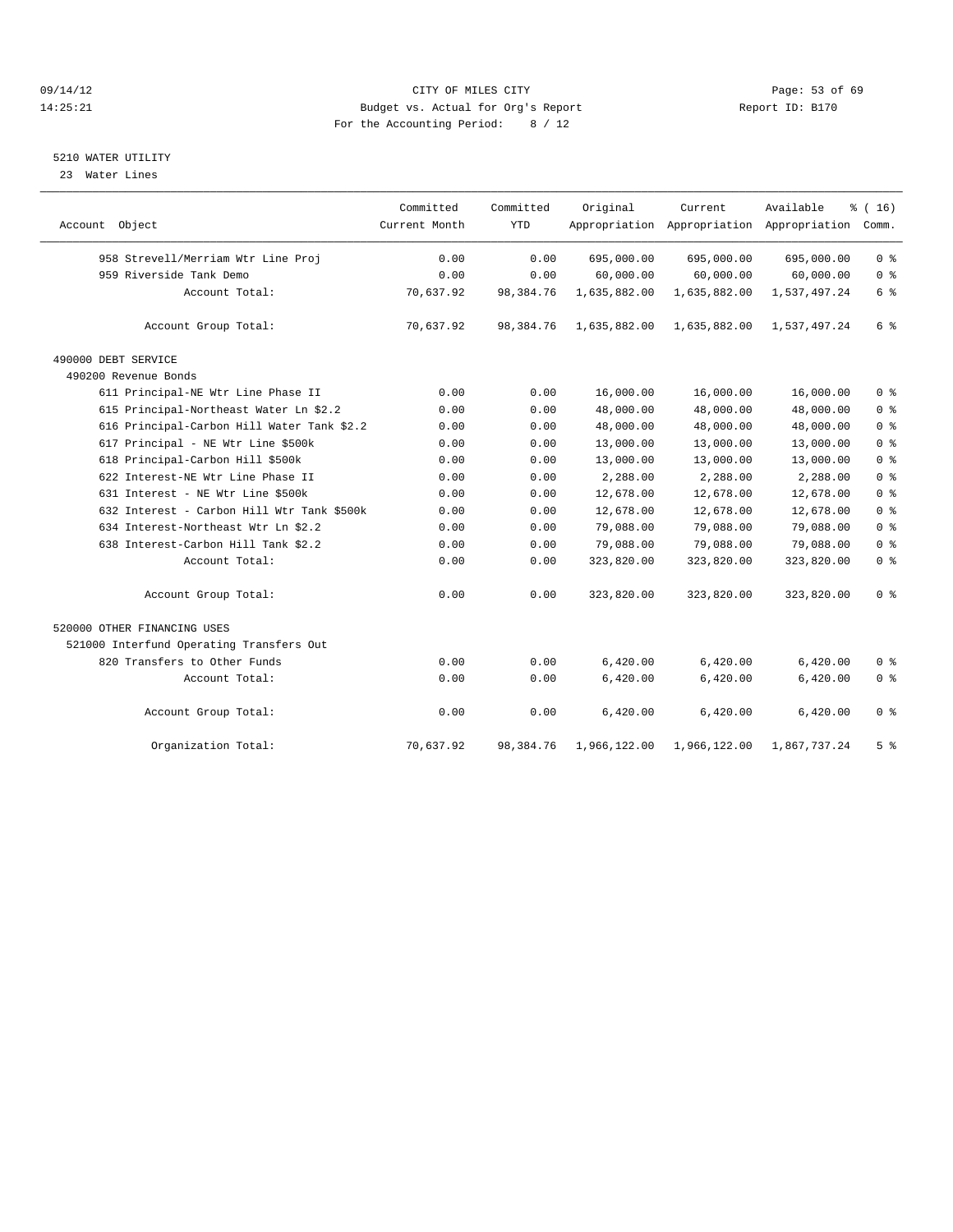CITY OF MILES CITY
Budget vs. Actual for Org's Report
For the Accounting Period: 8 / 12

09/14/12
14:25:21

Report ID: B170

5210 WATER UTILITY
23 Water Lines

| Account Object | Committed Current Month | Committed YTD | Original Appropriation | Current Appropriation | Available Appropriation | % ( 16) Comm. |
|---|---|---|---|---|---|---|
| 958 Strevell/Merriam Wtr Line Proj | 0.00 | 0.00 | 695,000.00 | 695,000.00 | 695,000.00 | 0 % |
| 959 Riverside Tank Demo | 0.00 | 0.00 | 60,000.00 | 60,000.00 | 60,000.00 | 0 % |
| Account Total: | 70,637.92 | 98,384.76 | 1,635,882.00 | 1,635,882.00 | 1,537,497.24 | 6 % |
| Account Group Total: | 70,637.92 | 98,384.76 | 1,635,882.00 | 1,635,882.00 | 1,537,497.24 | 6 % |
| 490000 DEBT SERVICE | | | | | | |
| 490200 Revenue Bonds | | | | | | |
| 611 Principal-NE Wtr Line Phase II | 0.00 | 0.00 | 16,000.00 | 16,000.00 | 16,000.00 | 0 % |
| 615 Principal-Northeast Water Ln $2.2 | 0.00 | 0.00 | 48,000.00 | 48,000.00 | 48,000.00 | 0 % |
| 616 Principal-Carbon Hill Water Tank $2.2 | 0.00 | 0.00 | 48,000.00 | 48,000.00 | 48,000.00 | 0 % |
| 617 Principal - NE Wtr Line $500k | 0.00 | 0.00 | 13,000.00 | 13,000.00 | 13,000.00 | 0 % |
| 618 Principal-Carbon Hill $500k | 0.00 | 0.00 | 13,000.00 | 13,000.00 | 13,000.00 | 0 % |
| 622 Interest-NE Wtr Line Phase II | 0.00 | 0.00 | 2,288.00 | 2,288.00 | 2,288.00 | 0 % |
| 631 Interest - NE Wtr Line $500k | 0.00 | 0.00 | 12,678.00 | 12,678.00 | 12,678.00 | 0 % |
| 632 Interest - Carbon Hill Wtr Tank $500k | 0.00 | 0.00 | 12,678.00 | 12,678.00 | 12,678.00 | 0 % |
| 634 Interest-Northeast Wtr Ln $2.2 | 0.00 | 0.00 | 79,088.00 | 79,088.00 | 79,088.00 | 0 % |
| 638 Interest-Carbon Hill Tank $2.2 | 0.00 | 0.00 | 79,088.00 | 79,088.00 | 79,088.00 | 0 % |
| Account Total: | 0.00 | 0.00 | 323,820.00 | 323,820.00 | 323,820.00 | 0 % |
| Account Group Total: | 0.00 | 0.00 | 323,820.00 | 323,820.00 | 323,820.00 | 0 % |
| 520000 OTHER FINANCING USES | | | | | | |
| 521000 Interfund Operating Transfers Out | | | | | | |
| 820 Transfers to Other Funds | 0.00 | 0.00 | 6,420.00 | 6,420.00 | 6,420.00 | 0 % |
| Account Total: | 0.00 | 0.00 | 6,420.00 | 6,420.00 | 6,420.00 | 0 % |
| Account Group Total: | 0.00 | 0.00 | 6,420.00 | 6,420.00 | 6,420.00 | 0 % |
| Organization Total: | 70,637.92 | 98,384.76 | 1,966,122.00 | 1,966,122.00 | 1,867,737.24 | 5 % |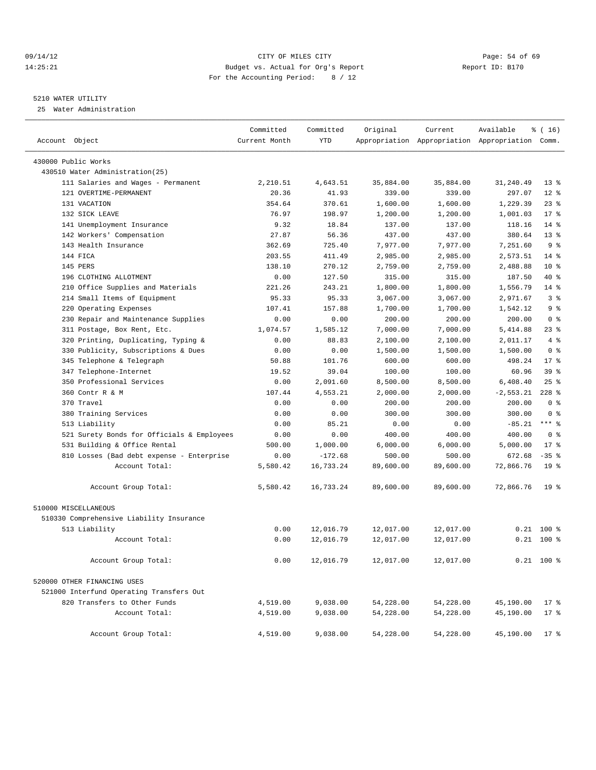CITY OF MILES CITY
Budget vs. Actual for Org's Report
For the Accounting Period: 8 / 12

09/14/12
14:25:21

Report ID: B170

## 5210 WATER UTILITY

25 Water Administration

| Account Object | Committed Current Month | Committed YTD | Original Appropriation | Current Appropriation | Available Appropriation | % ( 16) Comm. |
|---|---|---|---|---|---|---|
| 430000 Public Works | | | | | | |
| 430510 Water Administration(25) | | | | | | |
| 111 Salaries and Wages - Permanent | 2,210.51 | 4,643.51 | 35,884.00 | 35,884.00 | 31,240.49 | 13 % |
| 121 OVERTIME-PERMANENT | 20.36 | 41.93 | 339.00 | 339.00 | 297.07 | 12 % |
| 131 VACATION | 354.64 | 370.61 | 1,600.00 | 1,600.00 | 1,229.39 | 23 % |
| 132 SICK LEAVE | 76.97 | 198.97 | 1,200.00 | 1,200.00 | 1,001.03 | 17 % |
| 141 Unemployment Insurance | 9.32 | 18.84 | 137.00 | 137.00 | 118.16 | 14 % |
| 142 Workers' Compensation | 27.87 | 56.36 | 437.00 | 437.00 | 380.64 | 13 % |
| 143 Health Insurance | 362.69 | 725.40 | 7,977.00 | 7,977.00 | 7,251.60 | 9 % |
| 144 FICA | 203.55 | 411.49 | 2,985.00 | 2,985.00 | 2,573.51 | 14 % |
| 145 PERS | 138.10 | 270.12 | 2,759.00 | 2,759.00 | 2,488.88 | 10 % |
| 196 CLOTHING ALLOTMENT | 0.00 | 127.50 | 315.00 | 315.00 | 187.50 | 40 % |
| 210 Office Supplies and Materials | 221.26 | 243.21 | 1,800.00 | 1,800.00 | 1,556.79 | 14 % |
| 214 Small Items of Equipment | 95.33 | 95.33 | 3,067.00 | 3,067.00 | 2,971.67 | 3 % |
| 220 Operating Expenses | 107.41 | 157.88 | 1,700.00 | 1,700.00 | 1,542.12 | 9 % |
| 230 Repair and Maintenance Supplies | 0.00 | 0.00 | 200.00 | 200.00 | 200.00 | 0 % |
| 311 Postage, Box Rent, Etc. | 1,074.57 | 1,585.12 | 7,000.00 | 7,000.00 | 5,414.88 | 23 % |
| 320 Printing, Duplicating, Typing & | 0.00 | 88.83 | 2,100.00 | 2,100.00 | 2,011.17 | 4 % |
| 330 Publicity, Subscriptions & Dues | 0.00 | 0.00 | 1,500.00 | 1,500.00 | 1,500.00 | 0 % |
| 345 Telephone & Telegraph | 50.88 | 101.76 | 600.00 | 600.00 | 498.24 | 17 % |
| 347 Telephone-Internet | 19.52 | 39.04 | 100.00 | 100.00 | 60.96 | 39 % |
| 350 Professional Services | 0.00 | 2,091.60 | 8,500.00 | 8,500.00 | 6,408.40 | 25 % |
| 360 Contr R & M | 107.44 | 4,553.21 | 2,000.00 | 2,000.00 | -2,553.21 | 228 % |
| 370 Travel | 0.00 | 0.00 | 200.00 | 200.00 | 200.00 | 0 % |
| 380 Training Services | 0.00 | 0.00 | 300.00 | 300.00 | 300.00 | 0 % |
| 513 Liability | 0.00 | 85.21 | 0.00 | 0.00 | -85.21 | *** % |
| 521 Surety Bonds for Officials & Employees | 0.00 | 0.00 | 400.00 | 400.00 | 400.00 | 0 % |
| 531 Building & Office Rental | 500.00 | 1,000.00 | 6,000.00 | 6,000.00 | 5,000.00 | 17 % |
| 810 Losses (Bad debt expense - Enterprise | 0.00 | -172.68 | 500.00 | 500.00 | 672.68 | -35 % |
| Account Total: | 5,580.42 | 16,733.24 | 89,600.00 | 89,600.00 | 72,866.76 | 19 % |
| Account Group Total: | 5,580.42 | 16,733.24 | 89,600.00 | 89,600.00 | 72,866.76 | 19 % |
| 510000 MISCELLANEOUS | | | | | | |
| 510330 Comprehensive Liability Insurance | | | | | | |
| 513 Liability | 0.00 | 12,016.79 | 12,017.00 | 12,017.00 | 0.21 | 100 % |
| Account Total: | 0.00 | 12,016.79 | 12,017.00 | 12,017.00 | 0.21 | 100 % |
| Account Group Total: | 0.00 | 12,016.79 | 12,017.00 | 12,017.00 | 0.21 | 100 % |
| 520000 OTHER FINANCING USES | | | | | | |
| 521000 Interfund Operating Transfers Out | | | | | | |
| 820 Transfers to Other Funds | 4,519.00 | 9,038.00 | 54,228.00 | 54,228.00 | 45,190.00 | 17 % |
| Account Total: | 4,519.00 | 9,038.00 | 54,228.00 | 54,228.00 | 45,190.00 | 17 % |
| Account Group Total: | 4,519.00 | 9,038.00 | 54,228.00 | 54,228.00 | 45,190.00 | 17 % |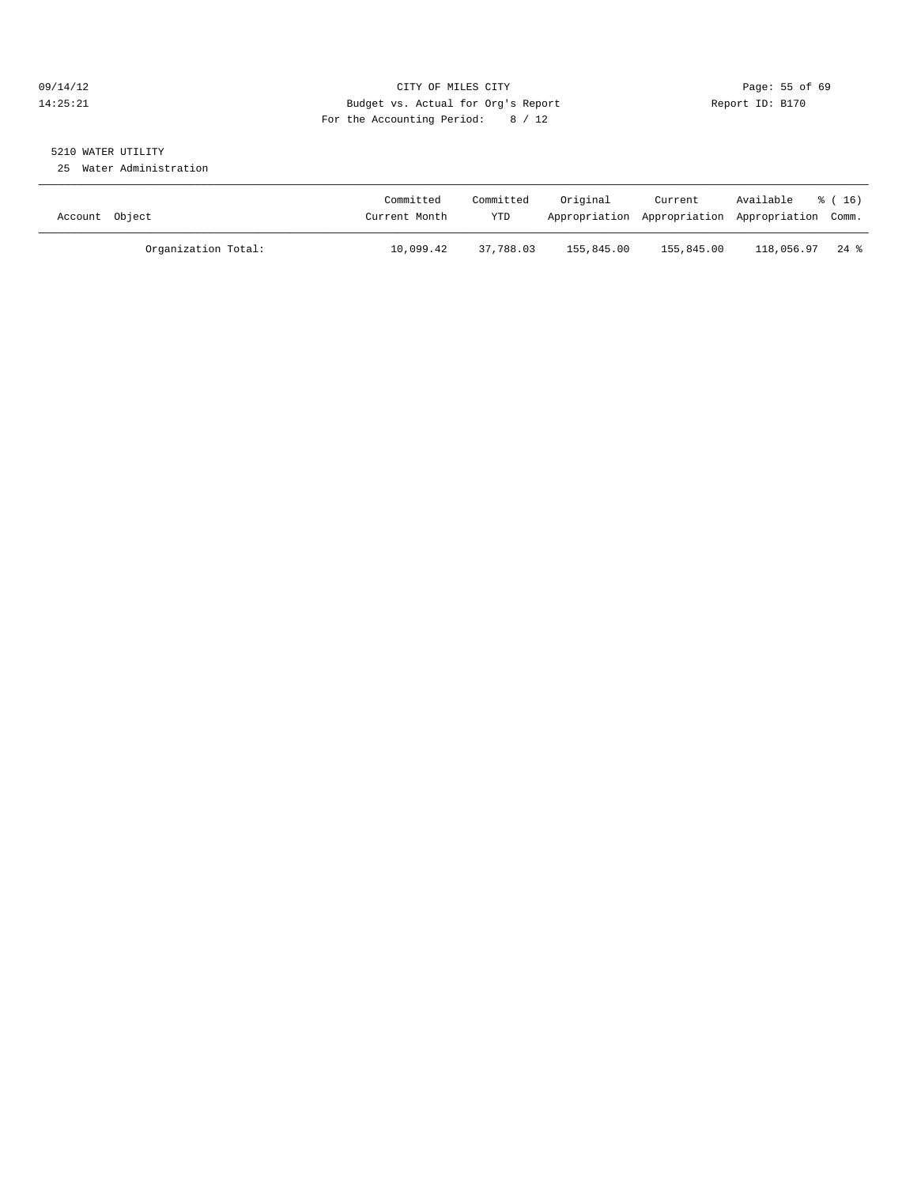CITY OF MILES CITY

Budget vs. Actual for Org's Report

For the Accounting Period: 8 / 12

09/14/12
14:25:21

Report ID: B170

5210 WATER UTILITY

25 Water Administration

| Account Object | Committed Current Month | Committed YTD | Original Appropriation | Current Appropriation | Available Appropriation | % ( 16) Comm. |
|---|---|---|---|---|---|---|
| Organization Total: | 10,099.42 | 37,788.03 | 155,845.00 | 155,845.00 | 118,056.97 | 24 % |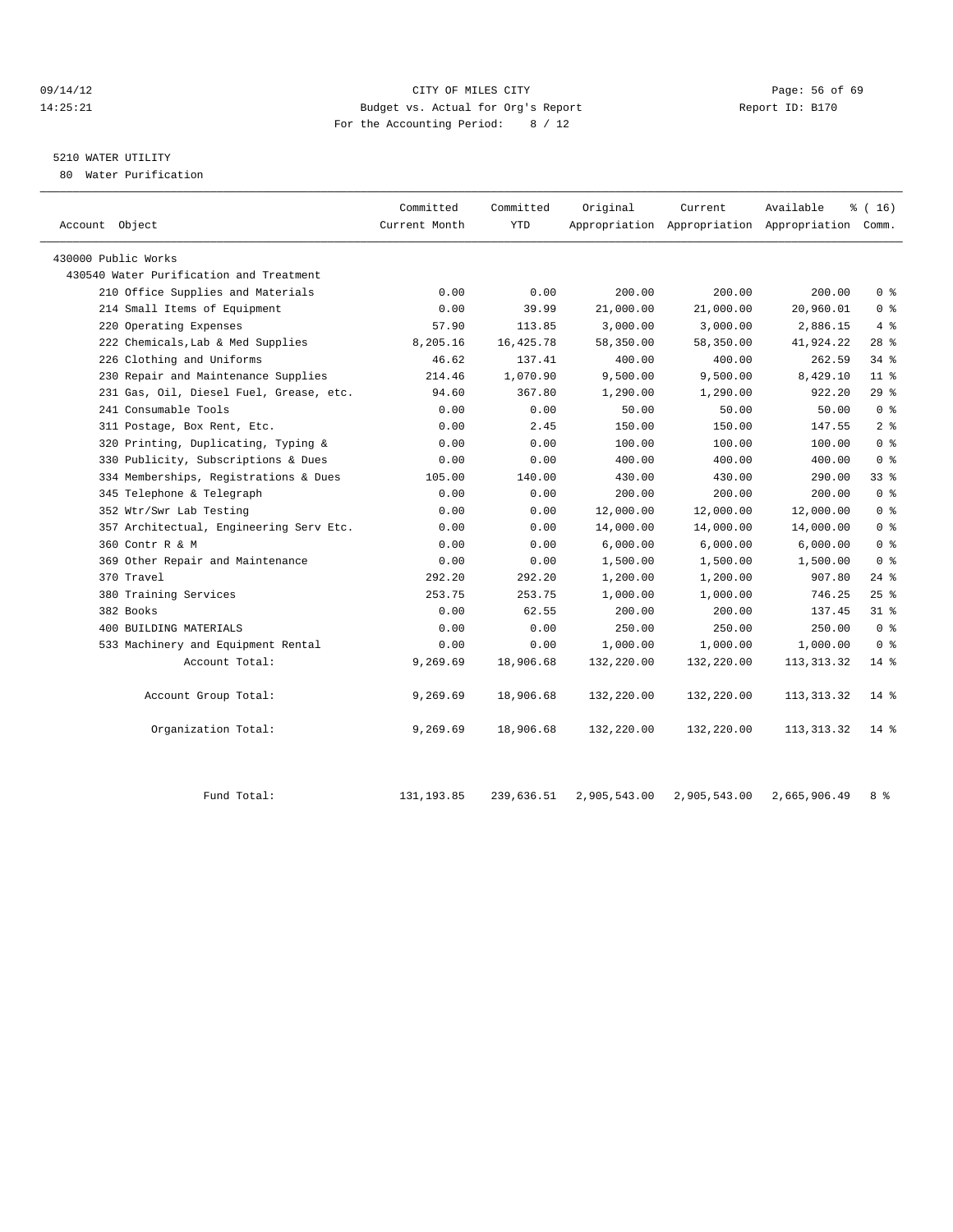09/14/12 CITY OF MILES CITY
14:25:21 Budget vs. Actual for Org's Report Report ID: B170
For the Accounting Period: 8 / 12

5210 WATER UTILITY
80 Water Purification

| Account Object | Committed Current Month | Committed YTD | Original Appropriation | Current Appropriation | Available Appropriation | % ( 16) Comm. |
|---|---|---|---|---|---|---|
| 430000 Public Works | | | | | | |
| 430540 Water Purification and Treatment | | | | | | |
| 210 Office Supplies and Materials | 0.00 | 0.00 | 200.00 | 200.00 | 200.00 | 0 % |
| 214 Small Items of Equipment | 0.00 | 39.99 | 21,000.00 | 21,000.00 | 20,960.01 | 0 % |
| 220 Operating Expenses | 57.90 | 113.85 | 3,000.00 | 3,000.00 | 2,886.15 | 4 % |
| 222 Chemicals,Lab & Med Supplies | 8,205.16 | 16,425.78 | 58,350.00 | 58,350.00 | 41,924.22 | 28 % |
| 226 Clothing and Uniforms | 46.62 | 137.41 | 400.00 | 400.00 | 262.59 | 34 % |
| 230 Repair and Maintenance Supplies | 214.46 | 1,070.90 | 9,500.00 | 9,500.00 | 8,429.10 | 11 % |
| 231 Gas, Oil, Diesel Fuel, Grease, etc. | 94.60 | 367.80 | 1,290.00 | 1,290.00 | 922.20 | 29 % |
| 241 Consumable Tools | 0.00 | 0.00 | 50.00 | 50.00 | 50.00 | 0 % |
| 311 Postage, Box Rent, Etc. | 0.00 | 2.45 | 150.00 | 150.00 | 147.55 | 2 % |
| 320 Printing, Duplicating, Typing & | 0.00 | 0.00 | 100.00 | 100.00 | 100.00 | 0 % |
| 330 Publicity, Subscriptions & Dues | 0.00 | 0.00 | 400.00 | 400.00 | 400.00 | 0 % |
| 334 Memberships, Registrations & Dues | 105.00 | 140.00 | 430.00 | 430.00 | 290.00 | 33 % |
| 345 Telephone & Telegraph | 0.00 | 0.00 | 200.00 | 200.00 | 200.00 | 0 % |
| 352 Wtr/Swr Lab Testing | 0.00 | 0.00 | 12,000.00 | 12,000.00 | 12,000.00 | 0 % |
| 357 Architectual, Engineering Serv Etc. | 0.00 | 0.00 | 14,000.00 | 14,000.00 | 14,000.00 | 0 % |
| 360 Contr R & M | 0.00 | 0.00 | 6,000.00 | 6,000.00 | 6,000.00 | 0 % |
| 369 Other Repair and Maintenance | 0.00 | 0.00 | 1,500.00 | 1,500.00 | 1,500.00 | 0 % |
| 370 Travel | 292.20 | 292.20 | 1,200.00 | 1,200.00 | 907.80 | 24 % |
| 380 Training Services | 253.75 | 253.75 | 1,000.00 | 1,000.00 | 746.25 | 25 % |
| 382 Books | 0.00 | 62.55 | 200.00 | 200.00 | 137.45 | 31 % |
| 400 BUILDING MATERIALS | 0.00 | 0.00 | 250.00 | 250.00 | 250.00 | 0 % |
| 533 Machinery and Equipment Rental | 0.00 | 0.00 | 1,000.00 | 1,000.00 | 1,000.00 | 0 % |
| Account Total: | 9,269.69 | 18,906.68 | 132,220.00 | 132,220.00 | 113,313.32 | 14 % |
| Account Group Total: | 9,269.69 | 18,906.68 | 132,220.00 | 132,220.00 | 113,313.32 | 14 % |
| Organization Total: | 9,269.69 | 18,906.68 | 132,220.00 | 132,220.00 | 113,313.32 | 14 % |
| Fund Total: | 131,193.85 | 239,636.51 | 2,905,543.00 | 2,905,543.00 | 2,665,906.49 | 8 % |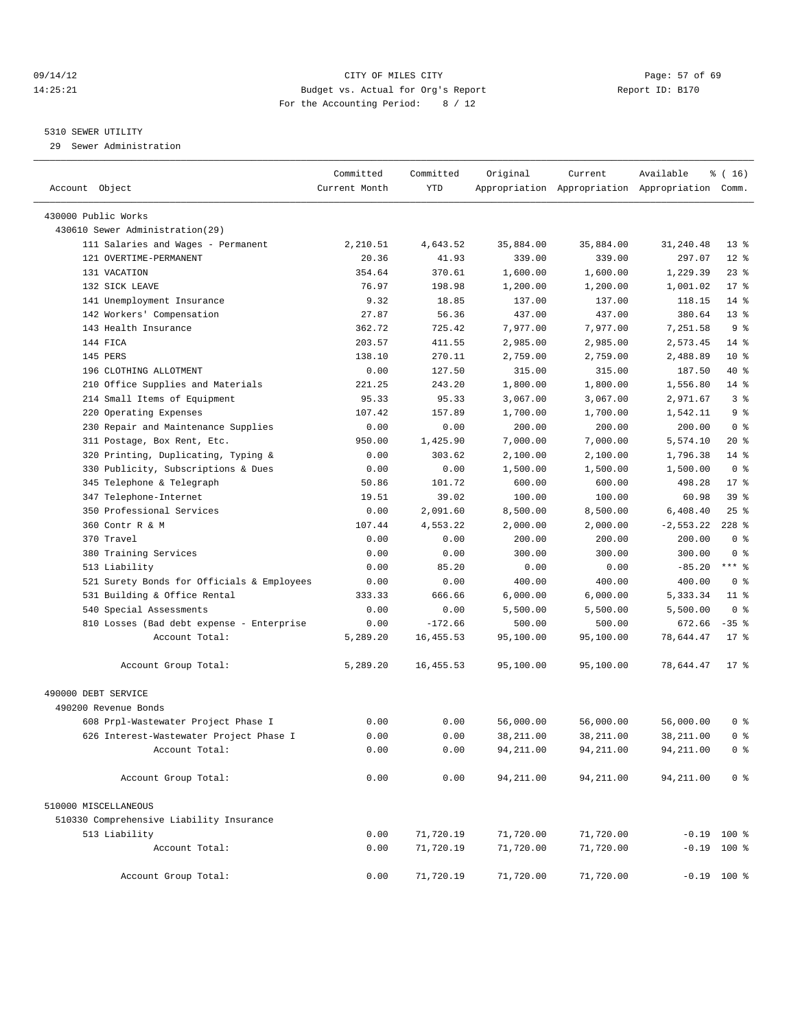CITY OF MILES CITY
Budget vs. Actual for Org's Report
For the Accounting Period: 8 / 12

09/14/12
14:25:21

Report ID: B170

5310 SEWER UTILITY
29 Sewer Administration

| Account Object | Committed Current Month | Committed YTD | Original Appropriation | Current Appropriation | Available Appropriation | % ( 16) Comm. |
|---|---|---|---|---|---|---|
| 430000 Public Works | | | | | | |
| 430610 Sewer Administration(29) | | | | | | |
| 111 Salaries and Wages - Permanent | 2,210.51 | 4,643.52 | 35,884.00 | 35,884.00 | 31,240.48 | 13 % |
| 121 OVERTIME-PERMANENT | 20.36 | 41.93 | 339.00 | 339.00 | 297.07 | 12 % |
| 131 VACATION | 354.64 | 370.61 | 1,600.00 | 1,600.00 | 1,229.39 | 23 % |
| 132 SICK LEAVE | 76.97 | 198.98 | 1,200.00 | 1,200.00 | 1,001.02 | 17 % |
| 141 Unemployment Insurance | 9.32 | 18.85 | 137.00 | 137.00 | 118.15 | 14 % |
| 142 Workers' Compensation | 27.87 | 56.36 | 437.00 | 437.00 | 380.64 | 13 % |
| 143 Health Insurance | 362.72 | 725.42 | 7,977.00 | 7,977.00 | 7,251.58 | 9 % |
| 144 FICA | 203.57 | 411.55 | 2,985.00 | 2,985.00 | 2,573.45 | 14 % |
| 145 PERS | 138.10 | 270.11 | 2,759.00 | 2,759.00 | 2,488.89 | 10 % |
| 196 CLOTHING ALLOTMENT | 0.00 | 127.50 | 315.00 | 315.00 | 187.50 | 40 % |
| 210 Office Supplies and Materials | 221.25 | 243.20 | 1,800.00 | 1,800.00 | 1,556.80 | 14 % |
| 214 Small Items of Equipment | 95.33 | 95.33 | 3,067.00 | 3,067.00 | 2,971.67 | 3 % |
| 220 Operating Expenses | 107.42 | 157.89 | 1,700.00 | 1,700.00 | 1,542.11 | 9 % |
| 230 Repair and Maintenance Supplies | 0.00 | 0.00 | 200.00 | 200.00 | 200.00 | 0 % |
| 311 Postage, Box Rent, Etc. | 950.00 | 1,425.90 | 7,000.00 | 7,000.00 | 5,574.10 | 20 % |
| 320 Printing, Duplicating, Typing & | 0.00 | 303.62 | 2,100.00 | 2,100.00 | 1,796.38 | 14 % |
| 330 Publicity, Subscriptions & Dues | 0.00 | 0.00 | 1,500.00 | 1,500.00 | 1,500.00 | 0 % |
| 345 Telephone & Telegraph | 50.86 | 101.72 | 600.00 | 600.00 | 498.28 | 17 % |
| 347 Telephone-Internet | 19.51 | 39.02 | 100.00 | 100.00 | 60.98 | 39 % |
| 350 Professional Services | 0.00 | 2,091.60 | 8,500.00 | 8,500.00 | 6,408.40 | 25 % |
| 360 Contr R & M | 107.44 | 4,553.22 | 2,000.00 | 2,000.00 | -2,553.22 | 228 % |
| 370 Travel | 0.00 | 0.00 | 200.00 | 200.00 | 200.00 | 0 % |
| 380 Training Services | 0.00 | 0.00 | 300.00 | 300.00 | 300.00 | 0 % |
| 513 Liability | 0.00 | 85.20 | 0.00 | 0.00 | -85.20 | *** % |
| 521 Surety Bonds for Officials & Employees | 0.00 | 0.00 | 400.00 | 400.00 | 400.00 | 0 % |
| 531 Building & Office Rental | 333.33 | 666.66 | 6,000.00 | 6,000.00 | 5,333.34 | 11 % |
| 540 Special Assessments | 0.00 | 0.00 | 5,500.00 | 5,500.00 | 5,500.00 | 0 % |
| 810 Losses (Bad debt expense - Enterprise | 0.00 | -172.66 | 500.00 | 500.00 | 672.66 | -35 % |
| Account Total: | 5,289.20 | 16,455.53 | 95,100.00 | 95,100.00 | 78,644.47 | 17 % |
| Account Group Total: | 5,289.20 | 16,455.53 | 95,100.00 | 95,100.00 | 78,644.47 | 17 % |
| 490000 DEBT SERVICE | | | | | | |
| 490200 Revenue Bonds | | | | | | |
| 608 Prpl-Wastewater Project Phase I | 0.00 | 0.00 | 56,000.00 | 56,000.00 | 56,000.00 | 0 % |
| 626 Interest-Wastewater Project Phase I | 0.00 | 0.00 | 38,211.00 | 38,211.00 | 38,211.00 | 0 % |
| Account Total: | 0.00 | 0.00 | 94,211.00 | 94,211.00 | 94,211.00 | 0 % |
| Account Group Total: | 0.00 | 0.00 | 94,211.00 | 94,211.00 | 94,211.00 | 0 % |
| 510000 MISCELLANEOUS | | | | | | |
| 510330 Comprehensive Liability Insurance | | | | | | |
| 513 Liability | 0.00 | 71,720.19 | 71,720.00 | 71,720.00 | -0.19 | 100 % |
| Account Total: | 0.00 | 71,720.19 | 71,720.00 | 71,720.00 | -0.19 | 100 % |
| Account Group Total: | 0.00 | 71,720.19 | 71,720.00 | 71,720.00 | -0.19 | 100 % |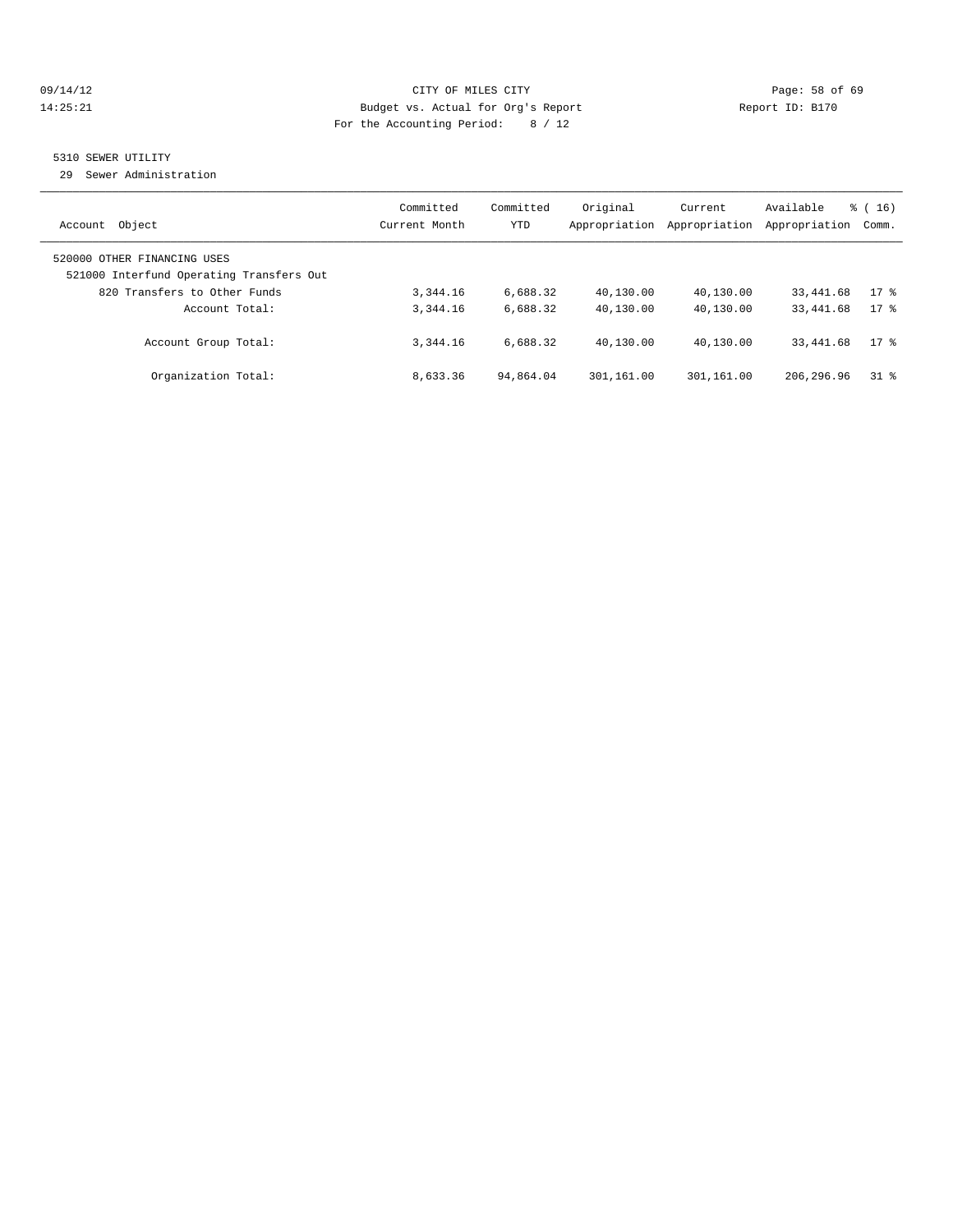CITY OF MILES CITY
Budget vs. Actual for Org's Report
For the Accounting Period: 8 / 12

09/14/12
14:25:21

Report ID: B170

5310 SEWER UTILITY

29 Sewer Administration

| Account Object | Committed Current Month | Committed YTD | Original Appropriation | Current Appropriation | Available Appropriation | % ( 16) Comm. |
|---|---|---|---|---|---|---|
| 520000 OTHER FINANCING USES | | | | | | |
| 521000 Interfund Operating Transfers Out | | | | | | |
| 820 Transfers to Other Funds | 3,344.16 | 6,688.32 | 40,130.00 | 40,130.00 | 33,441.68 | 17 % |
| Account Total: | 3,344.16 | 6,688.32 | 40,130.00 | 40,130.00 | 33,441.68 | 17 % |
| Account Group Total: | 3,344.16 | 6,688.32 | 40,130.00 | 40,130.00 | 33,441.68 | 17 % |
| Organization Total: | 8,633.36 | 94,864.04 | 301,161.00 | 301,161.00 | 206,296.96 | 31 % |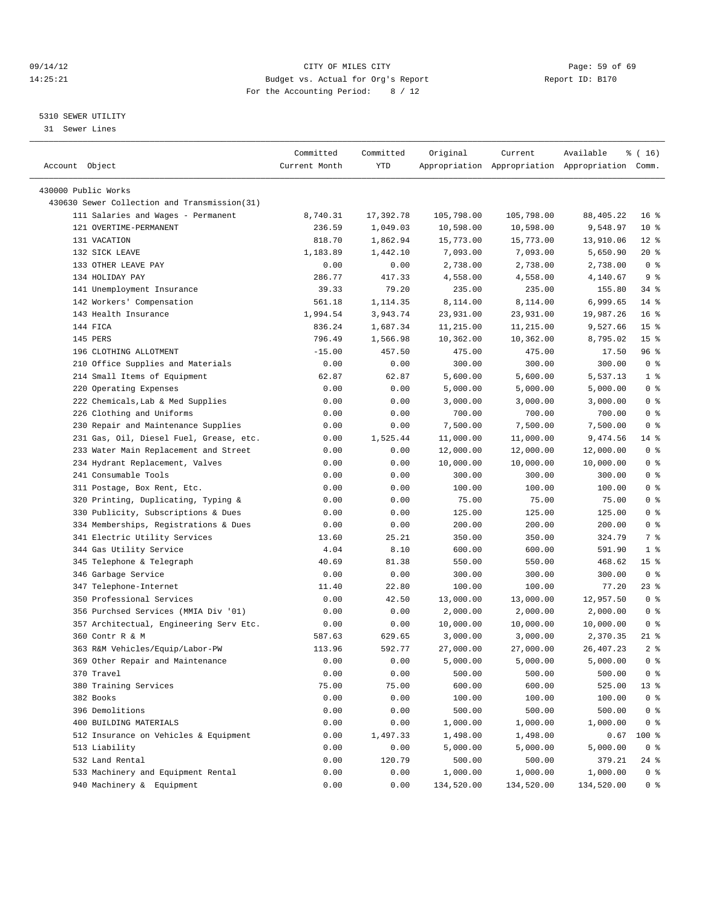CITY OF MILES CITY
Budget vs. Actual for Org's Report
For the Accounting Period: 8 / 12

5310 SEWER UTILITY

31 Sewer Lines

| Account Object | Committed Current Month | Committed YTD | Original Appropriation | Current Appropriation | Available Appropriation | % ( 16) Comm. |
|---|---|---|---|---|---|---|
| 430000 Public Works | | | | | | |
| 430630 Sewer Collection and Transmission(31) | | | | | | |
| 111 Salaries and Wages - Permanent | 8,740.31 | 17,392.78 | 105,798.00 | 105,798.00 | 88,405.22 | 16 % |
| 121 OVERTIME-PERMANENT | 236.59 | 1,049.03 | 10,598.00 | 10,598.00 | 9,548.97 | 10 % |
| 131 VACATION | 818.70 | 1,862.94 | 15,773.00 | 15,773.00 | 13,910.06 | 12 % |
| 132 SICK LEAVE | 1,183.89 | 1,442.10 | 7,093.00 | 7,093.00 | 5,650.90 | 20 % |
| 133 OTHER LEAVE PAY | 0.00 | 0.00 | 2,738.00 | 2,738.00 | 2,738.00 | 0 % |
| 134 HOLIDAY PAY | 286.77 | 417.33 | 4,558.00 | 4,558.00 | 4,140.67 | 9 % |
| 141 Unemployment Insurance | 39.33 | 79.20 | 235.00 | 235.00 | 155.80 | 34 % |
| 142 Workers' Compensation | 561.18 | 1,114.35 | 8,114.00 | 8,114.00 | 6,999.65 | 14 % |
| 143 Health Insurance | 1,994.54 | 3,943.74 | 23,931.00 | 23,931.00 | 19,987.26 | 16 % |
| 144 FICA | 836.24 | 1,687.34 | 11,215.00 | 11,215.00 | 9,527.66 | 15 % |
| 145 PERS | 796.49 | 1,566.98 | 10,362.00 | 10,362.00 | 8,795.02 | 15 % |
| 196 CLOTHING ALLOTMENT | -15.00 | 457.50 | 475.00 | 475.00 | 17.50 | 96 % |
| 210 Office Supplies and Materials | 0.00 | 0.00 | 300.00 | 300.00 | 300.00 | 0 % |
| 214 Small Items of Equipment | 62.87 | 62.87 | 5,600.00 | 5,600.00 | 5,537.13 | 1 % |
| 220 Operating Expenses | 0.00 | 0.00 | 5,000.00 | 5,000.00 | 5,000.00 | 0 % |
| 222 Chemicals,Lab & Med Supplies | 0.00 | 0.00 | 3,000.00 | 3,000.00 | 3,000.00 | 0 % |
| 226 Clothing and Uniforms | 0.00 | 0.00 | 700.00 | 700.00 | 700.00 | 0 % |
| 230 Repair and Maintenance Supplies | 0.00 | 0.00 | 7,500.00 | 7,500.00 | 7,500.00 | 0 % |
| 231 Gas, Oil, Diesel Fuel, Grease, etc. | 0.00 | 1,525.44 | 11,000.00 | 11,000.00 | 9,474.56 | 14 % |
| 233 Water Main Replacement and Street | 0.00 | 0.00 | 12,000.00 | 12,000.00 | 12,000.00 | 0 % |
| 234 Hydrant Replacement, Valves | 0.00 | 0.00 | 10,000.00 | 10,000.00 | 10,000.00 | 0 % |
| 241 Consumable Tools | 0.00 | 0.00 | 300.00 | 300.00 | 300.00 | 0 % |
| 311 Postage, Box Rent, Etc. | 0.00 | 0.00 | 100.00 | 100.00 | 100.00 | 0 % |
| 320 Printing, Duplicating, Typing & | 0.00 | 0.00 | 75.00 | 75.00 | 75.00 | 0 % |
| 330 Publicity, Subscriptions & Dues | 0.00 | 0.00 | 125.00 | 125.00 | 125.00 | 0 % |
| 334 Memberships, Registrations & Dues | 0.00 | 0.00 | 200.00 | 200.00 | 200.00 | 0 % |
| 341 Electric Utility Services | 13.60 | 25.21 | 350.00 | 350.00 | 324.79 | 7 % |
| 344 Gas Utility Service | 4.04 | 8.10 | 600.00 | 600.00 | 591.90 | 1 % |
| 345 Telephone & Telegraph | 40.69 | 81.38 | 550.00 | 550.00 | 468.62 | 15 % |
| 346 Garbage Service | 0.00 | 0.00 | 300.00 | 300.00 | 300.00 | 0 % |
| 347 Telephone-Internet | 11.40 | 22.80 | 100.00 | 100.00 | 77.20 | 23 % |
| 350 Professional Services | 0.00 | 42.50 | 13,000.00 | 13,000.00 | 12,957.50 | 0 % |
| 356 Purchsed Services (MMIA Div '01) | 0.00 | 0.00 | 2,000.00 | 2,000.00 | 2,000.00 | 0 % |
| 357 Architectual, Engineering Serv Etc. | 0.00 | 0.00 | 10,000.00 | 10,000.00 | 10,000.00 | 0 % |
| 360 Contr R & M | 587.63 | 629.65 | 3,000.00 | 3,000.00 | 2,370.35 | 21 % |
| 363 R&M Vehicles/Equip/Labor-PW | 113.96 | 592.77 | 27,000.00 | 27,000.00 | 26,407.23 | 2 % |
| 369 Other Repair and Maintenance | 0.00 | 0.00 | 5,000.00 | 5,000.00 | 5,000.00 | 0 % |
| 370 Travel | 0.00 | 0.00 | 500.00 | 500.00 | 500.00 | 0 % |
| 380 Training Services | 75.00 | 75.00 | 600.00 | 600.00 | 525.00 | 13 % |
| 382 Books | 0.00 | 0.00 | 100.00 | 100.00 | 100.00 | 0 % |
| 396 Demolitions | 0.00 | 0.00 | 500.00 | 500.00 | 500.00 | 0 % |
| 400 BUILDING MATERIALS | 0.00 | 0.00 | 1,000.00 | 1,000.00 | 1,000.00 | 0 % |
| 512 Insurance on Vehicles & Equipment | 0.00 | 1,497.33 | 1,498.00 | 1,498.00 | 0.67 | 100 % |
| 513 Liability | 0.00 | 0.00 | 5,000.00 | 5,000.00 | 5,000.00 | 0 % |
| 532 Land Rental | 0.00 | 120.79 | 500.00 | 500.00 | 379.21 | 24 % |
| 533 Machinery and Equipment Rental | 0.00 | 0.00 | 1,000.00 | 1,000.00 | 1,000.00 | 0 % |
| 940 Machinery & Equipment | 0.00 | 0.00 | 134,520.00 | 134,520.00 | 134,520.00 | 0 % |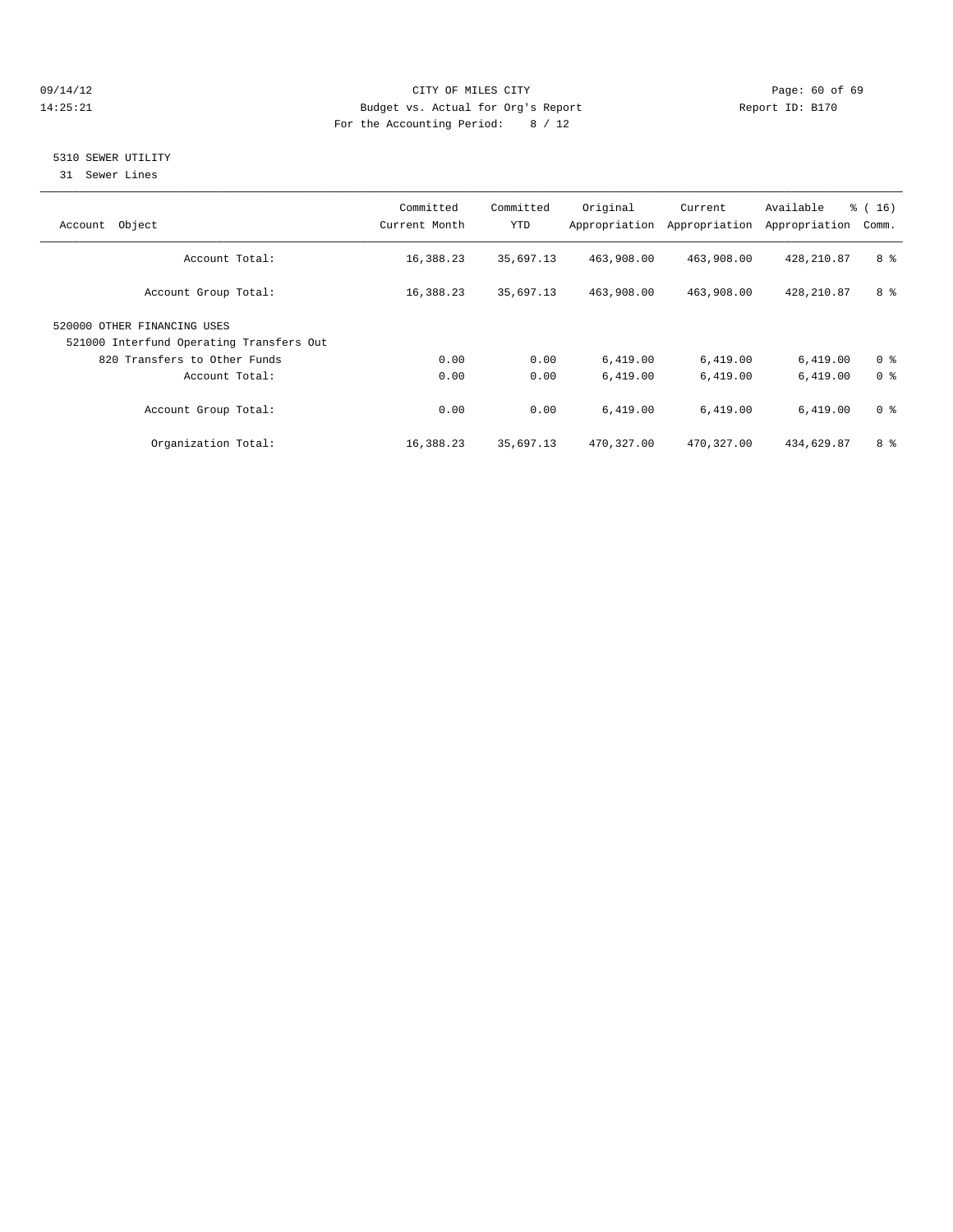CITY OF MILES CITY
Budget vs. Actual for Org's Report
For the Accounting Period: 8 / 12

09/14/12
14:25:21

Report ID: B170

5310 SEWER UTILITY
31 Sewer Lines

| Account Object | Committed Current Month | Committed YTD | Original Appropriation | Current Appropriation | Available Appropriation | % ( 16) Comm. |
|---|---|---|---|---|---|---|
| Account Total: | 16,388.23 | 35,697.13 | 463,908.00 | 463,908.00 | 428,210.87 | 8 % |
| Account Group Total: | 16,388.23 | 35,697.13 | 463,908.00 | 463,908.00 | 428,210.87 | 8 % |
| 520000 OTHER FINANCING USES | | | | | | |
| 521000 Interfund Operating Transfers Out | | | | | | |
| 820 Transfers to Other Funds | 0.00 | 0.00 | 6,419.00 | 6,419.00 | 6,419.00 | 0 % |
| Account Total: | 0.00 | 0.00 | 6,419.00 | 6,419.00 | 6,419.00 | 0 % |
| Account Group Total: | 0.00 | 0.00 | 6,419.00 | 6,419.00 | 6,419.00 | 0 % |
| Organization Total: | 16,388.23 | 35,697.13 | 470,327.00 | 470,327.00 | 434,629.87 | 8 % |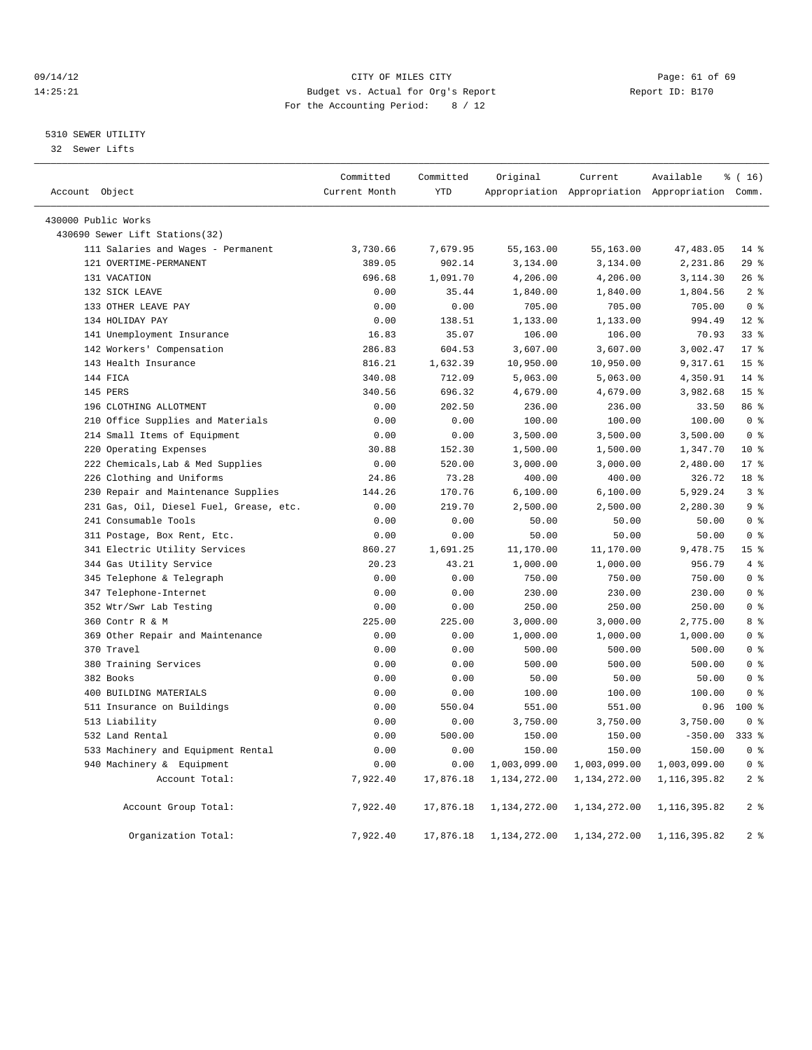09/14/12 CITY OF MILES CITY
14:25:21 Budget vs. Actual for Org's Report Report ID: B170
For the Accounting Period: 8 / 12

5310 SEWER UTILITY
32 Sewer Lifts

| Account Object | Committed Current Month | Committed YTD | Original Appropriation | Current Appropriation | Available Appropriation | % ( 16) Comm. |
|---|---|---|---|---|---|---|
| 430000 Public Works | | | | | | |
| 430690 Sewer Lift Stations(32) | | | | | | |
| 111 Salaries and Wages - Permanent | 3,730.66 | 7,679.95 | 55,163.00 | 55,163.00 | 47,483.05 | 14 % |
| 121 OVERTIME-PERMANENT | 389.05 | 902.14 | 3,134.00 | 3,134.00 | 2,231.86 | 29 % |
| 131 VACATION | 696.68 | 1,091.70 | 4,206.00 | 4,206.00 | 3,114.30 | 26 % |
| 132 SICK LEAVE | 0.00 | 35.44 | 1,840.00 | 1,840.00 | 1,804.56 | 2 % |
| 133 OTHER LEAVE PAY | 0.00 | 0.00 | 705.00 | 705.00 | 705.00 | 0 % |
| 134 HOLIDAY PAY | 0.00 | 138.51 | 1,133.00 | 1,133.00 | 994.49 | 12 % |
| 141 Unemployment Insurance | 16.83 | 35.07 | 106.00 | 106.00 | 70.93 | 33 % |
| 142 Workers' Compensation | 286.83 | 604.53 | 3,607.00 | 3,607.00 | 3,002.47 | 17 % |
| 143 Health Insurance | 816.21 | 1,632.39 | 10,950.00 | 10,950.00 | 9,317.61 | 15 % |
| 144 FICA | 340.08 | 712.09 | 5,063.00 | 5,063.00 | 4,350.91 | 14 % |
| 145 PERS | 340.56 | 696.32 | 4,679.00 | 4,679.00 | 3,982.68 | 15 % |
| 196 CLOTHING ALLOTMENT | 0.00 | 202.50 | 236.00 | 236.00 | 33.50 | 86 % |
| 210 Office Supplies and Materials | 0.00 | 0.00 | 100.00 | 100.00 | 100.00 | 0 % |
| 214 Small Items of Equipment | 0.00 | 0.00 | 3,500.00 | 3,500.00 | 3,500.00 | 0 % |
| 220 Operating Expenses | 30.88 | 152.30 | 1,500.00 | 1,500.00 | 1,347.70 | 10 % |
| 222 Chemicals,Lab & Med Supplies | 0.00 | 520.00 | 3,000.00 | 3,000.00 | 2,480.00 | 17 % |
| 226 Clothing and Uniforms | 24.86 | 73.28 | 400.00 | 400.00 | 326.72 | 18 % |
| 230 Repair and Maintenance Supplies | 144.26 | 170.76 | 6,100.00 | 6,100.00 | 5,929.24 | 3 % |
| 231 Gas, Oil, Diesel Fuel, Grease, etc. | 0.00 | 219.70 | 2,500.00 | 2,500.00 | 2,280.30 | 9 % |
| 241 Consumable Tools | 0.00 | 0.00 | 50.00 | 50.00 | 50.00 | 0 % |
| 311 Postage, Box Rent, Etc. | 0.00 | 0.00 | 50.00 | 50.00 | 50.00 | 0 % |
| 341 Electric Utility Services | 860.27 | 1,691.25 | 11,170.00 | 11,170.00 | 9,478.75 | 15 % |
| 344 Gas Utility Service | 20.23 | 43.21 | 1,000.00 | 1,000.00 | 956.79 | 4 % |
| 345 Telephone & Telegraph | 0.00 | 0.00 | 750.00 | 750.00 | 750.00 | 0 % |
| 347 Telephone-Internet | 0.00 | 0.00 | 230.00 | 230.00 | 230.00 | 0 % |
| 352 Wtr/Swr Lab Testing | 0.00 | 0.00 | 250.00 | 250.00 | 250.00 | 0 % |
| 360 Contr R & M | 225.00 | 225.00 | 3,000.00 | 3,000.00 | 2,775.00 | 8 % |
| 369 Other Repair and Maintenance | 0.00 | 0.00 | 1,000.00 | 1,000.00 | 1,000.00 | 0 % |
| 370 Travel | 0.00 | 0.00 | 500.00 | 500.00 | 500.00 | 0 % |
| 380 Training Services | 0.00 | 0.00 | 500.00 | 500.00 | 500.00 | 0 % |
| 382 Books | 0.00 | 0.00 | 50.00 | 50.00 | 50.00 | 0 % |
| 400 BUILDING MATERIALS | 0.00 | 0.00 | 100.00 | 100.00 | 100.00 | 0 % |
| 511 Insurance on Buildings | 0.00 | 550.04 | 551.00 | 551.00 | 0.96 | 100 % |
| 513 Liability | 0.00 | 0.00 | 3,750.00 | 3,750.00 | 3,750.00 | 0 % |
| 532 Land Rental | 0.00 | 500.00 | 150.00 | 150.00 | -350.00 | 333 % |
| 533 Machinery and Equipment Rental | 0.00 | 0.00 | 150.00 | 150.00 | 150.00 | 0 % |
| 940 Machinery & Equipment | 0.00 | 0.00 | 1,003,099.00 | 1,003,099.00 | 1,003,099.00 | 0 % |
| Account Total: | 7,922.40 | 17,876.18 | 1,134,272.00 | 1,134,272.00 | 1,116,395.82 | 2 % |
| Account Group Total: | 7,922.40 | 17,876.18 | 1,134,272.00 | 1,134,272.00 | 1,116,395.82 | 2 % |
| Organization Total: | 7,922.40 | 17,876.18 | 1,134,272.00 | 1,134,272.00 | 1,116,395.82 | 2 % |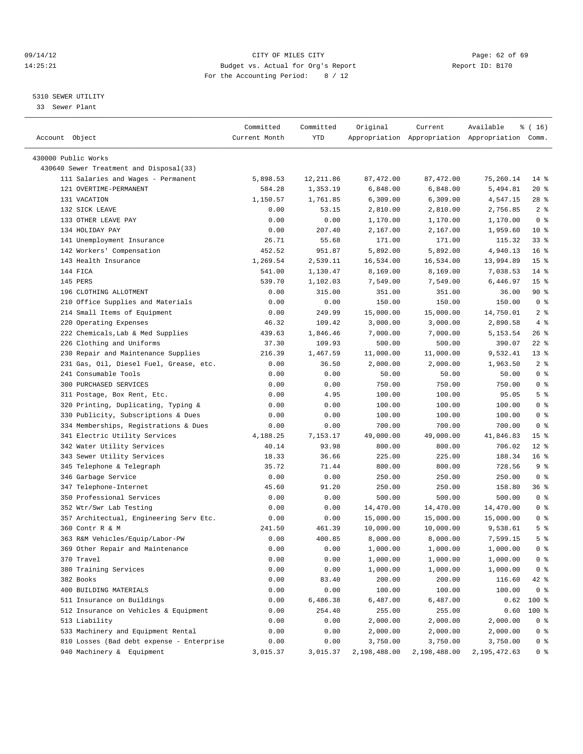CITY OF MILES CITY
Budget vs. Actual for Org's Report
For the Accounting Period: 8 / 12

09/14/12
14:25:21

Report ID: B170

5310 SEWER UTILITY
33 Sewer Plant

| Account Object | Committed Current Month | Committed YTD | Original Appropriation | Current Appropriation | Available Appropriation | % ( 16) Comm. |
|---|---|---|---|---|---|---|
| 430000 Public Works | | | | | | |
| 430640 Sewer Treatment and Disposal(33) | | | | | | |
| 111 Salaries and Wages - Permanent | 5,898.53 | 12,211.86 | 87,472.00 | 87,472.00 | 75,260.14 | 14 % |
| 121 OVERTIME-PERMANENT | 584.28 | 1,353.19 | 6,848.00 | 6,848.00 | 5,494.81 | 20 % |
| 131 VACATION | 1,150.57 | 1,761.85 | 6,309.00 | 6,309.00 | 4,547.15 | 28 % |
| 132 SICK LEAVE | 0.00 | 53.15 | 2,810.00 | 2,810.00 | 2,756.85 | 2 % |
| 133 OTHER LEAVE PAY | 0.00 | 0.00 | 1,170.00 | 1,170.00 | 1,170.00 | 0 % |
| 134 HOLIDAY PAY | 0.00 | 207.40 | 2,167.00 | 2,167.00 | 1,959.60 | 10 % |
| 141 Unemployment Insurance | 26.71 | 55.68 | 171.00 | 171.00 | 115.32 | 33 % |
| 142 Workers' Compensation | 452.52 | 951.87 | 5,892.00 | 5,892.00 | 4,940.13 | 16 % |
| 143 Health Insurance | 1,269.54 | 2,539.11 | 16,534.00 | 16,534.00 | 13,994.89 | 15 % |
| 144 FICA | 541.00 | 1,130.47 | 8,169.00 | 8,169.00 | 7,038.53 | 14 % |
| 145 PERS | 539.70 | 1,102.03 | 7,549.00 | 7,549.00 | 6,446.97 | 15 % |
| 196 CLOTHING ALLOTMENT | 0.00 | 315.00 | 351.00 | 351.00 | 36.00 | 90 % |
| 210 Office Supplies and Materials | 0.00 | 0.00 | 150.00 | 150.00 | 150.00 | 0 % |
| 214 Small Items of Equipment | 0.00 | 249.99 | 15,000.00 | 15,000.00 | 14,750.01 | 2 % |
| 220 Operating Expenses | 46.32 | 109.42 | 3,000.00 | 3,000.00 | 2,890.58 | 4 % |
| 222 Chemicals,Lab & Med Supplies | 439.63 | 1,846.46 | 7,000.00 | 7,000.00 | 5,153.54 | 26 % |
| 226 Clothing and Uniforms | 37.30 | 109.93 | 500.00 | 500.00 | 390.07 | 22 % |
| 230 Repair and Maintenance Supplies | 216.39 | 1,467.59 | 11,000.00 | 11,000.00 | 9,532.41 | 13 % |
| 231 Gas, Oil, Diesel Fuel, Grease, etc. | 0.00 | 36.50 | 2,000.00 | 2,000.00 | 1,963.50 | 2 % |
| 241 Consumable Tools | 0.00 | 0.00 | 50.00 | 50.00 | 50.00 | 0 % |
| 300 PURCHASED SERVICES | 0.00 | 0.00 | 750.00 | 750.00 | 750.00 | 0 % |
| 311 Postage, Box Rent, Etc. | 0.00 | 4.95 | 100.00 | 100.00 | 95.05 | 5 % |
| 320 Printing, Duplicating, Typing & | 0.00 | 0.00 | 100.00 | 100.00 | 100.00 | 0 % |
| 330 Publicity, Subscriptions & Dues | 0.00 | 0.00 | 100.00 | 100.00 | 100.00 | 0 % |
| 334 Memberships, Registrations & Dues | 0.00 | 0.00 | 700.00 | 700.00 | 700.00 | 0 % |
| 341 Electric Utility Services | 4,188.25 | 7,153.17 | 49,000.00 | 49,000.00 | 41,846.83 | 15 % |
| 342 Water Utility Services | 40.14 | 93.98 | 800.00 | 800.00 | 706.02 | 12 % |
| 343 Sewer Utility Services | 18.33 | 36.66 | 225.00 | 225.00 | 188.34 | 16 % |
| 345 Telephone & Telegraph | 35.72 | 71.44 | 800.00 | 800.00 | 728.56 | 9 % |
| 346 Garbage Service | 0.00 | 0.00 | 250.00 | 250.00 | 250.00 | 0 % |
| 347 Telephone-Internet | 45.60 | 91.20 | 250.00 | 250.00 | 158.80 | 36 % |
| 350 Professional Services | 0.00 | 0.00 | 500.00 | 500.00 | 500.00 | 0 % |
| 352 Wtr/Swr Lab Testing | 0.00 | 0.00 | 14,470.00 | 14,470.00 | 14,470.00 | 0 % |
| 357 Architectual, Engineering Serv Etc. | 0.00 | 0.00 | 15,000.00 | 15,000.00 | 15,000.00 | 0 % |
| 360 Contr R & M | 241.50 | 461.39 | 10,000.00 | 10,000.00 | 9,538.61 | 5 % |
| 363 R&M Vehicles/Equip/Labor-PW | 0.00 | 400.85 | 8,000.00 | 8,000.00 | 7,599.15 | 5 % |
| 369 Other Repair and Maintenance | 0.00 | 0.00 | 1,000.00 | 1,000.00 | 1,000.00 | 0 % |
| 370 Travel | 0.00 | 0.00 | 1,000.00 | 1,000.00 | 1,000.00 | 0 % |
| 380 Training Services | 0.00 | 0.00 | 1,000.00 | 1,000.00 | 1,000.00 | 0 % |
| 382 Books | 0.00 | 83.40 | 200.00 | 200.00 | 116.60 | 42 % |
| 400 BUILDING MATERIALS | 0.00 | 0.00 | 100.00 | 100.00 | 100.00 | 0 % |
| 511 Insurance on Buildings | 0.00 | 6,486.38 | 6,487.00 | 6,487.00 | 0.62 | 100 % |
| 512 Insurance on Vehicles & Equipment | 0.00 | 254.40 | 255.00 | 255.00 | 0.60 | 100 % |
| 513 Liability | 0.00 | 0.00 | 2,000.00 | 2,000.00 | 2,000.00 | 0 % |
| 533 Machinery and Equipment Rental | 0.00 | 0.00 | 2,000.00 | 2,000.00 | 2,000.00 | 0 % |
| 810 Losses (Bad debt expense - Enterprise | 0.00 | 0.00 | 3,750.00 | 3,750.00 | 3,750.00 | 0 % |
| 940 Machinery & Equipment | 3,015.37 | 3,015.37 | 2,198,488.00 | 2,198,488.00 | 2,195,472.63 | 0 % |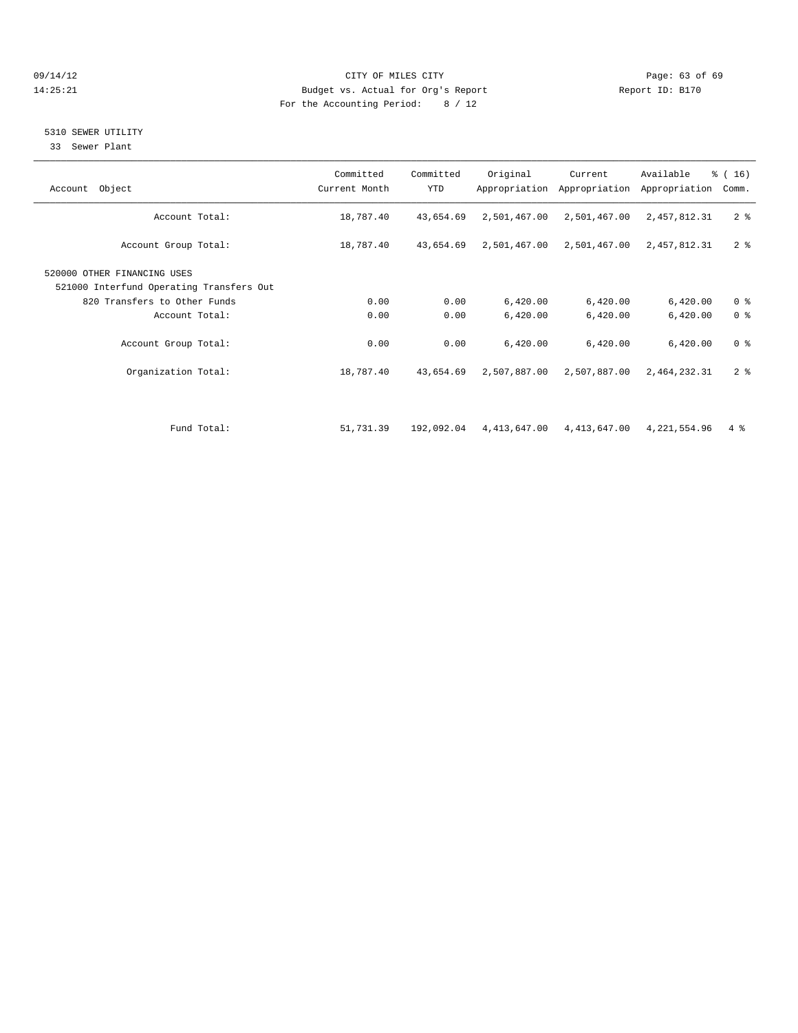CITY OF MILES CITY
Budget vs. Actual for Org's Report
For the Accounting Period: 8 / 12

09/14/12
14:25:21

Report ID: B170

## 5310 SEWER UTILITY

33 Sewer Plant

| Account Object | Committed Current Month | Committed YTD | Original Appropriation | Current Appropriation | Available Appropriation | % ( 16) Comm. |
|---|---|---|---|---|---|---|
| Account Total: | 18,787.40 | 43,654.69 | 2,501,467.00 | 2,501,467.00 | 2,457,812.31 | 2 % |
| Account Group Total: | 18,787.40 | 43,654.69 | 2,501,467.00 | 2,501,467.00 | 2,457,812.31 | 2 % |
| 520000 OTHER FINANCING USES | | | | | | |
| 521000 Interfund Operating Transfers Out | | | | | | |
| 820 Transfers to Other Funds | 0.00 | 0.00 | 6,420.00 | 6,420.00 | 6,420.00 | 0 % |
| Account Total: | 0.00 | 0.00 | 6,420.00 | 6,420.00 | 6,420.00 | 0 % |
| Account Group Total: | 0.00 | 0.00 | 6,420.00 | 6,420.00 | 6,420.00 | 0 % |
| Organization Total: | 18,787.40 | 43,654.69 | 2,507,887.00 | 2,507,887.00 | 2,464,232.31 | 2 % |
| Fund Total: | 51,731.39 | 192,092.04 | 4,413,647.00 | 4,413,647.00 | 4,221,554.96 | 4 % |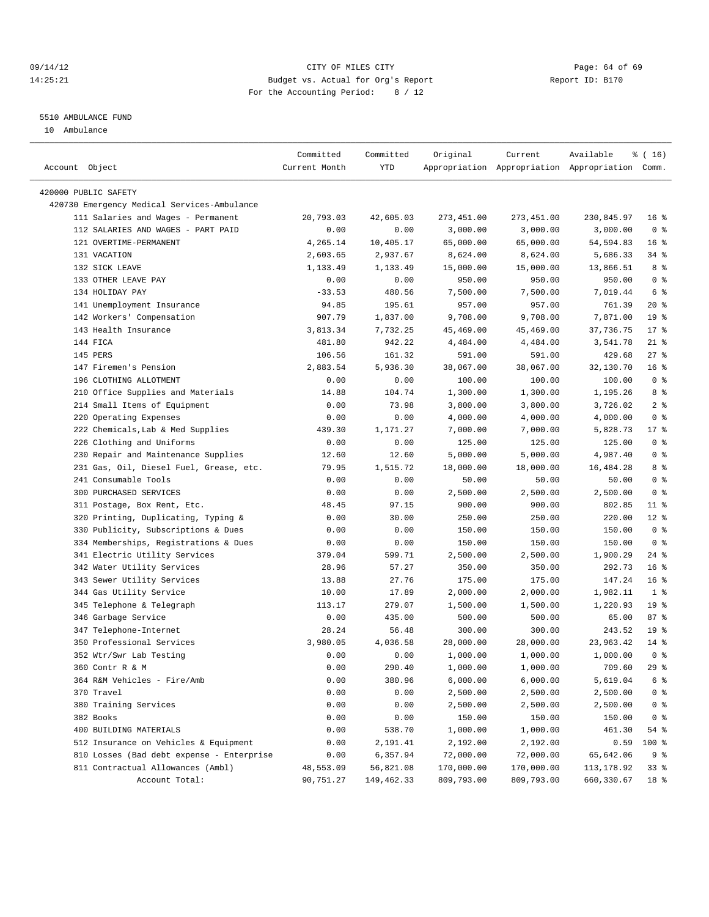09/14/12 CITY OF MILES CITY
14:25:21 Budget vs. Actual for Org's Report Report ID: B170
For the Accounting Period: 8 / 12

5510 AMBULANCE FUND
10 Ambulance

| Account Object | Committed Current Month | Committed YTD | Original Appropriation | Current Appropriation | Available Appropriation | % ( 16) Comm. |
|---|---|---|---|---|---|---|
| 420000 PUBLIC SAFETY | | | | | | |
| 420730 Emergency Medical Services-Ambulance | | | | | | |
| 111 Salaries and Wages - Permanent | 20,793.03 | 42,605.03 | 273,451.00 | 273,451.00 | 230,845.97 | 16 % |
| 112 SALARIES AND WAGES - PART PAID | 0.00 | 0.00 | 3,000.00 | 3,000.00 | 3,000.00 | 0 % |
| 121 OVERTIME-PERMANENT | 4,265.14 | 10,405.17 | 65,000.00 | 65,000.00 | 54,594.83 | 16 % |
| 131 VACATION | 2,603.65 | 2,937.67 | 8,624.00 | 8,624.00 | 5,686.33 | 34 % |
| 132 SICK LEAVE | 1,133.49 | 1,133.49 | 15,000.00 | 15,000.00 | 13,866.51 | 8 % |
| 133 OTHER LEAVE PAY | 0.00 | 0.00 | 950.00 | 950.00 | 950.00 | 0 % |
| 134 HOLIDAY PAY | -33.53 | 480.56 | 7,500.00 | 7,500.00 | 7,019.44 | 6 % |
| 141 Unemployment Insurance | 94.85 | 195.61 | 957.00 | 957.00 | 761.39 | 20 % |
| 142 Workers' Compensation | 907.79 | 1,837.00 | 9,708.00 | 9,708.00 | 7,871.00 | 19 % |
| 143 Health Insurance | 3,813.34 | 7,732.25 | 45,469.00 | 45,469.00 | 37,736.75 | 17 % |
| 144 FICA | 481.80 | 942.22 | 4,484.00 | 4,484.00 | 3,541.78 | 21 % |
| 145 PERS | 106.56 | 161.32 | 591.00 | 591.00 | 429.68 | 27 % |
| 147 Firemen's Pension | 2,883.54 | 5,936.30 | 38,067.00 | 38,067.00 | 32,130.70 | 16 % |
| 196 CLOTHING ALLOTMENT | 0.00 | 0.00 | 100.00 | 100.00 | 100.00 | 0 % |
| 210 Office Supplies and Materials | 14.88 | 104.74 | 1,300.00 | 1,300.00 | 1,195.26 | 8 % |
| 214 Small Items of Equipment | 0.00 | 73.98 | 3,800.00 | 3,800.00 | 3,726.02 | 2 % |
| 220 Operating Expenses | 0.00 | 0.00 | 4,000.00 | 4,000.00 | 4,000.00 | 0 % |
| 222 Chemicals,Lab & Med Supplies | 439.30 | 1,171.27 | 7,000.00 | 7,000.00 | 5,828.73 | 17 % |
| 226 Clothing and Uniforms | 0.00 | 0.00 | 125.00 | 125.00 | 125.00 | 0 % |
| 230 Repair and Maintenance Supplies | 12.60 | 12.60 | 5,000.00 | 5,000.00 | 4,987.40 | 0 % |
| 231 Gas, Oil, Diesel Fuel, Grease, etc. | 79.95 | 1,515.72 | 18,000.00 | 18,000.00 | 16,484.28 | 8 % |
| 241 Consumable Tools | 0.00 | 0.00 | 50.00 | 50.00 | 50.00 | 0 % |
| 300 PURCHASED SERVICES | 0.00 | 0.00 | 2,500.00 | 2,500.00 | 2,500.00 | 0 % |
| 311 Postage, Box Rent, Etc. | 48.45 | 97.15 | 900.00 | 900.00 | 802.85 | 11 % |
| 320 Printing, Duplicating, Typing & | 0.00 | 30.00 | 250.00 | 250.00 | 220.00 | 12 % |
| 330 Publicity, Subscriptions & Dues | 0.00 | 0.00 | 150.00 | 150.00 | 150.00 | 0 % |
| 334 Memberships, Registrations & Dues | 0.00 | 0.00 | 150.00 | 150.00 | 150.00 | 0 % |
| 341 Electric Utility Services | 379.04 | 599.71 | 2,500.00 | 2,500.00 | 1,900.29 | 24 % |
| 342 Water Utility Services | 28.96 | 57.27 | 350.00 | 350.00 | 292.73 | 16 % |
| 343 Sewer Utility Services | 13.88 | 27.76 | 175.00 | 175.00 | 147.24 | 16 % |
| 344 Gas Utility Service | 10.00 | 17.89 | 2,000.00 | 2,000.00 | 1,982.11 | 1 % |
| 345 Telephone & Telegraph | 113.17 | 279.07 | 1,500.00 | 1,500.00 | 1,220.93 | 19 % |
| 346 Garbage Service | 0.00 | 435.00 | 500.00 | 500.00 | 65.00 | 87 % |
| 347 Telephone-Internet | 28.24 | 56.48 | 300.00 | 300.00 | 243.52 | 19 % |
| 350 Professional Services | 3,980.05 | 4,036.58 | 28,000.00 | 28,000.00 | 23,963.42 | 14 % |
| 352 Wtr/Swr Lab Testing | 0.00 | 0.00 | 1,000.00 | 1,000.00 | 1,000.00 | 0 % |
| 360 Contr R & M | 0.00 | 290.40 | 1,000.00 | 1,000.00 | 709.60 | 29 % |
| 364 R&M Vehicles - Fire/Amb | 0.00 | 380.96 | 6,000.00 | 6,000.00 | 5,619.04 | 6 % |
| 370 Travel | 0.00 | 0.00 | 2,500.00 | 2,500.00 | 2,500.00 | 0 % |
| 380 Training Services | 0.00 | 0.00 | 2,500.00 | 2,500.00 | 2,500.00 | 0 % |
| 382 Books | 0.00 | 0.00 | 150.00 | 150.00 | 150.00 | 0 % |
| 400 BUILDING MATERIALS | 0.00 | 538.70 | 1,000.00 | 1,000.00 | 461.30 | 54 % |
| 512 Insurance on Vehicles & Equipment | 0.00 | 2,191.41 | 2,192.00 | 2,192.00 | 0.59 | 100 % |
| 810 Losses (Bad debt expense - Enterprise | 0.00 | 6,357.94 | 72,000.00 | 72,000.00 | 65,642.06 | 9 % |
| 811 Contractual Allowances (Ambl) | 48,553.09 | 56,821.08 | 170,000.00 | 170,000.00 | 113,178.92 | 33 % |
| Account Total: | 90,751.27 | 149,462.33 | 809,793.00 | 809,793.00 | 660,330.67 | 18 % |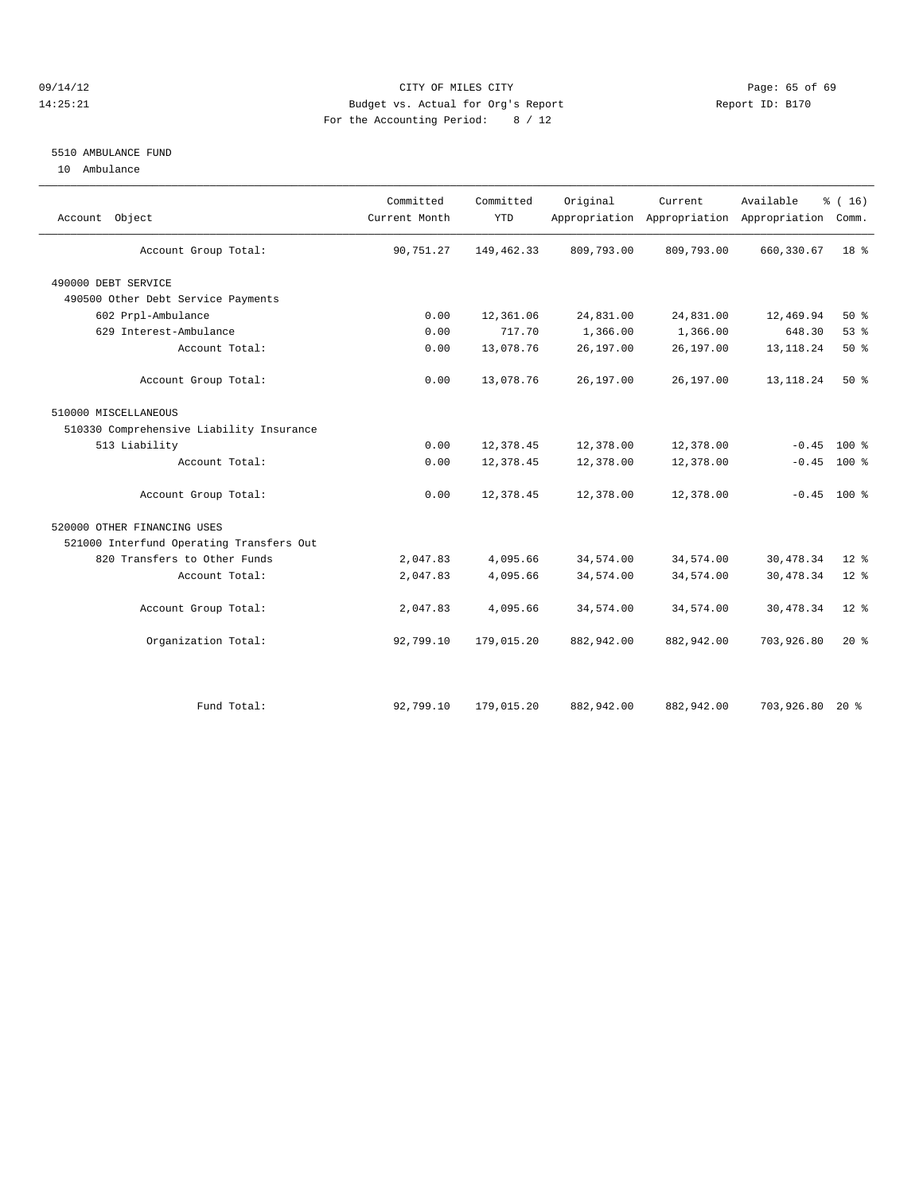CITY OF MILES CITY
Budget vs. Actual for Org's Report
For the Accounting Period: 8 / 12

Report ID: B170

09/14/12
14:25:21

## 5510 AMBULANCE FUND

10 Ambulance

| Account Object | Committed Current Month | Committed YTD | Original Appropriation | Current Appropriation | Available Appropriation | % ( 16) Comm. |
|---|---|---|---|---|---|---|
| Account Group Total: | 90,751.27 | 149,462.33 | 809,793.00 | 809,793.00 | 660,330.67 | 18 % |
| 490000 DEBT SERVICE | | | | | | |
| 490500 Other Debt Service Payments | | | | | | |
| 602 Prpl-Ambulance | 0.00 | 12,361.06 | 24,831.00 | 24,831.00 | 12,469.94 | 50 % |
| 629 Interest-Ambulance | 0.00 | 717.70 | 1,366.00 | 1,366.00 | 648.30 | 53 % |
| Account Total: | 0.00 | 13,078.76 | 26,197.00 | 26,197.00 | 13,118.24 | 50 % |
| Account Group Total: | 0.00 | 13,078.76 | 26,197.00 | 26,197.00 | 13,118.24 | 50 % |
| 510000 MISCELLANEOUS | | | | | | |
| 510330 Comprehensive Liability Insurance | | | | | | |
| 513 Liability | 0.00 | 12,378.45 | 12,378.00 | 12,378.00 | -0.45 | 100 % |
| Account Total: | 0.00 | 12,378.45 | 12,378.00 | 12,378.00 | -0.45 | 100 % |
| Account Group Total: | 0.00 | 12,378.45 | 12,378.00 | 12,378.00 | -0.45 | 100 % |
| 520000 OTHER FINANCING USES | | | | | | |
| 521000 Interfund Operating Transfers Out | | | | | | |
| 820 Transfers to Other Funds | 2,047.83 | 4,095.66 | 34,574.00 | 34,574.00 | 30,478.34 | 12 % |
| Account Total: | 2,047.83 | 4,095.66 | 34,574.00 | 34,574.00 | 30,478.34 | 12 % |
| Account Group Total: | 2,047.83 | 4,095.66 | 34,574.00 | 34,574.00 | 30,478.34 | 12 % |
| Organization Total: | 92,799.10 | 179,015.20 | 882,942.00 | 882,942.00 | 703,926.80 | 20 % |
| Fund Total: | 92,799.10 | 179,015.20 | 882,942.00 | 882,942.00 | 703,926.80 | 20 % |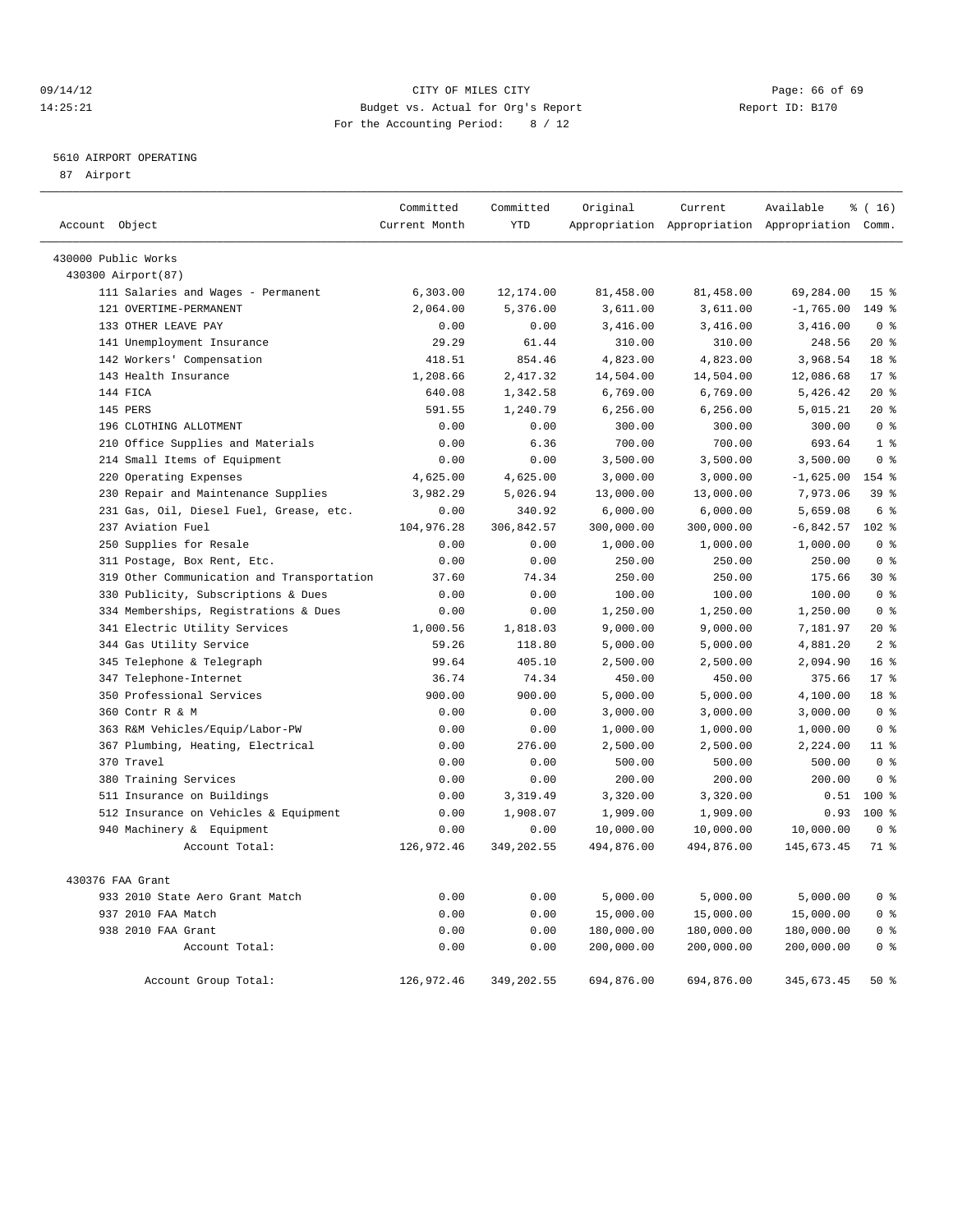CITY OF MILES CITY
Budget vs. Actual for Org's Report
For the Accounting Period: 8 / 12

09/14/12
14:25:21

Report ID: B170

5610 AIRPORT OPERATING
87 Airport

| Account Object | Committed Current Month | Committed YTD | Original Appropriation | Current Appropriation | Available Appropriation | % ( 16) Comm. |
|---|---|---|---|---|---|---|
| 430000 Public Works | | | | | | |
| 430300 Airport(87) | | | | | | |
| 111 Salaries and Wages - Permanent | 6,303.00 | 12,174.00 | 81,458.00 | 81,458.00 | 69,284.00 | 15 % |
| 121 OVERTIME-PERMANENT | 2,064.00 | 5,376.00 | 3,611.00 | 3,611.00 | -1,765.00 | 149 % |
| 133 OTHER LEAVE PAY | 0.00 | 0.00 | 3,416.00 | 3,416.00 | 3,416.00 | 0 % |
| 141 Unemployment Insurance | 29.29 | 61.44 | 310.00 | 310.00 | 248.56 | 20 % |
| 142 Workers' Compensation | 418.51 | 854.46 | 4,823.00 | 4,823.00 | 3,968.54 | 18 % |
| 143 Health Insurance | 1,208.66 | 2,417.32 | 14,504.00 | 14,504.00 | 12,086.68 | 17 % |
| 144 FICA | 640.08 | 1,342.58 | 6,769.00 | 6,769.00 | 5,426.42 | 20 % |
| 145 PERS | 591.55 | 1,240.79 | 6,256.00 | 6,256.00 | 5,015.21 | 20 % |
| 196 CLOTHING ALLOTMENT | 0.00 | 0.00 | 300.00 | 300.00 | 300.00 | 0 % |
| 210 Office Supplies and Materials | 0.00 | 6.36 | 700.00 | 700.00 | 693.64 | 1 % |
| 214 Small Items of Equipment | 0.00 | 0.00 | 3,500.00 | 3,500.00 | 3,500.00 | 0 % |
| 220 Operating Expenses | 4,625.00 | 4,625.00 | 3,000.00 | 3,000.00 | -1,625.00 | 154 % |
| 230 Repair and Maintenance Supplies | 3,982.29 | 5,026.94 | 13,000.00 | 13,000.00 | 7,973.06 | 39 % |
| 231 Gas, Oil, Diesel Fuel, Grease, etc. | 0.00 | 340.92 | 6,000.00 | 6,000.00 | 5,659.08 | 6 % |
| 237 Aviation Fuel | 104,976.28 | 306,842.57 | 300,000.00 | 300,000.00 | -6,842.57 | 102 % |
| 250 Supplies for Resale | 0.00 | 0.00 | 1,000.00 | 1,000.00 | 1,000.00 | 0 % |
| 311 Postage, Box Rent, Etc. | 0.00 | 0.00 | 250.00 | 250.00 | 250.00 | 0 % |
| 319 Other Communication and Transportation | 37.60 | 74.34 | 250.00 | 250.00 | 175.66 | 30 % |
| 330 Publicity, Subscriptions & Dues | 0.00 | 0.00 | 100.00 | 100.00 | 100.00 | 0 % |
| 334 Memberships, Registrations & Dues | 0.00 | 0.00 | 1,250.00 | 1,250.00 | 1,250.00 | 0 % |
| 341 Electric Utility Services | 1,000.56 | 1,818.03 | 9,000.00 | 9,000.00 | 7,181.97 | 20 % |
| 344 Gas Utility Service | 59.26 | 118.80 | 5,000.00 | 5,000.00 | 4,881.20 | 2 % |
| 345 Telephone & Telegraph | 99.64 | 405.10 | 2,500.00 | 2,500.00 | 2,094.90 | 16 % |
| 347 Telephone-Internet | 36.74 | 74.34 | 450.00 | 450.00 | 375.66 | 17 % |
| 350 Professional Services | 900.00 | 900.00 | 5,000.00 | 5,000.00 | 4,100.00 | 18 % |
| 360 Contr R & M | 0.00 | 0.00 | 3,000.00 | 3,000.00 | 3,000.00 | 0 % |
| 363 R&M Vehicles/Equip/Labor-PW | 0.00 | 0.00 | 1,000.00 | 1,000.00 | 1,000.00 | 0 % |
| 367 Plumbing, Heating, Electrical | 0.00 | 276.00 | 2,500.00 | 2,500.00 | 2,224.00 | 11 % |
| 370 Travel | 0.00 | 0.00 | 500.00 | 500.00 | 500.00 | 0 % |
| 380 Training Services | 0.00 | 0.00 | 200.00 | 200.00 | 200.00 | 0 % |
| 511 Insurance on Buildings | 0.00 | 3,319.49 | 3,320.00 | 3,320.00 | 0.51 | 100 % |
| 512 Insurance on Vehicles & Equipment | 0.00 | 1,908.07 | 1,909.00 | 1,909.00 | 0.93 | 100 % |
| 940 Machinery & Equipment | 0.00 | 0.00 | 10,000.00 | 10,000.00 | 10,000.00 | 0 % |
| Account Total: | 126,972.46 | 349,202.55 | 494,876.00 | 494,876.00 | 145,673.45 | 71 % |
| 430376 FAA Grant | | | | | | |
| 933 2010 State Aero Grant Match | 0.00 | 0.00 | 5,000.00 | 5,000.00 | 5,000.00 | 0 % |
| 937 2010 FAA Match | 0.00 | 0.00 | 15,000.00 | 15,000.00 | 15,000.00 | 0 % |
| 938 2010 FAA Grant | 0.00 | 0.00 | 180,000.00 | 180,000.00 | 180,000.00 | 0 % |
| Account Total: | 0.00 | 0.00 | 200,000.00 | 200,000.00 | 200,000.00 | 0 % |
| Account Group Total: | 126,972.46 | 349,202.55 | 694,876.00 | 694,876.00 | 345,673.45 | 50 % |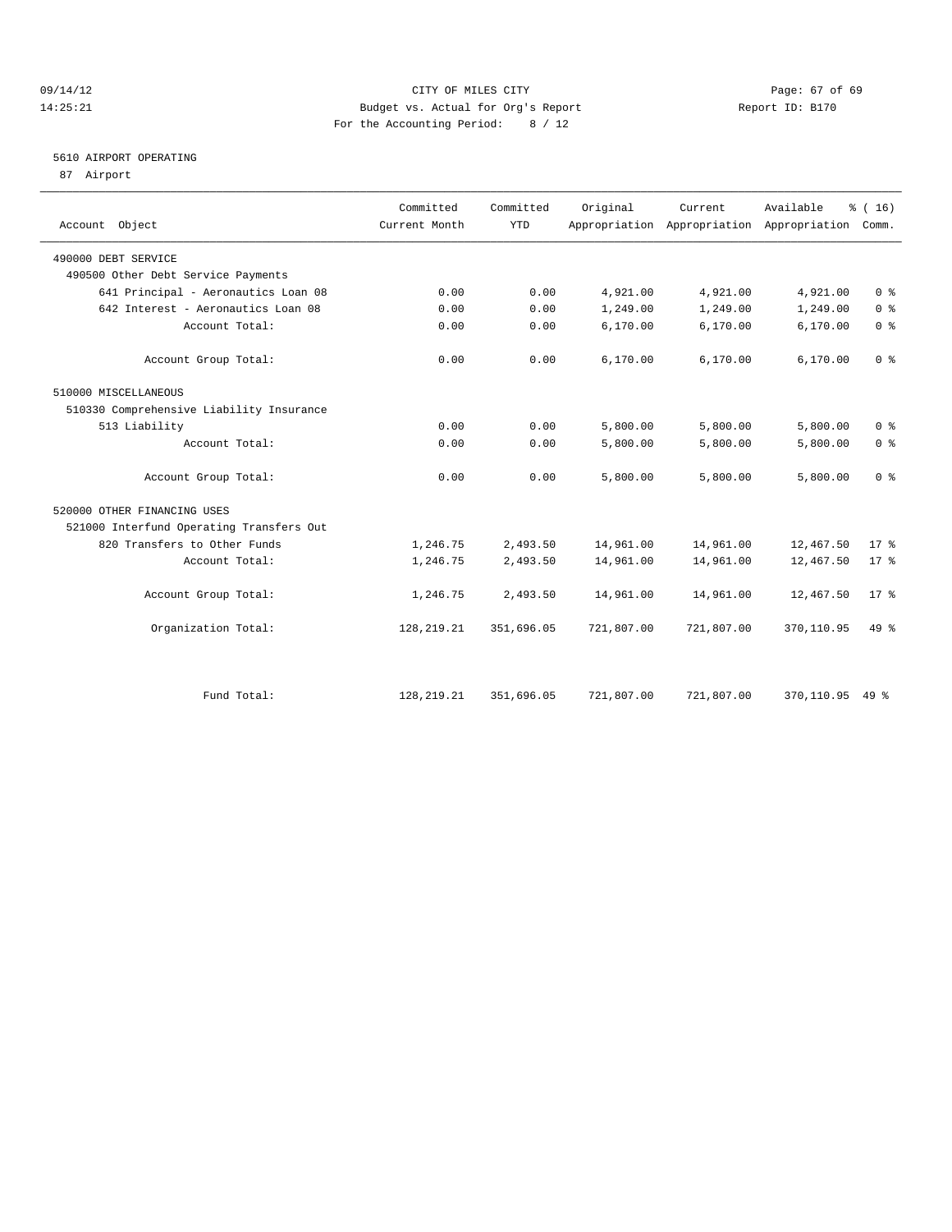CITY OF MILES CITY
Budget vs. Actual for Org's Report
For the Accounting Period: 8 / 12

09/14/12
14:25:21

Report ID: B170

5610 AIRPORT OPERATING
87 Airport

| Account Object | Committed Current Month | Committed YTD | Original Appropriation | Current Appropriation | Available Appropriation | % ( 16) Comm. |
|---|---|---|---|---|---|---|
| 490000 DEBT SERVICE | | | | | | |
| 490500 Other Debt Service Payments | | | | | | |
| 641 Principal - Aeronautics Loan 08 | 0.00 | 0.00 | 4,921.00 | 4,921.00 | 4,921.00 | 0 % |
| 642 Interest - Aeronautics Loan 08 | 0.00 | 0.00 | 1,249.00 | 1,249.00 | 1,249.00 | 0 % |
| Account Total: | 0.00 | 0.00 | 6,170.00 | 6,170.00 | 6,170.00 | 0 % |
| Account Group Total: | 0.00 | 0.00 | 6,170.00 | 6,170.00 | 6,170.00 | 0 % |
| 510000 MISCELLANEOUS | | | | | | |
| 510330 Comprehensive Liability Insurance | | | | | | |
| 513 Liability | 0.00 | 0.00 | 5,800.00 | 5,800.00 | 5,800.00 | 0 % |
| Account Total: | 0.00 | 0.00 | 5,800.00 | 5,800.00 | 5,800.00 | 0 % |
| Account Group Total: | 0.00 | 0.00 | 5,800.00 | 5,800.00 | 5,800.00 | 0 % |
| 520000 OTHER FINANCING USES | | | | | | |
| 521000 Interfund Operating Transfers Out | | | | | | |
| 820 Transfers to Other Funds | 1,246.75 | 2,493.50 | 14,961.00 | 14,961.00 | 12,467.50 | 17 % |
| Account Total: | 1,246.75 | 2,493.50 | 14,961.00 | 14,961.00 | 12,467.50 | 17 % |
| Account Group Total: | 1,246.75 | 2,493.50 | 14,961.00 | 14,961.00 | 12,467.50 | 17 % |
| Organization Total: | 128,219.21 | 351,696.05 | 721,807.00 | 721,807.00 | 370,110.95 | 49 % |
| Fund Total: | 128,219.21 | 351,696.05 | 721,807.00 | 721,807.00 | 370,110.95 | 49 % |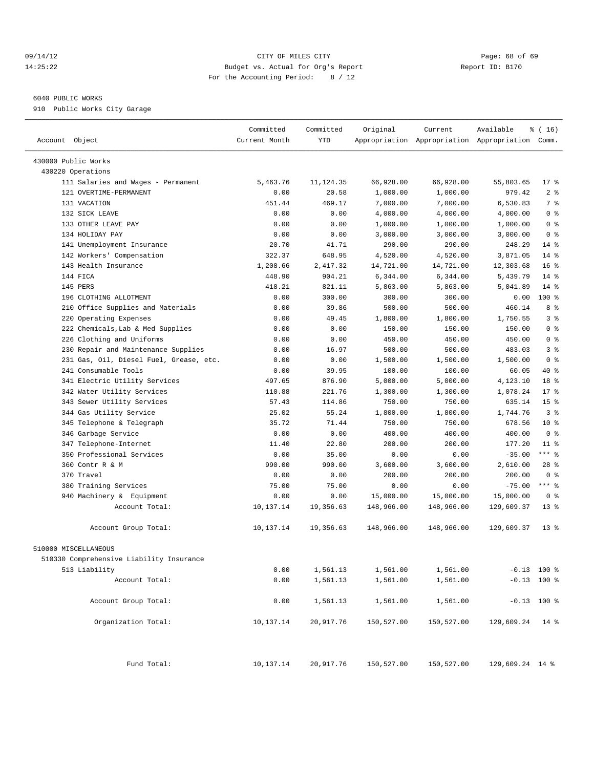09/14/12 CITY OF MILES CITY
14:25:22 Budget vs. Actual for Org's Report Report ID: B170
For the Accounting Period: 8 / 12

6040 PUBLIC WORKS
910 Public Works City Garage

| Account Object | Committed Current Month | Committed YTD | Original Appropriation | Current Appropriation | Available Appropriation | % ( 16) Comm. |
|---|---|---|---|---|---|---|
| 430000 Public Works | | | | | | |
| 430220 Operations | | | | | | |
| 111 Salaries and Wages - Permanent | 5,463.76 | 11,124.35 | 66,928.00 | 66,928.00 | 55,803.65 | 17 % |
| 121 OVERTIME-PERMANENT | 0.00 | 20.58 | 1,000.00 | 1,000.00 | 979.42 | 2 % |
| 131 VACATION | 451.44 | 469.17 | 7,000.00 | 7,000.00 | 6,530.83 | 7 % |
| 132 SICK LEAVE | 0.00 | 0.00 | 4,000.00 | 4,000.00 | 4,000.00 | 0 % |
| 133 OTHER LEAVE PAY | 0.00 | 0.00 | 1,000.00 | 1,000.00 | 1,000.00 | 0 % |
| 134 HOLIDAY PAY | 0.00 | 0.00 | 3,000.00 | 3,000.00 | 3,000.00 | 0 % |
| 141 Unemployment Insurance | 20.70 | 41.71 | 290.00 | 290.00 | 248.29 | 14 % |
| 142 Workers' Compensation | 322.37 | 648.95 | 4,520.00 | 4,520.00 | 3,871.05 | 14 % |
| 143 Health Insurance | 1,208.66 | 2,417.32 | 14,721.00 | 14,721.00 | 12,303.68 | 16 % |
| 144 FICA | 448.90 | 904.21 | 6,344.00 | 6,344.00 | 5,439.79 | 14 % |
| 145 PERS | 418.21 | 821.11 | 5,863.00 | 5,863.00 | 5,041.89 | 14 % |
| 196 CLOTHING ALLOTMENT | 0.00 | 300.00 | 300.00 | 300.00 | 0.00 | 100 % |
| 210 Office Supplies and Materials | 0.00 | 39.86 | 500.00 | 500.00 | 460.14 | 8 % |
| 220 Operating Expenses | 0.00 | 49.45 | 1,800.00 | 1,800.00 | 1,750.55 | 3 % |
| 222 Chemicals,Lab & Med Supplies | 0.00 | 0.00 | 150.00 | 150.00 | 150.00 | 0 % |
| 226 Clothing and Uniforms | 0.00 | 0.00 | 450.00 | 450.00 | 450.00 | 0 % |
| 230 Repair and Maintenance Supplies | 0.00 | 16.97 | 500.00 | 500.00 | 483.03 | 3 % |
| 231 Gas, Oil, Diesel Fuel, Grease, etc. | 0.00 | 0.00 | 1,500.00 | 1,500.00 | 1,500.00 | 0 % |
| 241 Consumable Tools | 0.00 | 39.95 | 100.00 | 100.00 | 60.05 | 40 % |
| 341 Electric Utility Services | 497.65 | 876.90 | 5,000.00 | 5,000.00 | 4,123.10 | 18 % |
| 342 Water Utility Services | 110.88 | 221.76 | 1,300.00 | 1,300.00 | 1,078.24 | 17 % |
| 343 Sewer Utility Services | 57.43 | 114.86 | 750.00 | 750.00 | 635.14 | 15 % |
| 344 Gas Utility Service | 25.02 | 55.24 | 1,800.00 | 1,800.00 | 1,744.76 | 3 % |
| 345 Telephone & Telegraph | 35.72 | 71.44 | 750.00 | 750.00 | 678.56 | 10 % |
| 346 Garbage Service | 0.00 | 0.00 | 400.00 | 400.00 | 400.00 | 0 % |
| 347 Telephone-Internet | 11.40 | 22.80 | 200.00 | 200.00 | 177.20 | 11 % |
| 350 Professional Services | 0.00 | 35.00 | 0.00 | 0.00 | -35.00 | *** % |
| 360 Contr R & M | 990.00 | 990.00 | 3,600.00 | 3,600.00 | 2,610.00 | 28 % |
| 370 Travel | 0.00 | 0.00 | 200.00 | 200.00 | 200.00 | 0 % |
| 380 Training Services | 75.00 | 75.00 | 0.00 | 0.00 | -75.00 | *** % |
| 940 Machinery & Equipment | 0.00 | 0.00 | 15,000.00 | 15,000.00 | 15,000.00 | 0 % |
| Account Total: | 10,137.14 | 19,356.63 | 148,966.00 | 148,966.00 | 129,609.37 | 13 % |
| Account Group Total: | 10,137.14 | 19,356.63 | 148,966.00 | 148,966.00 | 129,609.37 | 13 % |
| 510000 MISCELLANEOUS | | | | | | |
| 510330 Comprehensive Liability Insurance | | | | | | |
| 513 Liability | 0.00 | 1,561.13 | 1,561.00 | 1,561.00 | -0.13 | 100 % |
| Account Total: | 0.00 | 1,561.13 | 1,561.00 | 1,561.00 | -0.13 | 100 % |
| Account Group Total: | 0.00 | 1,561.13 | 1,561.00 | 1,561.00 | -0.13 | 100 % |
| Organization Total: | 10,137.14 | 20,917.76 | 150,527.00 | 150,527.00 | 129,609.24 | 14 % |
| Fund Total: | 10,137.14 | 20,917.76 | 150,527.00 | 150,527.00 | 129,609.24 | 14 % |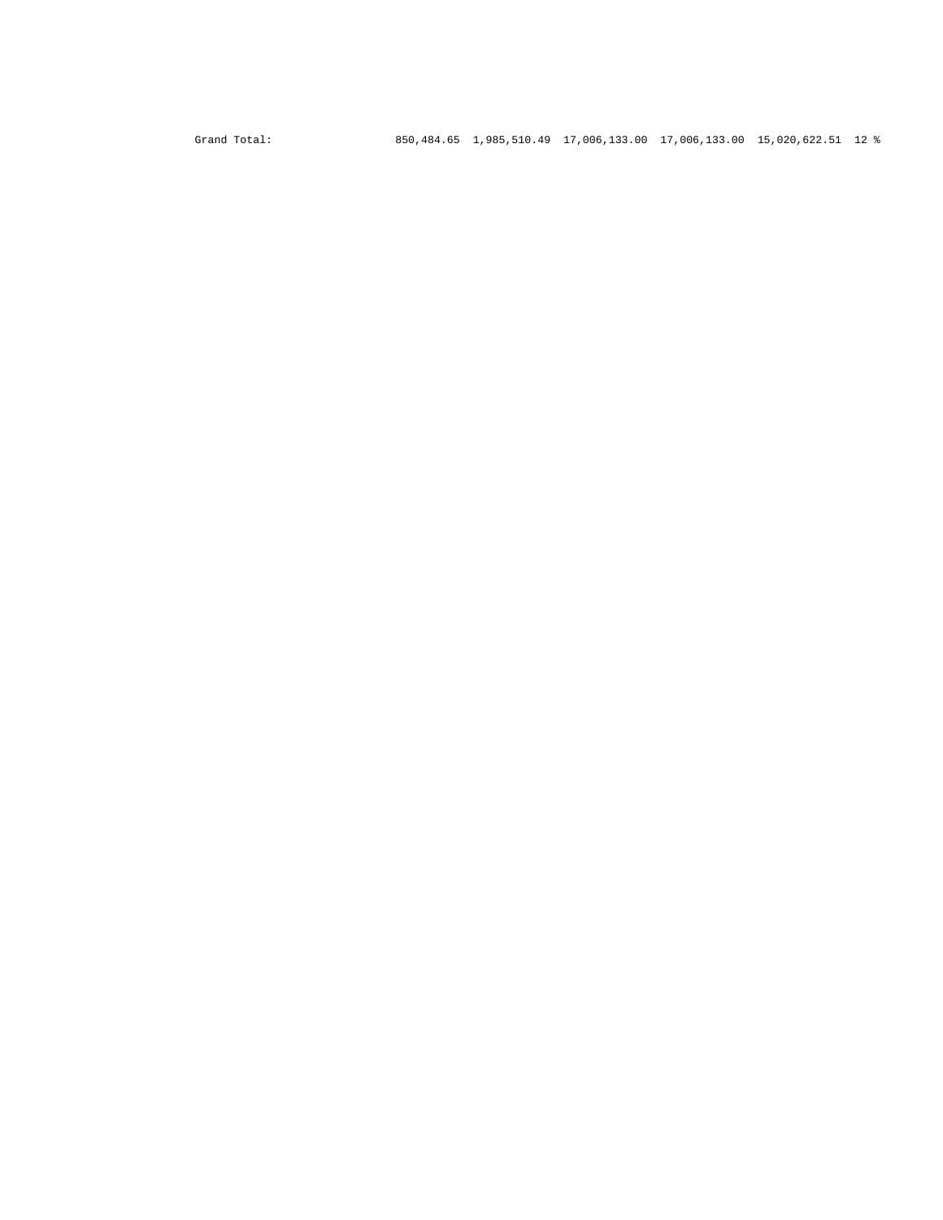| | | | | | | |
|---|---|---|---|---|---|---|
| Grand Total: | 850,484.65 | 1,985,510.49 | 17,006,133.00 | 17,006,133.00 | 15,020,622.51 | 12 % |